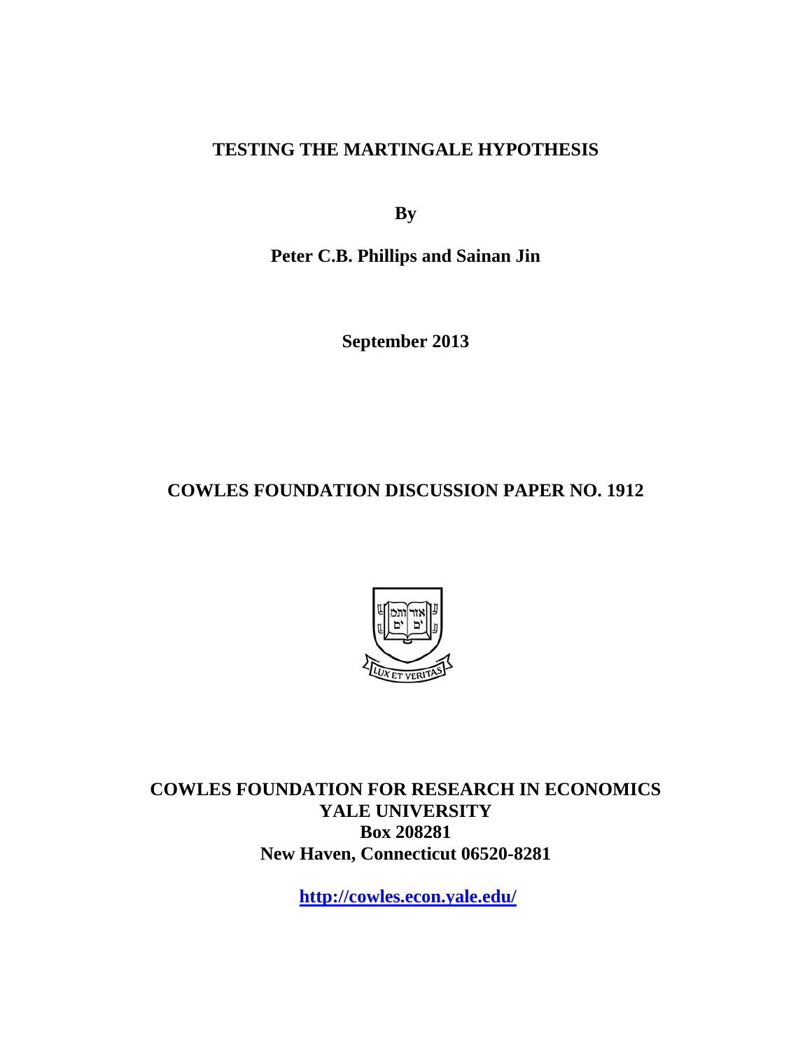# TESTING THE MARTINGALE HYPOTHESIS

**By**

**Peter C.B. Phillips and Sainan Jin**

**September 2013**

**COWLES FOUNDATION DISCUSSION PAPER NO. 1912**

**COWLES FOUNDATION FOR RESEARCH IN ECONOMICS**
**YALE UNIVERSITY**
**Box 208281**
**New Haven, Connecticut 06520-8281**

**http://cowles.econ.yale.edu/**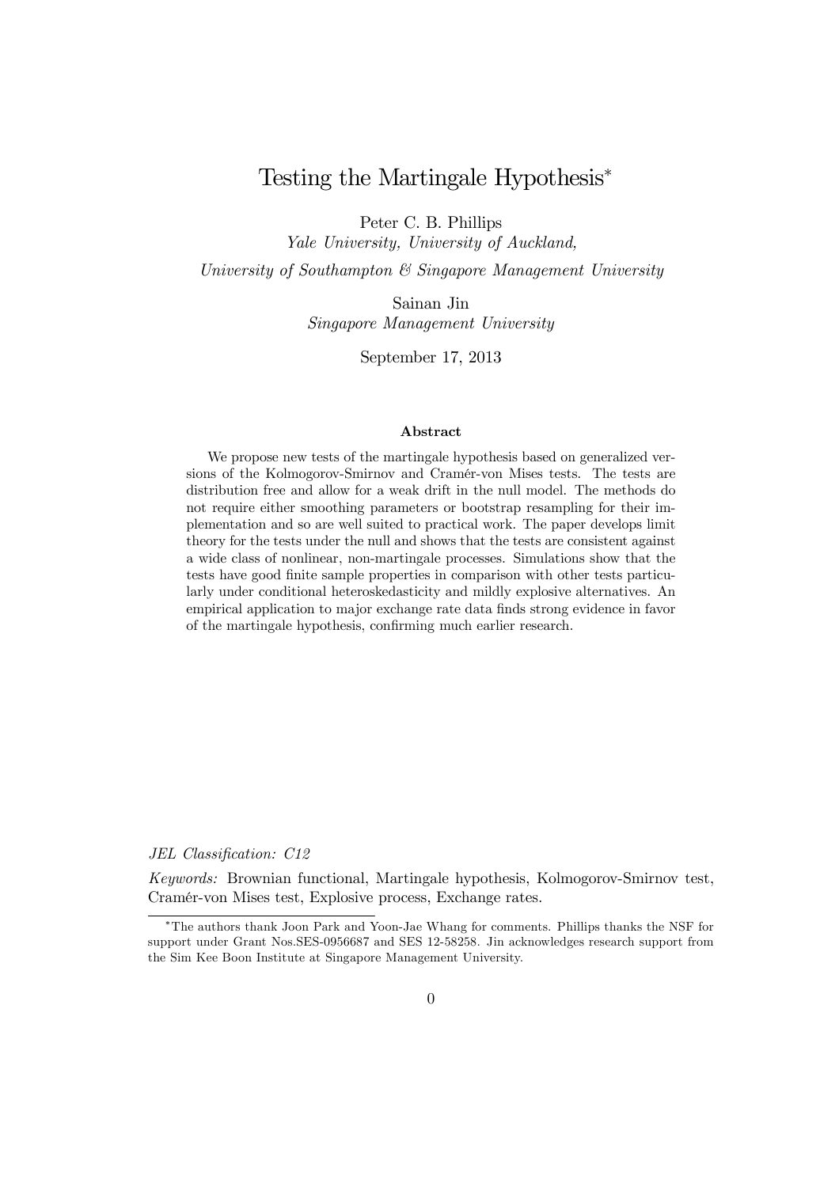# Testing the Martingale Hypothesis*

Peter C. B. Phillips
*Yale University, University of Auckland,*
*University of Southampton & Singapore Management University*

Sainan Jin
*Singapore Management University*

September 17, 2013

### Abstract

We propose new tests of the martingale hypothesis based on generalized versions of the Kolmogorov-Smirnov and Cramér-von Mises tests. The tests are distribution free and allow for a weak drift in the null model. The methods do not require either smoothing parameters or bootstrap resampling for their implementation and so are well suited to practical work. The paper develops limit theory for the tests under the null and shows that the tests are consistent against a wide class of nonlinear, non-martingale processes. Simulations show that the tests have good finite sample properties in comparison with other tests particularly under conditional heteroskedasticity and mildly explosive alternatives. An empirical application to major exchange rate data finds strong evidence in favor of the martingale hypothesis, confirming much earlier research.

*JEL Classification:* C12

*Keywords:* Brownian functional, Martingale hypothesis, Kolmogorov-Smirnov test, Cramér-von Mises test, Explosive process, Exchange rates.

*The authors thank Joon Park and Yoon-Jae Whang for comments. Phillips thanks the NSF for support under Grant Nos.SES-0956687 and SES 12-58258. Jin acknowledges research support from the Sim Kee Boon Institute at Singapore Management University.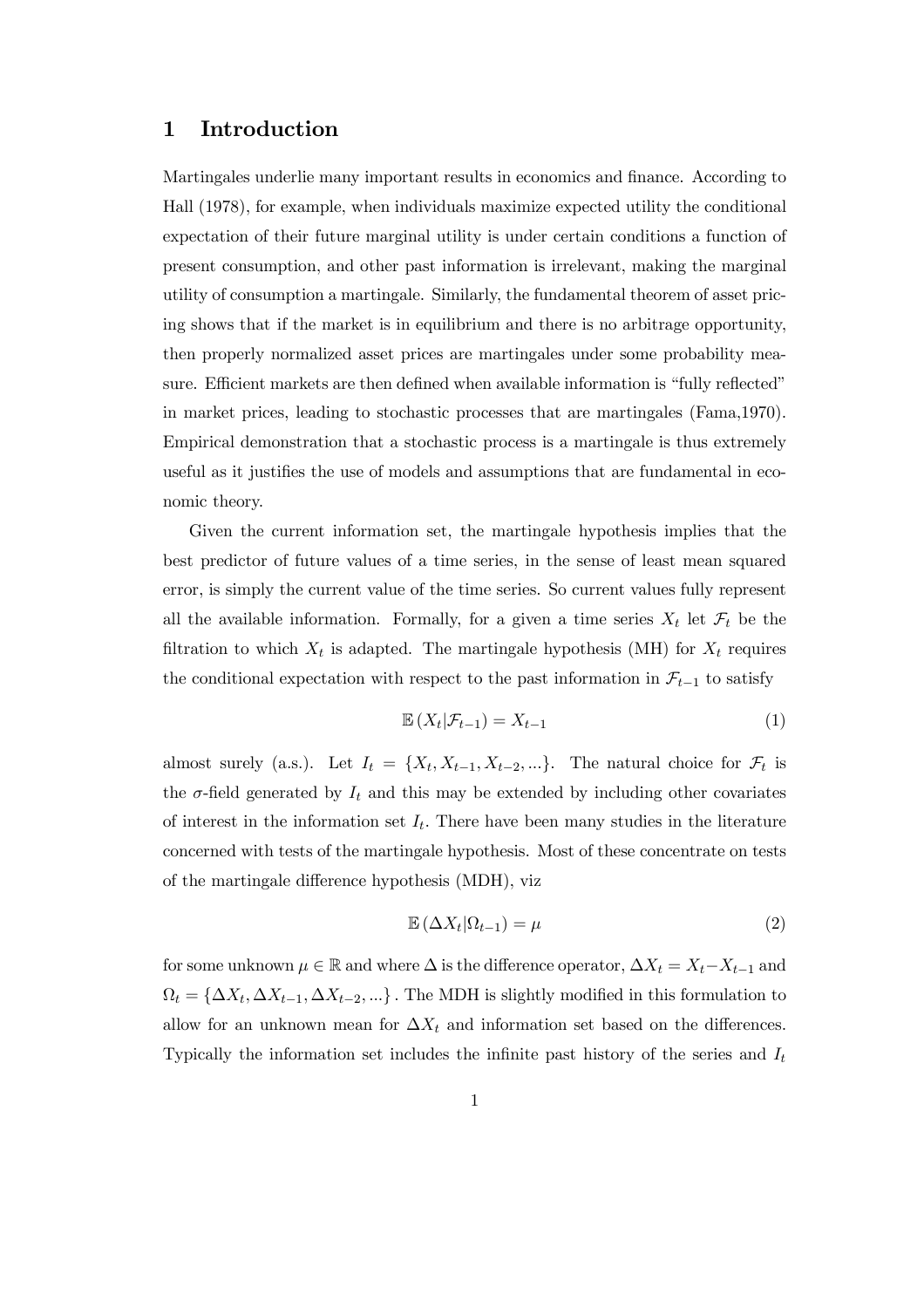# 1 Introduction

Martingales underlie many important results in economics and finance. According to Hall (1978), for example, when individuals maximize expected utility the conditional expectation of their future marginal utility is under certain conditions a function of present consumption, and other past information is irrelevant, making the marginal utility of consumption a martingale. Similarly, the fundamental theorem of asset pricing shows that if the market is in equilibrium and there is no arbitrage opportunity, then properly normalized asset prices are martingales under some probability measure. Efficient markets are then defined when available information is "fully reflected" in market prices, leading to stochastic processes that are martingales (Fama,1970). Empirical demonstration that a stochastic process is a martingale is thus extremely useful as it justifies the use of models and assumptions that are fundamental in economic theory.

Given the current information set, the martingale hypothesis implies that the best predictor of future values of a time series, in the sense of least mean squared error, is simply the current value of the time series. So current values fully represent all the available information. Formally, for a given a time series $X_t$ let $\mathcal{F}_t$ be the filtration to which $X_t$ is adapted. The martingale hypothesis (MH) for $X_t$ requires the conditional expectation with respect to the past information in $\mathcal{F}_{t-1}$ to satisfy

$$\mathbb{E}\left(X_t|\mathcal{F}_{t-1}\right) = X_{t-1} \tag{1}$$

almost surely (a.s.). Let $I_t = \{X_t, X_{t-1}, X_{t-2}, ...\}$. The natural choice for $\mathcal{F}_t$ is the $\sigma$-field generated by $I_t$ and this may be extended by including other covariates of interest in the information set $I_t$. There have been many studies in the literature concerned with tests of the martingale hypothesis. Most of these concentrate on tests of the martingale difference hypothesis (MDH), viz

$$\mathbb{E}\left(\Delta X_t|\Omega_{t-1}\right) = \mu \tag{2}$$

for some unknown $\mu \in \mathbb{R}$ and where $\Delta$ is the difference operator, $\Delta X_t = X_t - X_{t-1}$ and $\Omega_t = \{\Delta X_t, \Delta X_{t-1}, \Delta X_{t-2}, ...\}$. The MDH is slightly modified in this formulation to allow for an unknown mean for $\Delta X_t$ and information set based on the differences. Typically the information set includes the infinite past history of the series and $I_t$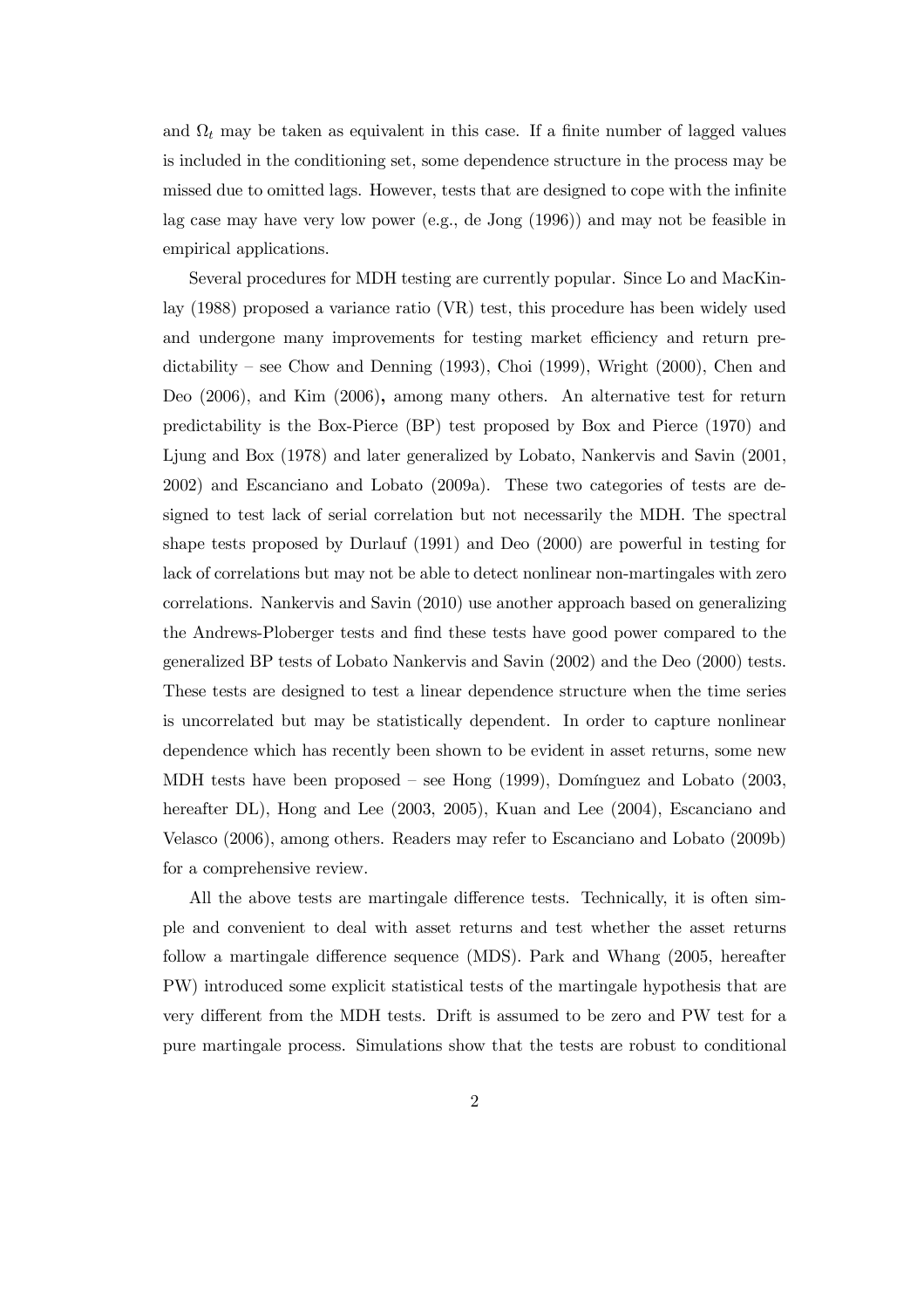and $\Omega_t$ may be taken as equivalent in this case. If a finite number of lagged values is included in the conditioning set, some dependence structure in the process may be missed due to omitted lags. However, tests that are designed to cope with the infinite lag case may have very low power (e.g., de Jong (1996)) and may not be feasible in empirical applications.

Several procedures for MDH testing are currently popular. Since Lo and MacKinlay (1988) proposed a variance ratio (VR) test, this procedure has been widely used and undergone many improvements for testing market efficiency and return predictability – see Chow and Denning (1993), Choi (1999), Wright (2000), Chen and Deo (2006), and Kim (2006), among many others. An alternative test for return predictability is the Box-Pierce (BP) test proposed by Box and Pierce (1970) and Ljung and Box (1978) and later generalized by Lobato, Nankervis and Savin (2001, 2002) and Escanciano and Lobato (2009a). These two categories of tests are designed to test lack of serial correlation but not necessarily the MDH. The spectral shape tests proposed by Durlauf (1991) and Deo (2000) are powerful in testing for lack of correlations but may not be able to detect nonlinear non-martingales with zero correlations. Nankervis and Savin (2010) use another approach based on generalizing the Andrews-Ploberger tests and find these tests have good power compared to the generalized BP tests of Lobato Nankervis and Savin (2002) and the Deo (2000) tests. These tests are designed to test a linear dependence structure when the time series is uncorrelated but may be statistically dependent. In order to capture nonlinear dependence which has recently been shown to be evident in asset returns, some new MDH tests have been proposed – see Hong (1999), Domínguez and Lobato (2003, hereafter DL), Hong and Lee (2003, 2005), Kuan and Lee (2004), Escanciano and Velasco (2006), among others. Readers may refer to Escanciano and Lobato (2009b) for a comprehensive review.

All the above tests are martingale difference tests. Technically, it is often simple and convenient to deal with asset returns and test whether the asset returns follow a martingale difference sequence (MDS). Park and Whang (2005, hereafter PW) introduced some explicit statistical tests of the martingale hypothesis that are very different from the MDH tests. Drift is assumed to be zero and PW test for a pure martingale process. Simulations show that the tests are robust to conditional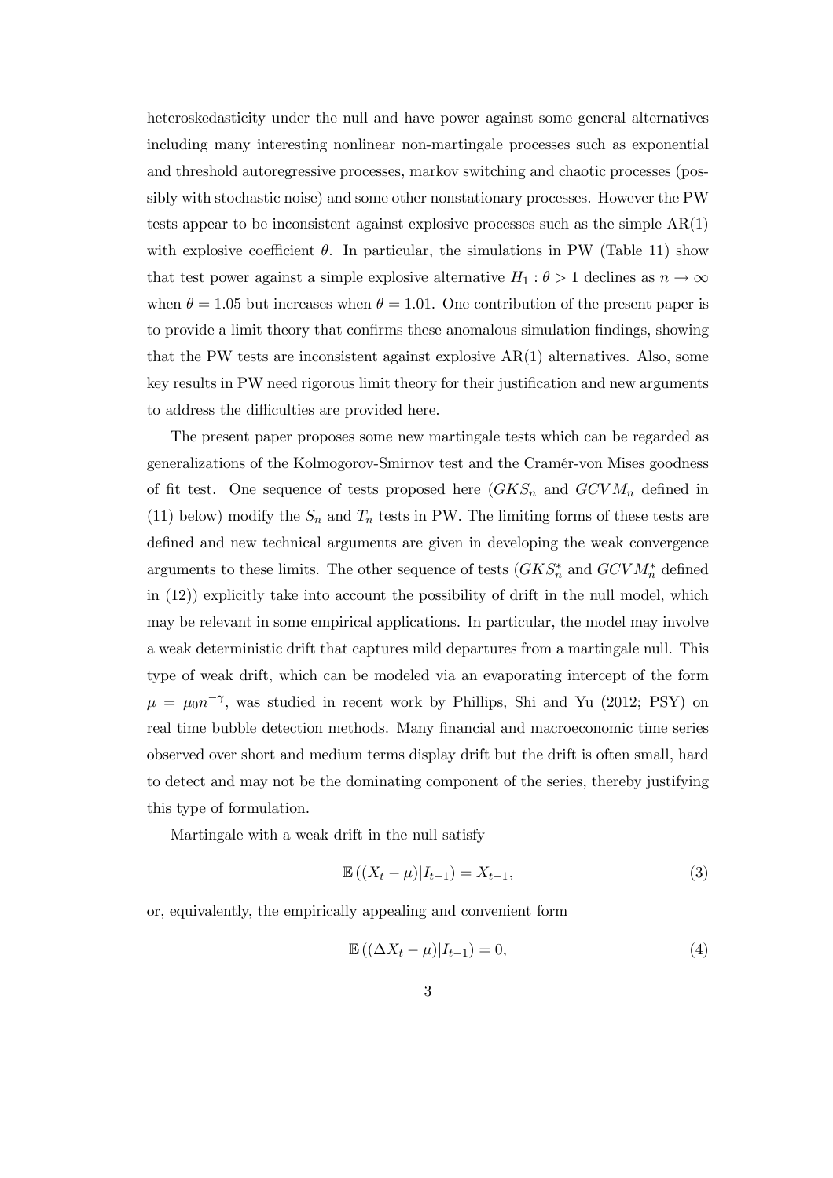heteroskedasticity under the null and have power against some general alternatives including many interesting nonlinear non-martingale processes such as exponential and threshold autoregressive processes, markov switching and chaotic processes (possibly with stochastic noise) and some other nonstationary processes. However the PW tests appear to be inconsistent against explosive processes such as the simple AR(1) with explosive coefficient $\theta$. In particular, the simulations in PW (Table 11) show that test power against a simple explosive alternative $H_1 : \theta > 1$ declines as $n \to \infty$ when $\theta = 1.05$ but increases when $\theta = 1.01$. One contribution of the present paper is to provide a limit theory that confirms these anomalous simulation findings, showing that the PW tests are inconsistent against explosive AR(1) alternatives. Also, some key results in PW need rigorous limit theory for their justification and new arguments to address the difficulties are provided here.

The present paper proposes some new martingale tests which can be regarded as generalizations of the Kolmogorov-Smirnov test and the Cramér-von Mises goodness of fit test. One sequence of tests proposed here ($GKS_n$ and $GCVM_n$ defined in (11) below) modify the $S_n$ and $T_n$ tests in PW. The limiting forms of these tests are defined and new technical arguments are given in developing the weak convergence arguments to these limits. The other sequence of tests ($GKS_n^*$ and $GCVM_n^*$ defined in (12)) explicitly take into account the possibility of drift in the null model, which may be relevant in some empirical applications. In particular, the model may involve a weak deterministic drift that captures mild departures from a martingale null. This type of weak drift, which can be modeled via an evaporating intercept of the form $\mu = \mu_0 n^{-\gamma}$, was studied in recent work by Phillips, Shi and Yu (2012; PSY) on real time bubble detection methods. Many financial and macroeconomic time series observed over short and medium terms display drift but the drift is often small, hard to detect and may not be the dominating component of the series, thereby justifying this type of formulation.

Martingale with a weak drift in the null satisfy

$$\mathbb{E}\left((X_t - \mu)|I_{t-1}\right) = X_{t-1}, \tag{3}$$

or, equivalently, the empirically appealing and convenient form

$$\mathbb{E}\left((\Delta X_t - \mu)|I_{t-1}\right) = 0, \tag{4}$$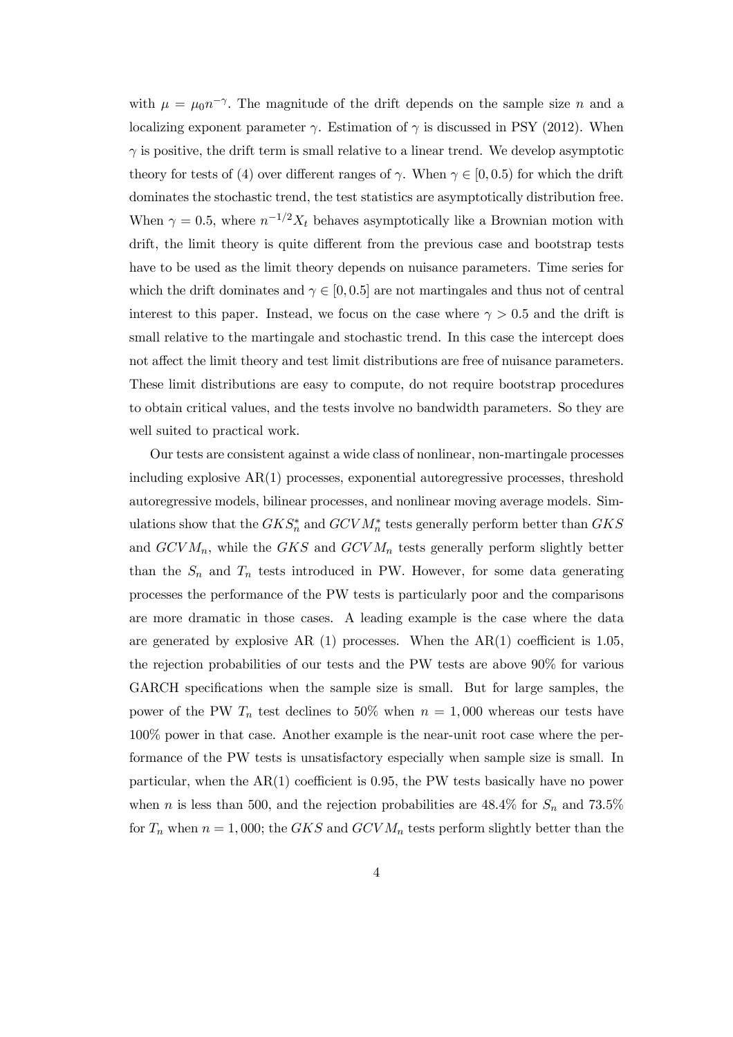with $\mu = \mu_0 n^{-\gamma}$. The magnitude of the drift depends on the sample size $n$ and a localizing exponent parameter $\gamma$. Estimation of $\gamma$ is discussed in PSY (2012). When $\gamma$ is positive, the drift term is small relative to a linear trend. We develop asymptotic theory for tests of (4) over different ranges of $\gamma$. When $\gamma \in [0, 0.5)$ for which the drift dominates the stochastic trend, the test statistics are asymptotically distribution free. When $\gamma = 0.5$, where $n^{-1/2} X_t$ behaves asymptotically like a Brownian motion with drift, the limit theory is quite different from the previous case and bootstrap tests have to be used as the limit theory depends on nuisance parameters. Time series for which the drift dominates and $\gamma \in [0, 0.5]$ are not martingales and thus not of central interest to this paper. Instead, we focus on the case where $\gamma > 0.5$ and the drift is small relative to the martingale and stochastic trend. In this case the intercept does not affect the limit theory and test limit distributions are free of nuisance parameters. These limit distributions are easy to compute, do not require bootstrap procedures to obtain critical values, and the tests involve no bandwidth parameters. So they are well suited to practical work.

Our tests are consistent against a wide class of nonlinear, non-martingale processes including explosive AR(1) processes, exponential autoregressive processes, threshold autoregressive models, bilinear processes, and nonlinear moving average models. Simulations show that the $GKS_n^*$ and $GCVM_n^*$ tests generally perform better than $GKS$ and $GCVM_n$, while the $GKS$ and $GCVM_n$ tests generally perform slightly better than the $S_n$ and $T_n$ tests introduced in PW. However, for some data generating processes the performance of the PW tests is particularly poor and the comparisons are more dramatic in those cases. A leading example is the case where the data are generated by explosive AR (1) processes. When the AR(1) coefficient is 1.05, the rejection probabilities of our tests and the PW tests are above 90% for various GARCH specifications when the sample size is small. But for large samples, the power of the PW $T_n$ test declines to 50% when $n = 1,000$ whereas our tests have 100% power in that case. Another example is the near-unit root case where the performance of the PW tests is unsatisfactory especially when sample size is small. In particular, when the AR(1) coefficient is 0.95, the PW tests basically have no power when $n$ is less than 500, and the rejection probabilities are 48.4% for $S_n$ and 73.5% for $T_n$ when $n = 1,000$; the $GKS$ and $GCVM_n$ tests perform slightly better than the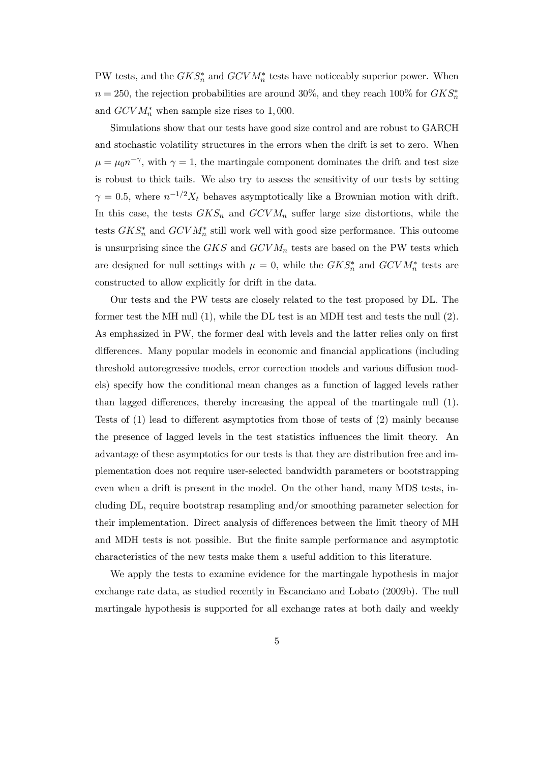PW tests, and the $GKS_n^*$ and $GCVM_n^*$ tests have noticeably superior power. When $n = 250$, the rejection probabilities are around 30%, and they reach 100% for $GKS_n^*$ and $GCVM_n^*$ when sample size rises to 1,000.

Simulations show that our tests have good size control and are robust to GARCH and stochastic volatility structures in the errors when the drift is set to zero. When $\mu = \mu_0 n^{-\gamma}$, with $\gamma = 1$, the martingale component dominates the drift and test size is robust to thick tails. We also try to assess the sensitivity of our tests by setting $\gamma = 0.5$, where $n^{-1/2}X_t$ behaves asymptotically like a Brownian motion with drift. In this case, the tests $GKS_n$ and $GCVM_n$ suffer large size distortions, while the tests $GKS_n^*$ and $GCVM_n^*$ still work well with good size performance. This outcome is unsurprising since the $GKS$ and $GCVM_n$ tests are based on the PW tests which are designed for null settings with $\mu = 0$, while the $GKS_n^*$ and $GCVM_n^*$ tests are constructed to allow explicitly for drift in the data.

Our tests and the PW tests are closely related to the test proposed by DL. The former test the MH null (1), while the DL test is an MDH test and tests the null (2). As emphasized in PW, the former deal with levels and the latter relies only on first differences. Many popular models in economic and financial applications (including threshold autoregressive models, error correction models and various diffusion models) specify how the conditional mean changes as a function of lagged levels rather than lagged differences, thereby increasing the appeal of the martingale null (1). Tests of (1) lead to different asymptotics from those of tests of (2) mainly because the presence of lagged levels in the test statistics influences the limit theory. An advantage of these asymptotics for our tests is that they are distribution free and implementation does not require user-selected bandwidth parameters or bootstrapping even when a drift is present in the model. On the other hand, many MDS tests, including DL, require bootstrap resampling and/or smoothing parameter selection for their implementation. Direct analysis of differences between the limit theory of MH and MDH tests is not possible. But the finite sample performance and asymptotic characteristics of the new tests make them a useful addition to this literature.

We apply the tests to examine evidence for the martingale hypothesis in major exchange rate data, as studied recently in Escanciano and Lobato (2009b). The null martingale hypothesis is supported for all exchange rates at both daily and weekly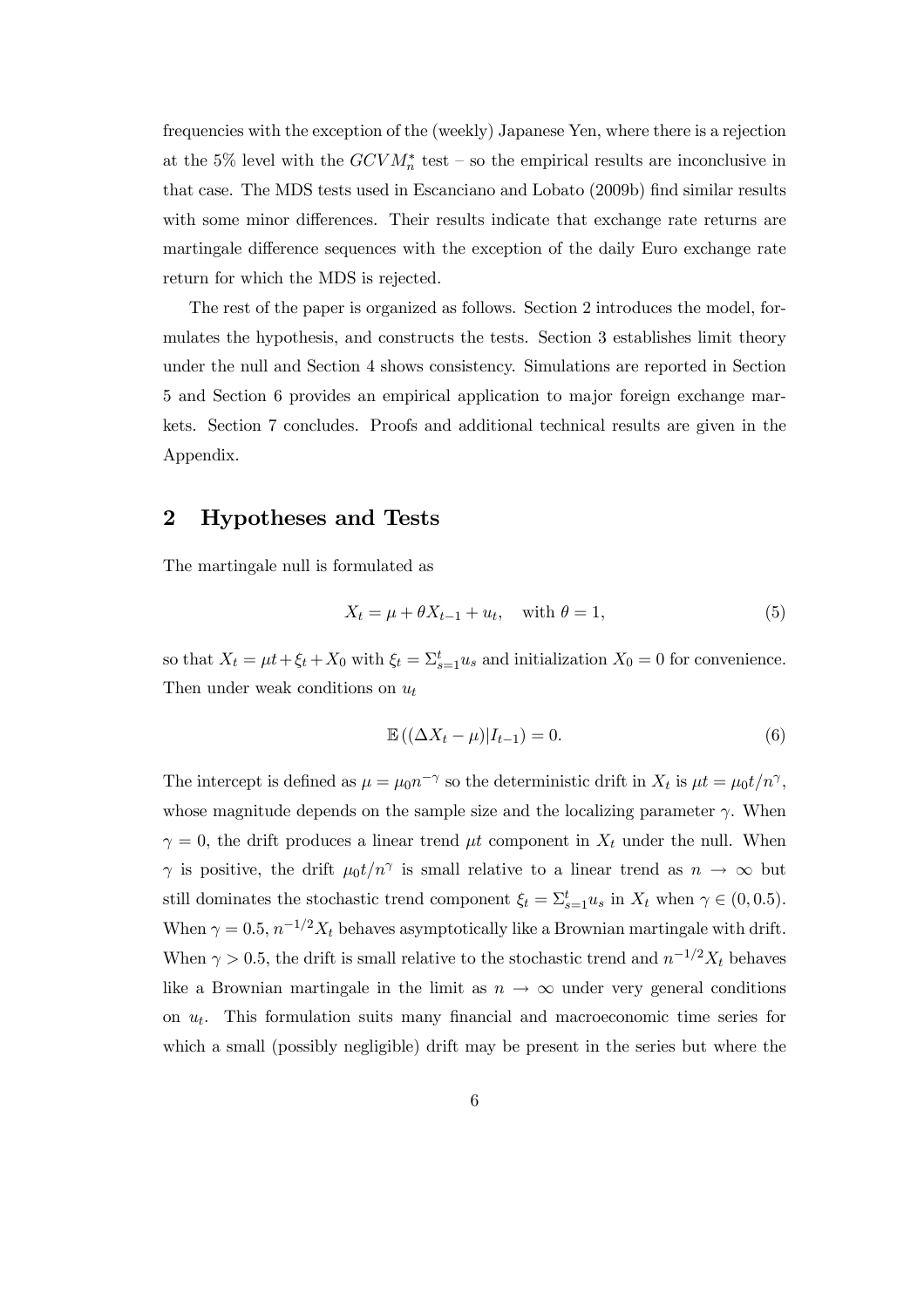frequencies with the exception of the (weekly) Japanese Yen, where there is a rejection at the 5% level with the $GCVM_n^*$ test – so the empirical results are inconclusive in that case. The MDS tests used in Escanciano and Lobato (2009b) find similar results with some minor differences. Their results indicate that exchange rate returns are martingale difference sequences with the exception of the daily Euro exchange rate return for which the MDS is rejected.

The rest of the paper is organized as follows. Section 2 introduces the model, formulates the hypothesis, and constructs the tests. Section 3 establishes limit theory under the null and Section 4 shows consistency. Simulations are reported in Section 5 and Section 6 provides an empirical application to major foreign exchange markets. Section 7 concludes. Proofs and additional technical results are given in the Appendix.

## 2 Hypotheses and Tests

The martingale null is formulated as

$$X_t = \mu + \theta X_{t-1} + u_t, \quad \text{with } \theta = 1, \tag{5}$$

so that $X_t = \mu t + \xi_t + X_0$ with $\xi_t = \Sigma_{s=1}^t u_s$ and initialization $X_0 = 0$ for convenience. Then under weak conditions on $u_t$

$$\mathbb{E}\left((\Delta X_t - \mu)|I_{t-1}\right) = 0. \tag{6}$$

The intercept is defined as $\mu = \mu_0 n^{-\gamma}$ so the deterministic drift in $X_t$ is $\mu t = \mu_0 t/n^\gamma$, whose magnitude depends on the sample size and the localizing parameter $\gamma$. When $\gamma = 0$, the drift produces a linear trend $\mu t$ component in $X_t$ under the null. When $\gamma$ is positive, the drift $\mu_0 t/n^\gamma$ is small relative to a linear trend as $n \to \infty$ but still dominates the stochastic trend component $\xi_t = \Sigma_{s=1}^t u_s$ in $X_t$ when $\gamma \in (0, 0.5)$. When $\gamma = 0.5$, $n^{-1/2}X_t$ behaves asymptotically like a Brownian martingale with drift. When $\gamma > 0.5$, the drift is small relative to the stochastic trend and $n^{-1/2}X_t$ behaves like a Brownian martingale in the limit as $n \to \infty$ under very general conditions on $u_t$. This formulation suits many financial and macroeconomic time series for which a small (possibly negligible) drift may be present in the series but where the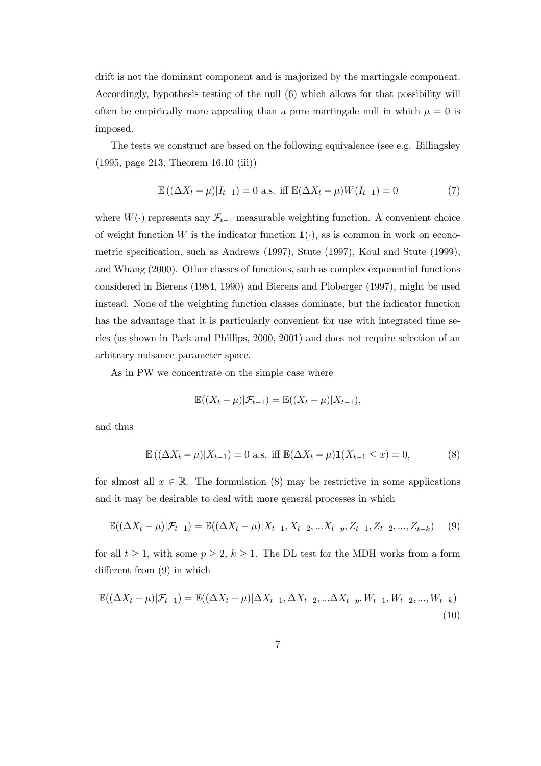drift is not the dominant component and is majorized by the martingale component. Accordingly, hypothesis testing of the null (6) which allows for that possibility will often be empirically more appealing than a pure martingale null in which $\mu = 0$ is imposed.

The tests we construct are based on the following equivalence (see e.g. Billingsley (1995, page 213, Theorem 16.10 (iii))

$$\mathbb{E}\left((\Delta X_t - \mu)|I_{t-1}\right) = 0 \text{ a.s. iff } \mathbb{E}(\Delta X_t - \mu)W(I_{t-1}) = 0 \tag{7}$$

where $W(\cdot)$ represents any $\mathcal{F}_{t-1}$ measurable weighting function. A convenient choice of weight function $W$ is the indicator function $\mathbf{1}(\cdot)$, as is common in work on econometric specification, such as Andrews (1997), Stute (1997), Koul and Stute (1999), and Whang (2000). Other classes of functions, such as complex exponential functions considered in Bierens (1984, 1990) and Bierens and Ploberger (1997), might be used instead. None of the weighting function classes dominate, but the indicator function has the advantage that it is particularly convenient for use with integrated time series (as shown in Park and Phillips, 2000, 2001) and does not require selection of an arbitrary nuisance parameter space.

As in PW we concentrate on the simple case where

$$\mathbb{E}((X_t - \mu)|\mathcal{F}_{t-1}) = \mathbb{E}((X_t - \mu)|X_{t-1}),$$

and thus

$$\mathbb{E}\left((\Delta X_t - \mu)|X_{t-1}\right) = 0 \text{ a.s. iff } \mathbb{E}(\Delta X_t - \mu)\mathbf{1}(X_{t-1} \leq x) = 0, \tag{8}$$

for almost all $x \in \mathbb{R}$. The formulation (8) may be restrictive in some applications and it may be desirable to deal with more general processes in which

$$\mathbb{E}((\Delta X_t - \mu)|\mathcal{F}_{t-1}) = \mathbb{E}((\Delta X_t - \mu)|X_{t-1}, X_{t-2}, ...X_{t-p}, Z_{t-1}, Z_{t-2}, ..., Z_{t-k}) \tag{9}$$

for all $t \geq 1$, with some $p \geq 2$, $k \geq 1$. The DL test for the MDH works from a form different from (9) in which

$$\mathbb{E}((\Delta X_t - \mu)|\mathcal{F}_{t-1}) = \mathbb{E}((\Delta X_t - \mu)|\Delta X_{t-1}, \Delta X_{t-2}, ...\Delta X_{t-p}, W_{t-1}, W_{t-2}, ..., W_{t-k}) \tag{10}$$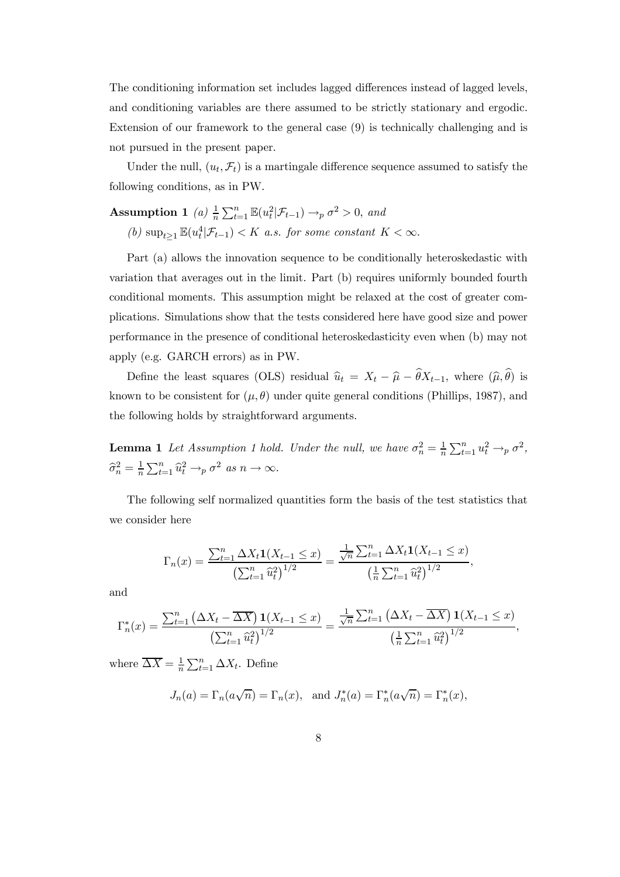The conditioning information set includes lagged differences instead of lagged levels, and conditioning variables are there assumed to be strictly stationary and ergodic. Extension of our framework to the general case (9) is technically challenging and is not pursued in the present paper.

Under the null, $(u_t, \mathcal{F}_t)$ is a martingale difference sequence assumed to satisfy the following conditions, as in PW.

**Assumption 1** *(a)* $\frac{1}{n}\sum_{t=1}^{n}\mathbb{E}(u_t^2|\mathcal{F}_{t-1}) \to_p \sigma^2 > 0$, *and*

*(b)* $\sup_{t\geq 1}\mathbb{E}(u_t^4|\mathcal{F}_{t-1}) < K$ *a.s. for some constant* $K < \infty$.

Part (a) allows the innovation sequence to be conditionally heteroskedastic with variation that averages out in the limit. Part (b) requires uniformly bounded fourth conditional moments. This assumption might be relaxed at the cost of greater complications. Simulations show that the tests considered here have good size and power performance in the presence of conditional heteroskedasticity even when (b) may not apply (e.g. GARCH errors) as in PW.

Define the least squares (OLS) residual $\widehat{u}_t = X_t - \widehat{\mu} - \widehat{\theta}X_{t-1}$, where $(\widehat{\mu}, \widehat{\theta})$ is known to be consistent for $(\mu, \theta)$ under quite general conditions (Phillips, 1987), and the following holds by straightforward arguments.

**Lemma 1** *Let Assumption 1 hold. Under the null, we have* $\sigma_n^2 = \frac{1}{n}\sum_{t=1}^{n}u_t^2 \to_p \sigma^2$, $\widehat{\sigma}_n^2 = \frac{1}{n}\sum_{t=1}^{n}\widehat{u}_t^2 \to_p \sigma^2$ *as* $n \to \infty$.

The following self normalized quantities form the basis of the test statistics that we consider here

$$\Gamma_n(x) = \frac{\sum_{t=1}^{n}\Delta X_t \mathbf{1}(X_{t-1} \leq x)}{\left(\sum_{t=1}^{n}\widehat{u}_t^2\right)^{1/2}} = \frac{\frac{1}{\sqrt{n}}\sum_{t=1}^{n}\Delta X_t \mathbf{1}(X_{t-1} \leq x)}{\left(\frac{1}{n}\sum_{t=1}^{n}\widehat{u}_t^2\right)^{1/2}},$$

and

$$\Gamma_n^*(x) = \frac{\sum_{t=1}^{n}\left(\Delta X_t - \overline{\Delta X}\right)\mathbf{1}(X_{t-1} \leq x)}{\left(\sum_{t=1}^{n}\widehat{u}_t^2\right)^{1/2}} = \frac{\frac{1}{\sqrt{n}}\sum_{t=1}^{n}\left(\Delta X_t - \overline{\Delta X}\right)\mathbf{1}(X_{t-1} \leq x)}{\left(\frac{1}{n}\sum_{t=1}^{n}\widehat{u}_t^2\right)^{1/2}},$$

where $\overline{\Delta X} = \frac{1}{n}\sum_{t=1}^{n}\Delta X_t$. Define

$$J_n(a) = \Gamma_n(a\sqrt{n}) = \Gamma_n(x), \quad \text{and } J_n^*(a) = \Gamma_n^*(a\sqrt{n}) = \Gamma_n^*(x),$$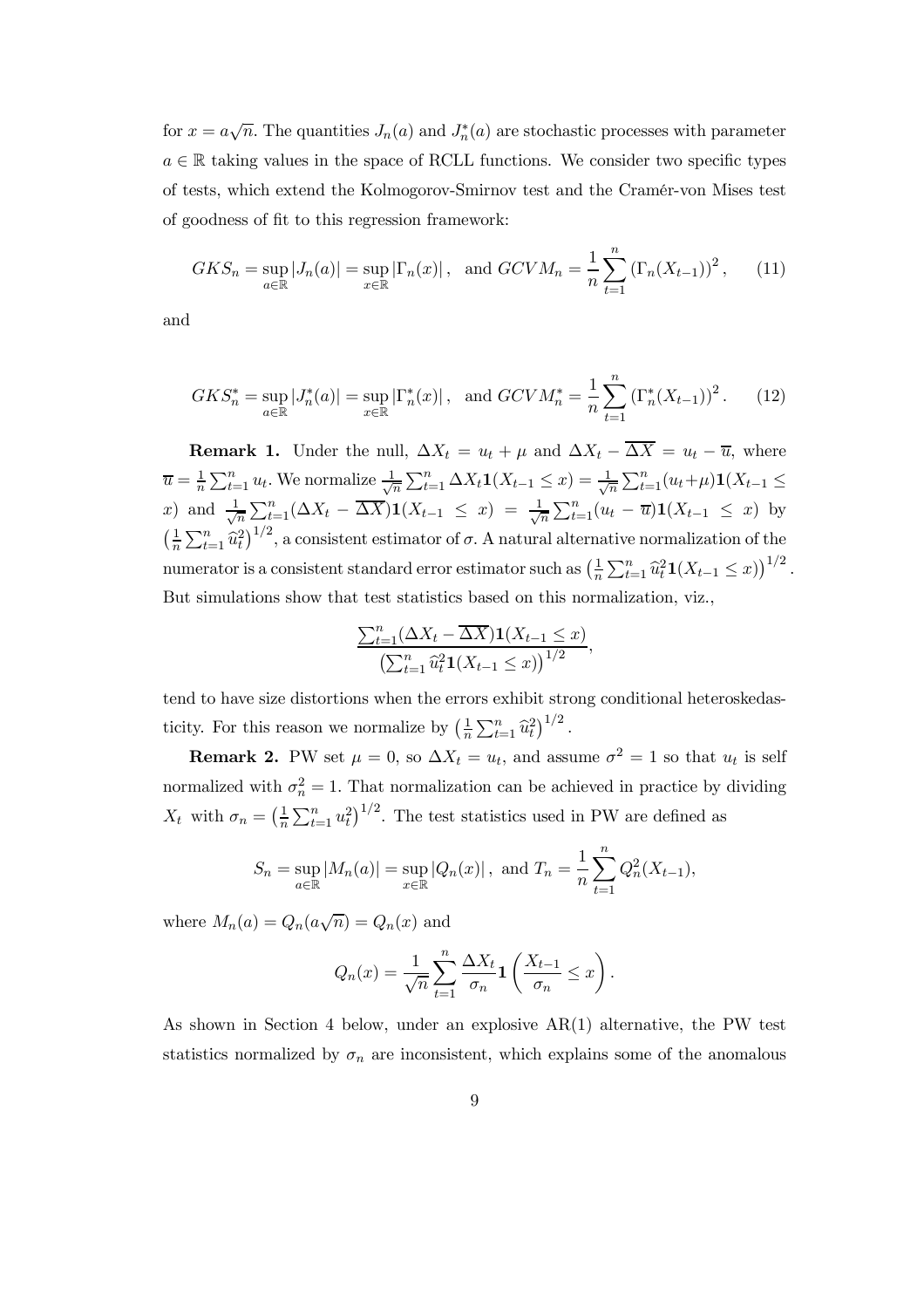for $x = a\sqrt{n}$. The quantities $J_n(a)$ and $J_n^*(a)$ are stochastic processes with parameter $a \in \mathbb{R}$ taking values in the space of RCLL functions. We consider two specific types of tests, which extend the Kolmogorov-Smirnov test and the Cramér-von Mises test of goodness of fit to this regression framework:

$$GKS_n = \sup_{a\in\mathbb{R}} |J_n(a)| = \sup_{x\in\mathbb{R}} |\Gamma_n(x)|, \text{ and } GCVM_n = \frac{1}{n}\sum_{t=1}^{n} (\Gamma_n(X_{t-1}))^2, \tag{11}$$

and

$$GKS_n^* = \sup_{a\in\mathbb{R}} |J_n^*(a)| = \sup_{x\in\mathbb{R}} |\Gamma_n^*(x)|, \text{ and } GCVM_n^* = \frac{1}{n}\sum_{t=1}^{n} (\Gamma_n^*(X_{t-1}))^2. \tag{12}$$

**Remark 1.** Under the null, $\Delta X_t = u_t + \mu$ and $\Delta X_t - \overline{\Delta X} = u_t - \overline{u}$, where $\overline{u} = \frac{1}{n}\sum_{t=1}^n u_t$. We normalize $\frac{1}{\sqrt{n}}\sum_{t=1}^n \Delta X_t \mathbf{1}(X_{t-1} \le x) = \frac{1}{\sqrt{n}}\sum_{t=1}^n (u_t+\mu)\mathbf{1}(X_{t-1} \le x)$ and $\frac{1}{\sqrt{n}}\sum_{t=1}^n (\Delta X_t - \overline{\Delta X})\mathbf{1}(X_{t-1} \le x) = \frac{1}{\sqrt{n}}\sum_{t=1}^n (u_t - \overline{u})\mathbf{1}(X_{t-1} \le x)$ by $\left(\frac{1}{n}\sum_{t=1}^n \widehat{u}_t^2\right)^{1/2}$, a consistent estimator of $\sigma$. A natural alternative normalization of the numerator is a consistent standard error estimator such as $\left(\frac{1}{n}\sum_{t=1}^n \widehat{u}_t^2 \mathbf{1}(X_{t-1} \le x)\right)^{1/2}$. But simulations show that test statistics based on this normalization, viz.,

$$\frac{\sum_{t=1}^n (\Delta X_t - \overline{\Delta X})\mathbf{1}(X_{t-1} \le x)}{\left(\sum_{t=1}^n \widehat{u}_t^2 \mathbf{1}(X_{t-1} \le x)\right)^{1/2}},$$

tend to have size distortions when the errors exhibit strong conditional heteroskedasticity. For this reason we normalize by $\left(\frac{1}{n}\sum_{t=1}^n \widehat{u}_t^2\right)^{1/2}$.

**Remark 2.** PW set $\mu = 0$, so $\Delta X_t = u_t$, and assume $\sigma^2 = 1$ so that $u_t$ is self normalized with $\sigma_n^2 = 1$. That normalization can be achieved in practice by dividing $X_t$ with $\sigma_n = \left(\frac{1}{n}\sum_{t=1}^n u_t^2\right)^{1/2}$. The test statistics used in PW are defined as

$$S_n = \sup_{a\in\mathbb{R}} |M_n(a)| = \sup_{x\in\mathbb{R}} |Q_n(x)|, \text{ and } T_n = \frac{1}{n}\sum_{t=1}^{n} Q_n^2(X_{t-1}),$$

where $M_n(a) = Q_n(a\sqrt{n}) = Q_n(x)$ and

$$Q_n(x) = \frac{1}{\sqrt{n}}\sum_{t=1}^{n} \frac{\Delta X_t}{\sigma_n}\mathbf{1}\left(\frac{X_{t-1}}{\sigma_n} \le x\right).$$

As shown in Section 4 below, under an explosive AR(1) alternative, the PW test statistics normalized by $\sigma_n$ are inconsistent, which explains some of the anomalous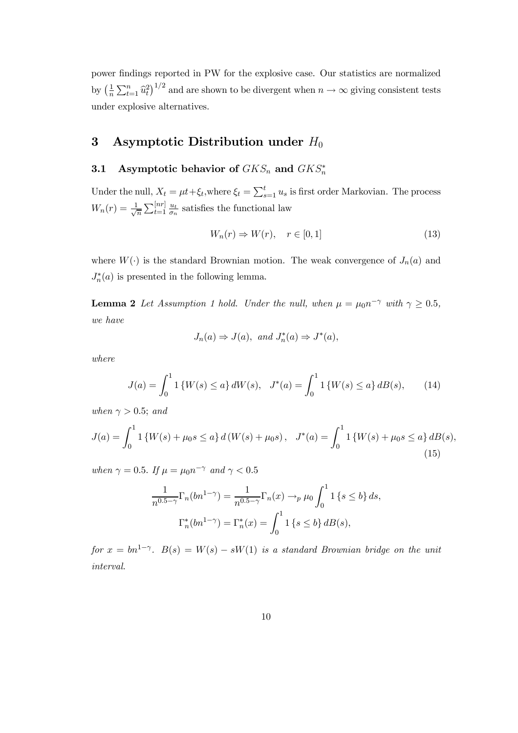power findings reported in PW for the explosive case. Our statistics are normalized by $\left(\frac{1}{n}\sum_{t=1}^{n}\widehat{u}_t^2\right)^{1/2}$ and are shown to be divergent when $n \to \infty$ giving consistent tests under explosive alternatives.

# 3 Asymptotic Distribution under $H_0$

## 3.1 Asymptotic behavior of $GKS_n$ and $GKS_n^*$

Under the null, $X_t = \mu t + \xi_t$,where $\xi_t = \sum_{s=1}^{t} u_s$ is first order Markovian. The process $W_n(r) = \frac{1}{\sqrt{n}}\sum_{t=1}^{[nr]}\frac{u_t}{\sigma_n}$ satisfies the functional law

$$W_n(r) \Rightarrow W(r), \quad r \in [0,1] \tag{13}$$

where $W(\cdot)$ is the standard Brownian motion. The weak convergence of $J_n(a)$ and $J_n^*(a)$ is presented in the following lemma.

**Lemma 2** *Let Assumption 1 hold. Under the null, when $\mu = \mu_0 n^{-\gamma}$ with $\gamma \geq 0.5$, we have*

$$J_n(a) \Rightarrow J(a), \text{ and } J_n^*(a) \Rightarrow J^*(a),$$

*where*

$$J(a) = \int_0^1 1\{W(s) \leq a\}\, dW(s), \quad J^*(a) = \int_0^1 1\{W(s) \leq a\}\, dB(s), \tag{14}$$

*when $\gamma > 0.5$; and*

$$J(a) = \int_0^1 1\{W(s) + \mu_0 s \leq a\}\, d\left(W(s) + \mu_0 s\right), \quad J^*(a) = \int_0^1 1\{W(s) + \mu_0 s \leq a\}\, dB(s), \tag{15}$$

*when $\gamma = 0.5$. If $\mu = \mu_0 n^{-\gamma}$ and $\gamma < 0.5$*

$$\frac{1}{n^{0.5-\gamma}}\Gamma_n(bn^{1-\gamma}) = \frac{1}{n^{0.5-\gamma}}\Gamma_n(x) \to_p \mu_0 \int_0^1 1\{s \leq b\}\, ds,$$

$$\Gamma_n^*(bn^{1-\gamma}) = \Gamma_n^*(x) = \int_0^1 1\{s \leq b\}\, dB(s),$$

*for $x = bn^{1-\gamma}$. $B(s) = W(s) - sW(1)$ is a standard Brownian bridge on the unit interval.*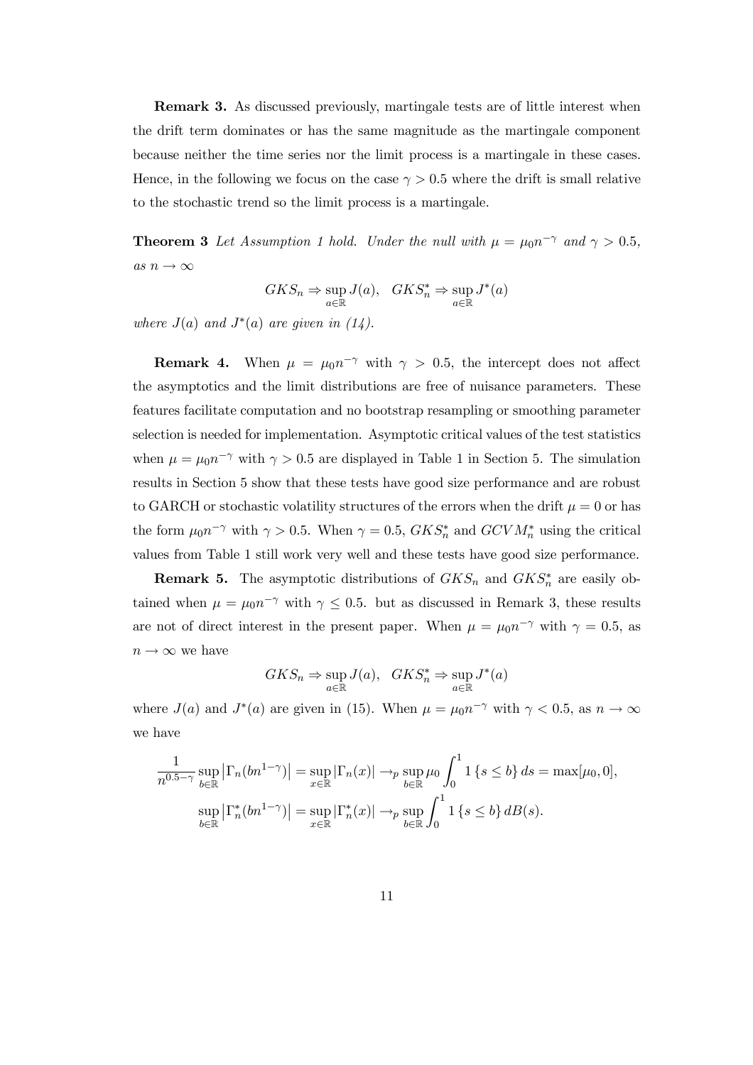**Remark 3.** As discussed previously, martingale tests are of little interest when the drift term dominates or has the same magnitude as the martingale component because neither the time series nor the limit process is a martingale in these cases. Hence, in the following we focus on the case $\gamma > 0.5$ where the drift is small relative to the stochastic trend so the limit process is a martingale.

**Theorem 3** *Let Assumption 1 hold. Under the null with $\mu = \mu_0 n^{-\gamma}$ and $\gamma > 0.5$, as $n \to \infty$*

$$GKS_n \Rightarrow \sup_{a \in \mathbb{R}} J(a), \quad GKS_n^* \Rightarrow \sup_{a \in \mathbb{R}} J^*(a)$$

*where $J(a)$ and $J^*(a)$ are given in (14).*

**Remark 4.** When $\mu = \mu_0 n^{-\gamma}$ with $\gamma > 0.5$, the intercept does not affect the asymptotics and the limit distributions are free of nuisance parameters. These features facilitate computation and no bootstrap resampling or smoothing parameter selection is needed for implementation. Asymptotic critical values of the test statistics when $\mu = \mu_0 n^{-\gamma}$ with $\gamma > 0.5$ are displayed in Table 1 in Section 5. The simulation results in Section 5 show that these tests have good size performance and are robust to GARCH or stochastic volatility structures of the errors when the drift $\mu = 0$ or has the form $\mu_0 n^{-\gamma}$ with $\gamma > 0.5$. When $\gamma = 0.5$, $GKS_n^*$ and $GCVM_n^*$ using the critical values from Table 1 still work very well and these tests have good size performance.

**Remark 5.** The asymptotic distributions of $GKS_n$ and $GKS_n^*$ are easily obtained when $\mu = \mu_0 n^{-\gamma}$ with $\gamma \leq 0.5$. but as discussed in Remark 3, these results are not of direct interest in the present paper. When $\mu = \mu_0 n^{-\gamma}$ with $\gamma = 0.5$, as $n \to \infty$ we have

$$GKS_n \Rightarrow \sup_{a \in \mathbb{R}} J(a), \quad GKS_n^* \Rightarrow \sup_{a \in \mathbb{R}} J^*(a)$$

where $J(a)$ and $J^*(a)$ are given in (15). When $\mu = \mu_0 n^{-\gamma}$ with $\gamma < 0.5$, as $n \to \infty$ we have

$$\frac{1}{n^{0.5-\gamma}} \sup_{b \in \mathbb{R}} \left| \Gamma_n(bn^{1-\gamma}) \right| = \sup_{x \in \mathbb{R}} |\Gamma_n(x)| \to_p \sup_{b \in \mathbb{R}} \mu_0 \int_0^1 1\{s \leq b\} \, ds = \max[\mu_0, 0],$$

$$\sup_{b \in \mathbb{R}} \left| \Gamma_n^*(bn^{1-\gamma}) \right| = \sup_{x \in \mathbb{R}} |\Gamma_n^*(x)| \to_p \sup_{b \in \mathbb{R}} \int_0^1 1\{s \leq b\} \, dB(s).$$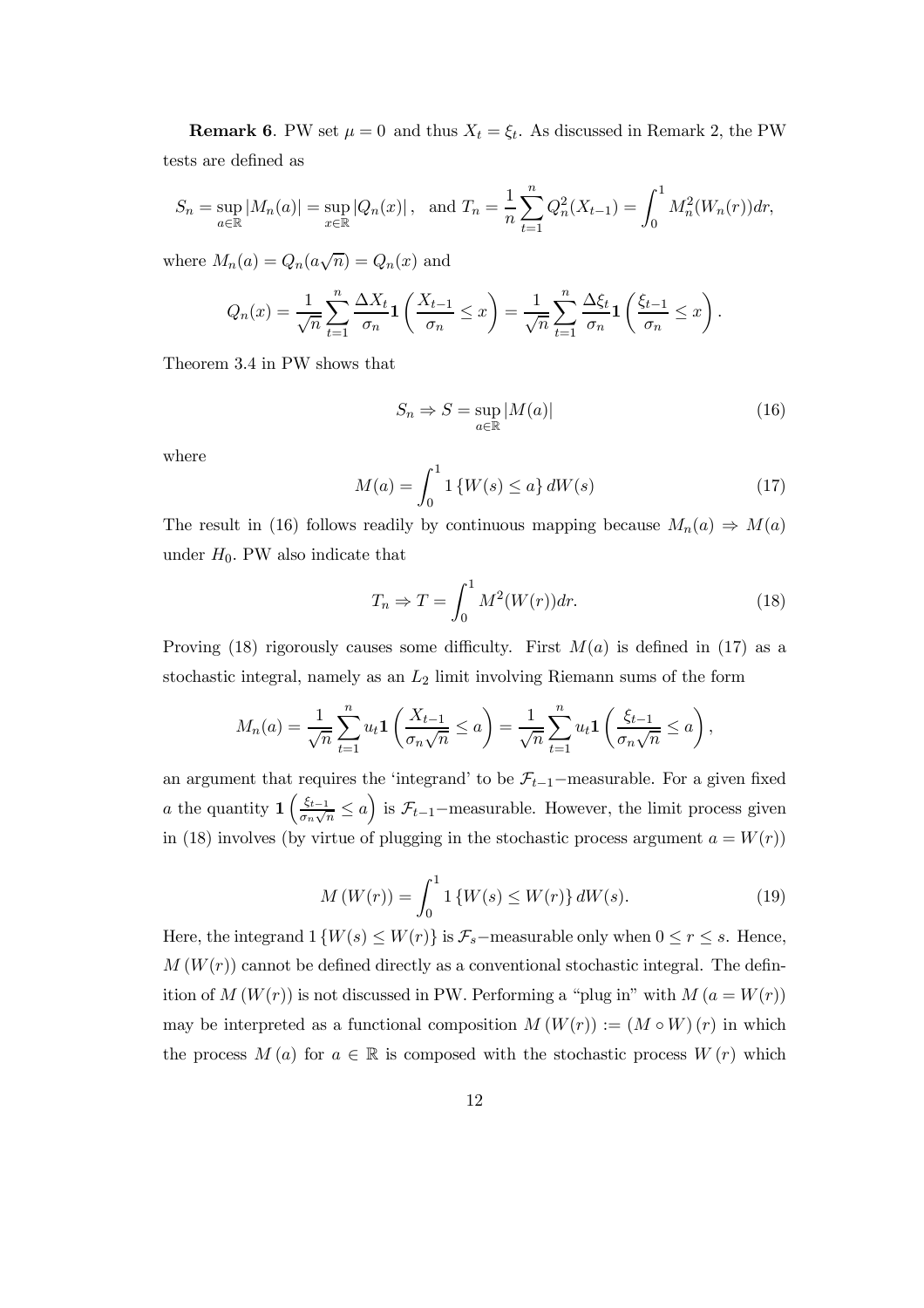**Remark 6**. PW set $\mu = 0$ and thus $X_t = \xi_t$. As discussed in Remark 2, the PW tests are defined as

$$S_n = \sup_{a \in \mathbb{R}} |M_n(a)| = \sup_{x \in \mathbb{R}} |Q_n(x)|, \quad \text{and } T_n = \frac{1}{n} \sum_{t=1}^{n} Q_n^2(X_{t-1}) = \int_0^1 M_n^2(W_n(r)) dr,$$

where $M_n(a) = Q_n(a\sqrt{n}) = Q_n(x)$ and

$$Q_n(x) = \frac{1}{\sqrt{n}} \sum_{t=1}^{n} \frac{\Delta X_t}{\sigma_n} \mathbf{1}\left(\frac{X_{t-1}}{\sigma_n} \leq x\right) = \frac{1}{\sqrt{n}} \sum_{t=1}^{n} \frac{\Delta \xi_t}{\sigma_n} \mathbf{1}\left(\frac{\xi_{t-1}}{\sigma_n} \leq x\right).$$

Theorem 3.4 in PW shows that

$$S_n \Rightarrow S = \sup_{a \in \mathbb{R}} |M(a)| \tag{16}$$

where

$$M(a) = \int_0^1 1\{W(s) \leq a\} \, dW(s) \tag{17}$$

The result in (16) follows readily by continuous mapping because $M_n(a) \Rightarrow M(a)$ under $H_0$. PW also indicate that

$$T_n \Rightarrow T = \int_0^1 M^2(W(r)) dr. \tag{18}$$

Proving (18) rigorously causes some difficulty. First $M(a)$ is defined in (17) as a stochastic integral, namely as an $L_2$ limit involving Riemann sums of the form

$$M_n(a) = \frac{1}{\sqrt{n}} \sum_{t=1}^{n} u_t \mathbf{1}\left(\frac{X_{t-1}}{\sigma_n \sqrt{n}} \leq a\right) = \frac{1}{\sqrt{n}} \sum_{t=1}^{n} u_t \mathbf{1}\left(\frac{\xi_{t-1}}{\sigma_n \sqrt{n}} \leq a\right),$$

an argument that requires the 'integrand' to be $\mathcal{F}_{t-1}-$measurable. For a given fixed $a$ the quantity $\mathbf{1}\left(\frac{\xi_{t-1}}{\sigma_n \sqrt{n}} \leq a\right)$ is $\mathcal{F}_{t-1}-$measurable. However, the limit process given in (18) involves (by virtue of plugging in the stochastic process argument $a = W(r)$)

$$M(W(r)) = \int_0^1 1\{W(s) \leq W(r)\} \, dW(s). \tag{19}$$

Here, the integrand $1\{W(s) \leq W(r)\}$ is $\mathcal{F}_s-$measurable only when $0 \leq r \leq s$. Hence, $M(W(r))$ cannot be defined directly as a conventional stochastic integral. The definition of $M(W(r))$ is not discussed in PW. Performing a "plug in" with $M(a = W(r))$ may be interpreted as a functional composition $M(W(r)) := (M \circ W)(r)$ in which the process $M(a)$ for $a \in \mathbb{R}$ is composed with the stochastic process $W(r)$ which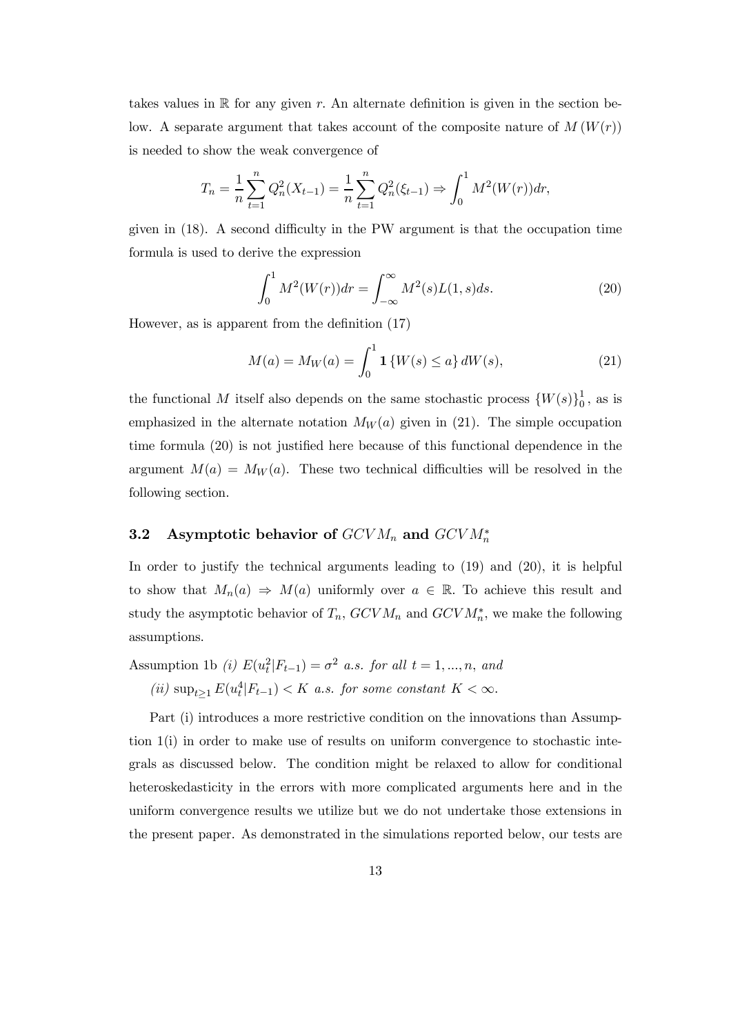takes values in $\mathbb{R}$ for any given $r$. An alternate definition is given in the section below. A separate argument that takes account of the composite nature of $M(W(r))$ is needed to show the weak convergence of

$$T_n = \frac{1}{n}\sum_{t=1}^{n} Q_n^2(X_{t-1}) = \frac{1}{n}\sum_{t=1}^{n} Q_n^2(\xi_{t-1}) \Rightarrow \int_0^1 M^2(W(r))dr,$$

given in (18). A second difficulty in the PW argument is that the occupation time formula is used to derive the expression

$$\int_0^1 M^2(W(r))dr = \int_{-\infty}^{\infty} M^2(s)L(1,s)ds. \tag{20}$$

However, as is apparent from the definition (17)

$$M(a) = M_W(a) = \int_0^1 \mathbf{1}\{W(s) \leq a\}\, dW(s), \tag{21}$$

the functional $M$ itself also depends on the same stochastic process $\{W(s)\}_0^1$, as is emphasized in the alternate notation $M_W(a)$ given in (21). The simple occupation time formula (20) is not justified here because of this functional dependence in the argument $M(a) = M_W(a)$. These two technical difficulties will be resolved in the following section.

### 3.2 Asymptotic behavior of $GCVM_n$ and $GCVM_n^*$

In order to justify the technical arguments leading to (19) and (20), it is helpful to show that $M_n(a) \Rightarrow M(a)$ uniformly over $a \in \mathbb{R}$. To achieve this result and study the asymptotic behavior of $T_n$, $GCVM_n$ and $GCVM_n^*$, we make the following assumptions.

Assumption 1b *(i)* $E(u_t^2|F_{t-1}) = \sigma^2$ *a.s. for all* $t = 1, ..., n$, *and*

*(ii)* $\sup_{t\geq 1} E(u_t^4|F_{t-1}) < K$ *a.s. for some constant* $K < \infty$.

Part (i) introduces a more restrictive condition on the innovations than Assumption 1(i) in order to make use of results on uniform convergence to stochastic integrals as discussed below. The condition might be relaxed to allow for conditional heteroskedasticity in the errors with more complicated arguments here and in the uniform convergence results we utilize but we do not undertake those extensions in the present paper. As demonstrated in the simulations reported below, our tests are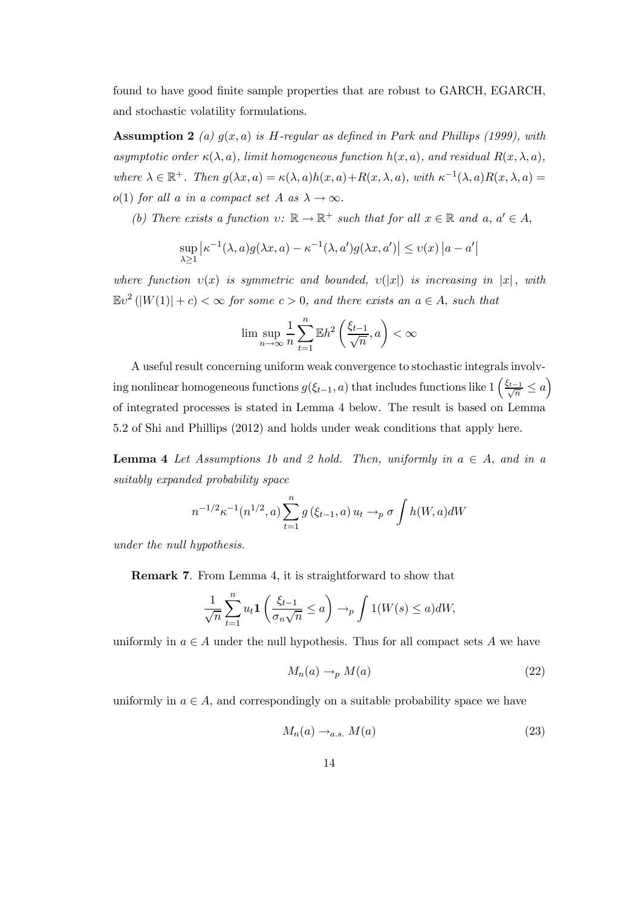found to have good finite sample properties that are robust to GARCH, EGARCH, and stochastic volatility formulations.

**Assumption 2** *(a) $g(x,a)$ is H-regular as defined in Park and Phillips (1999), with asymptotic order $\kappa(\lambda,a)$, limit homogeneous function $h(x,a)$, and residual $R(x,\lambda,a)$, where $\lambda \in \mathbb{R}^+$. Then $g(\lambda x,a) = \kappa(\lambda,a)h(x,a)+R(x,\lambda,a)$, with $\kappa^{-1}(\lambda,a)R(x,\lambda,a) = o(1)$ for all $a$ in a compact set $A$ as $\lambda \to \infty$.*

*(b) There exists a function $\upsilon$: $\mathbb{R} \to \mathbb{R}^+$ such that for all $x \in \mathbb{R}$ and $a$, $a' \in A$,*

$$\sup_{\lambda \geq 1} \left| \kappa^{-1}(\lambda,a)g(\lambda x,a) - \kappa^{-1}(\lambda,a')g(\lambda x,a') \right| \leq \upsilon(x) \left| a-a' \right|$$

*where function $\upsilon(x)$ is symmetric and bounded, $\upsilon(|x|)$ is increasing in $|x|$, with $\mathbb{E}\upsilon^2(|W(1)|+c) < \infty$ for some $c>0$, and there exists an $a \in A$, such that*

$$\lim \sup_{n\to\infty} \frac{1}{n}\sum_{t=1}^{n} \mathbb{E}h^2\left(\frac{\xi_{t-1}}{\sqrt{n}},a\right) < \infty$$

A useful result concerning uniform weak convergence to stochastic integrals involving nonlinear homogeneous functions $g(\xi_{t-1},a)$ that includes functions like $1\left(\frac{\xi_{t-1}}{\sqrt{n}} \leq a\right)$ of integrated processes is stated in Lemma 4 below. The result is based on Lemma 5.2 of Shi and Phillips (2012) and holds under weak conditions that apply here.

**Lemma 4** *Let Assumptions 1b and 2 hold. Then, uniformly in $a \in A$, and in a suitably expanded probability space*

$$n^{-1/2}\kappa^{-1}(n^{1/2},a)\sum_{t=1}^{n} g\left(\xi_{t-1},a\right)u_t \to_p \sigma \int h(W,a)dW$$

*under the null hypothesis.*

**Remark 7**. From Lemma 4, it is straightforward to show that

$$\frac{1}{\sqrt{n}}\sum_{t=1}^{n} u_t \mathbf{1}\left(\frac{\xi_{t-1}}{\sigma_n\sqrt{n}} \leq a\right) \to_p \int 1(W(s) \leq a)dW,$$

uniformly in $a \in A$ under the null hypothesis. Thus for all compact sets $A$ we have

$$M_n(a) \to_p M(a) \tag{22}$$

uniformly in $a \in A$, and correspondingly on a suitable probability space we have

$$M_n(a) \to_{a.s.} M(a) \tag{23}$$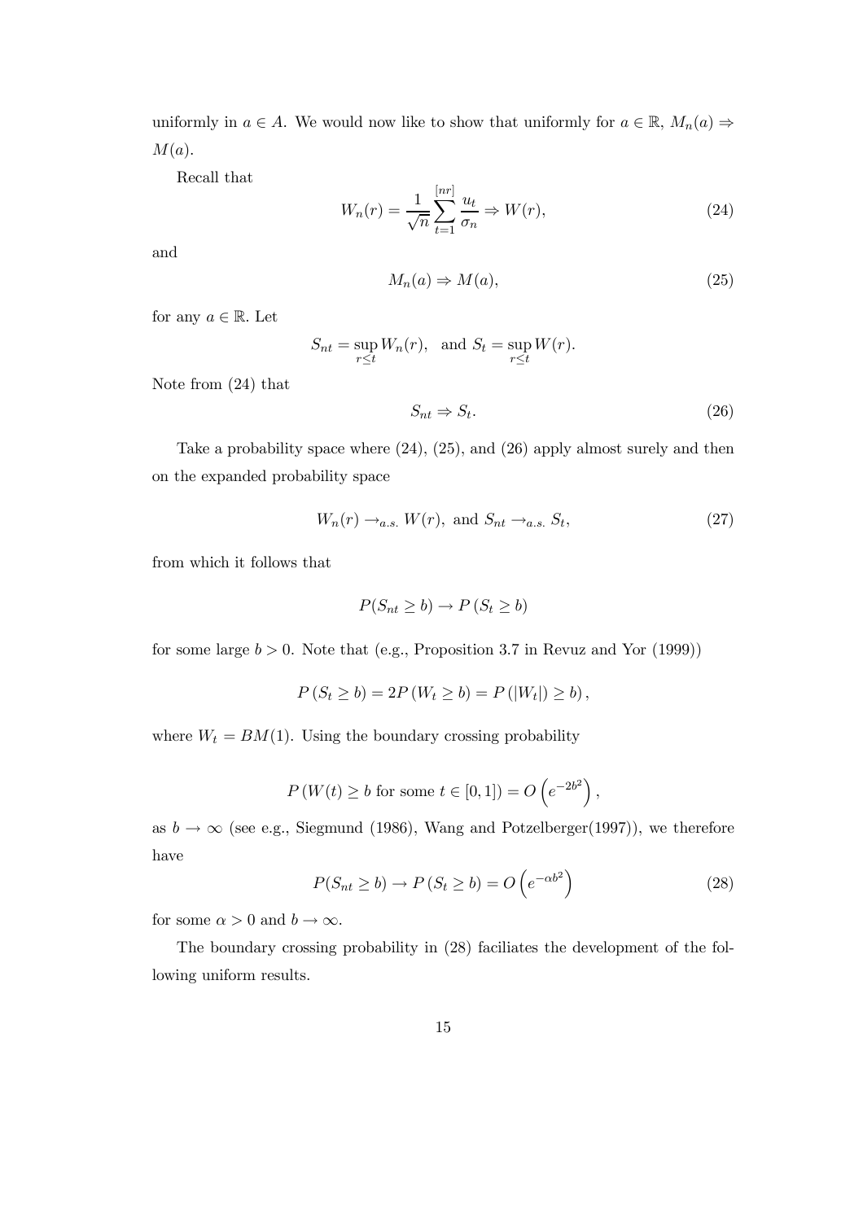uniformly in $a \in A$. We would now like to show that uniformly for $a \in \mathbb{R}$, $M_n(a) \Rightarrow M(a)$.

Recall that

$$W_n(r) = \frac{1}{\sqrt{n}} \sum_{t=1}^{[nr]} \frac{u_t}{\sigma_n} \Rightarrow W(r), \tag{24}$$

and

$$M_n(a) \Rightarrow M(a), \tag{25}$$

for any $a \in \mathbb{R}$. Let

$$S_{nt} = \sup_{r \leq t} W_n(r), \quad \text{and } S_t = \sup_{r \leq t} W(r).$$

Note from (24) that

$$S_{nt} \Rightarrow S_t. \tag{26}$$

Take a probability space where (24), (25), and (26) apply almost surely and then on the expanded probability space

$$W_n(r) \rightarrow_{a.s.} W(r), \text{ and } S_{nt} \rightarrow_{a.s.} S_t, \tag{27}$$

from which it follows that

$$P(S_{nt} \geq b) \rightarrow P(S_t \geq b)$$

for some large $b > 0$. Note that (e.g., Proposition 3.7 in Revuz and Yor (1999))

$$P(S_t \geq b) = 2P(W_t \geq b) = P(|W_t|) \geq b),$$

where $W_t = BM(1)$. Using the boundary crossing probability

$$P(W(t) \geq b \text{ for some } t \in [0, 1]) = O\left(e^{-2b^2}\right),$$

as $b \to \infty$ (see e.g., Siegmund (1986), Wang and Potzelberger(1997)), we therefore have

$$P(S_{nt} \geq b) \rightarrow P(S_t \geq b) = O\left(e^{-\alpha b^2}\right) \tag{28}$$

for some $\alpha > 0$ and $b \to \infty$.

The boundary crossing probability in (28) faciliates the development of the following uniform results.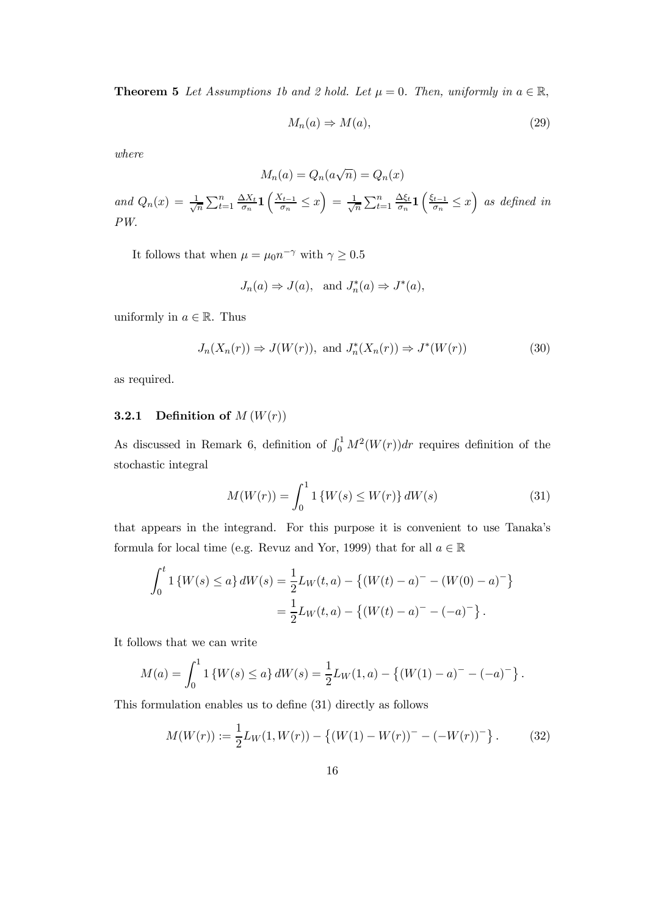**Theorem 5** *Let Assumptions 1b and 2 hold. Let $\mu = 0$. Then, uniformly in $a \in \mathbb{R}$,*

$$M_n(a) \Rightarrow M(a), \tag{29}$$

*where*

$$M_n(a) = Q_n(a\sqrt{n}) = Q_n(x)$$

*and* $Q_n(x) = \frac{1}{\sqrt{n}} \sum_{t=1}^{n} \frac{\Delta X_t}{\sigma_n} \mathbf{1}\left(\frac{X_{t-1}}{\sigma_n} \leq x\right) = \frac{1}{\sqrt{n}} \sum_{t=1}^{n} \frac{\Delta \xi_t}{\sigma_n} \mathbf{1}\left(\frac{\xi_{t-1}}{\sigma_n} \leq x\right)$ *as defined in PW.*

It follows that when $\mu = \mu_0 n^{-\gamma}$ with $\gamma \geq 0.5$

$$J_n(a) \Rightarrow J(a), \text{ and } J_n^*(a) \Rightarrow J^*(a),$$

uniformly in $a \in \mathbb{R}$. Thus

$$J_n(X_n(r)) \Rightarrow J(W(r)), \text{ and } J_n^*(X_n(r)) \Rightarrow J^*(W(r)) \tag{30}$$

as required.

### 3.2.1 Definition of $M(W(r))$

As discussed in Remark 6, definition of $\int_0^1 M^2(W(r))dr$ requires definition of the stochastic integral

$$M(W(r)) = \int_0^1 1\{W(s) \leq W(r)\}\, dW(s) \tag{31}$$

that appears in the integrand. For this purpose it is convenient to use Tanaka's formula for local time (e.g. Revuz and Yor, 1999) that for all $a \in \mathbb{R}$

$$\begin{aligned}
\int_0^t 1\{W(s) \leq a\}\, dW(s) &= \frac{1}{2} L_W(t,a) - \left\{(W(t) - a)^- - (W(0) - a)^-\right\} \\
&= \frac{1}{2} L_W(t,a) - \left\{(W(t) - a)^- - (-a)^-\right\}.
\end{aligned}$$

It follows that we can write

$$M(a) = \int_0^1 1\{W(s) \leq a\}\, dW(s) = \frac{1}{2} L_W(1,a) - \left\{(W(1) - a)^- - (-a)^-\right\}.$$

This formulation enables us to define (31) directly as follows

$$M(W(r)) := \frac{1}{2} L_W(1, W(r)) - \left\{(W(1) - W(r))^- - (-W(r))^-\right\}. \tag{32}$$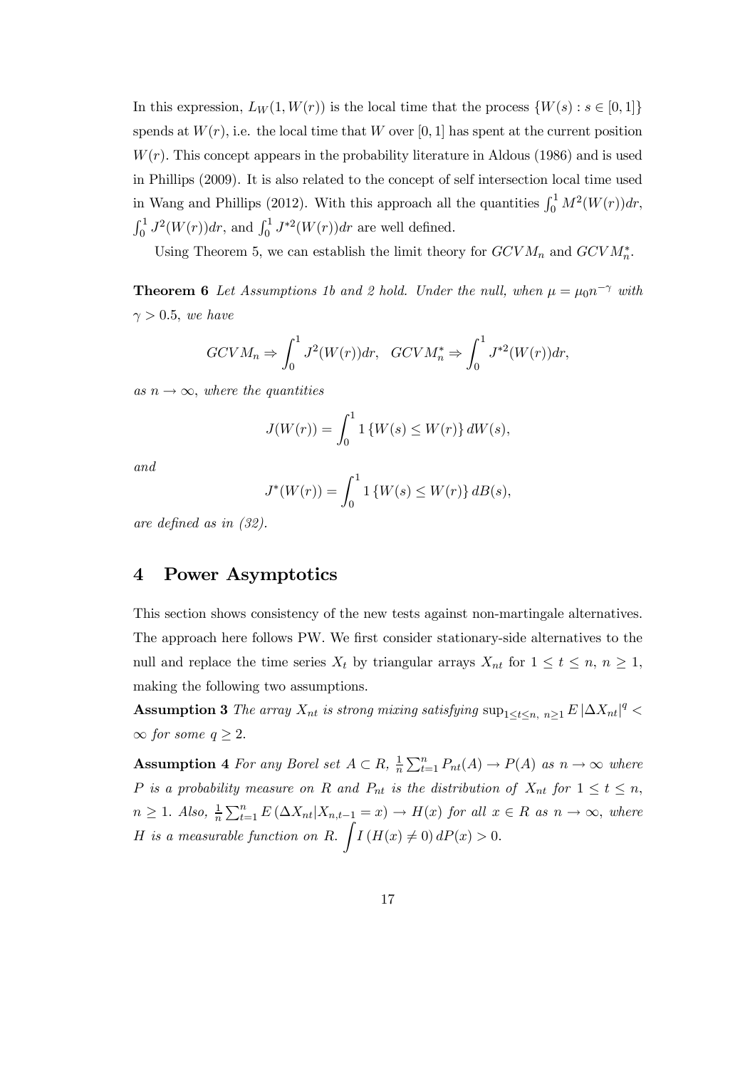In this expression, $L_W(1, W(r))$ is the local time that the process $\{W(s) : s \in [0,1]\}$ spends at $W(r)$, i.e. the local time that $W$ over $[0,1]$ has spent at the current position $W(r)$. This concept appears in the probability literature in Aldous (1986) and is used in Phillips (2009). It is also related to the concept of self intersection local time used in Wang and Phillips (2012). With this approach all the quantities $\int_0^1 M^2(W(r))dr$, $\int_0^1 J^2(W(r))dr$, and $\int_0^1 J^{*2}(W(r))dr$ are well defined.

Using Theorem 5, we can establish the limit theory for $GCVM_n$ and $GCVM_n^*$.

**Theorem 6** *Let Assumptions 1b and 2 hold. Under the null, when $\mu = \mu_0 n^{-\gamma}$ with $\gamma > 0.5$, we have*

$$GCVM_n \Rightarrow \int_0^1 J^2(W(r))dr, \quad GCVM_n^* \Rightarrow \int_0^1 J^{*2}(W(r))dr,$$

*as $n \to \infty$, where the quantities*

$$J(W(r)) = \int_0^1 1\{W(s) \leq W(r)\} dW(s),$$

*and*

$$J^*(W(r)) = \int_0^1 1\{W(s) \leq W(r)\} dB(s),$$

*are defined as in (32).*

## 4 Power Asymptotics

This section shows consistency of the new tests against non-martingale alternatives. The approach here follows PW. We first consider stationary-side alternatives to the null and replace the time series $X_t$ by triangular arrays $X_{nt}$ for $1 \leq t \leq n$, $n \geq 1$, making the following two assumptions.

**Assumption 3** *The array $X_{nt}$ is strong mixing satisfying $\sup_{1 \leq t \leq n,\ n \geq 1} E|\Delta X_{nt}|^q < \infty$ for some $q \geq 2$.*

**Assumption 4** *For any Borel set $A \subset R$, $\frac{1}{n}\sum_{t=1}^n P_{nt}(A) \to P(A)$ as $n \to \infty$ where $P$ is a probability measure on $R$ and $P_{nt}$ is the distribution of $X_{nt}$ for $1 \leq t \leq n$, $n \geq 1$. Also, $\frac{1}{n}\sum_{t=1}^n E(\Delta X_{nt}|X_{n,t-1} = x) \to H(x)$ for all $x \in R$ as $n \to \infty$, where $H$ is a measurable function on $R$. $\int I(H(x) \neq 0)\, dP(x) > 0$.*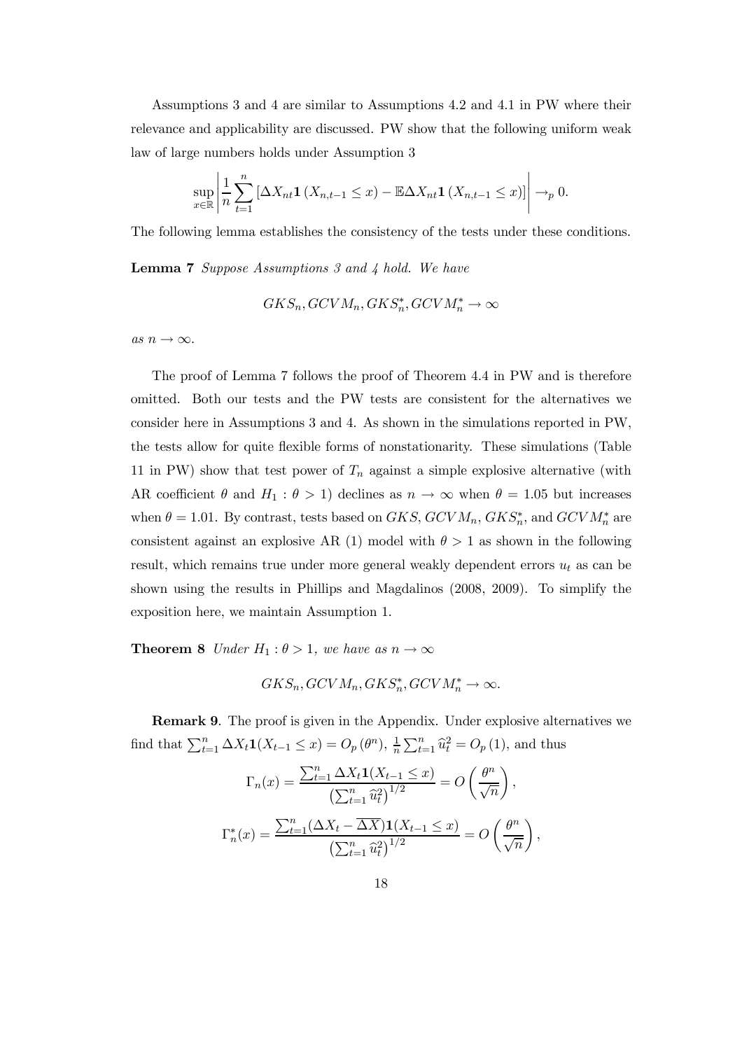Assumptions 3 and 4 are similar to Assumptions 4.2 and 4.1 in PW where their relevance and applicability are discussed. PW show that the following uniform weak law of large numbers holds under Assumption 3

$$\sup_{x\in\mathbb{R}}\left|\frac{1}{n}\sum_{t=1}^{n}\left[\Delta X_{nt}\mathbf{1}\left(X_{n,t-1}\leq x\right)-\mathbb{E}\Delta X_{nt}\mathbf{1}\left(X_{n,t-1}\leq x\right)\right]\right|\to_p 0.$$

The following lemma establishes the consistency of the tests under these conditions.

**Lemma 7** *Suppose Assumptions 3 and 4 hold. We have*

$$GKS_n, GCVM_n, GKS_n^*, GCVM_n^* \to \infty$$

*as* $n\to\infty$.

The proof of Lemma 7 follows the proof of Theorem 4.4 in PW and is therefore omitted. Both our tests and the PW tests are consistent for the alternatives we consider here in Assumptions 3 and 4. As shown in the simulations reported in PW, the tests allow for quite flexible forms of nonstationarity. These simulations (Table 11 in PW) show that test power of $T_n$ against a simple explosive alternative (with AR coefficient $\theta$ and $H_1:\theta>1$) declines as $n\to\infty$ when $\theta=1.05$ but increases when $\theta=1.01$. By contrast, tests based on $GKS$, $GCVM_n$, $GKS_n^*$, and $GCVM_n^*$ are consistent against an explosive AR (1) model with $\theta>1$ as shown in the following result, which remains true under more general weakly dependent errors $u_t$ as can be shown using the results in Phillips and Magdalinos (2008, 2009). To simplify the exposition here, we maintain Assumption 1.

**Theorem 8** *Under* $H_1:\theta>1$*, we have as* $n\to\infty$

$$GKS_n, GCVM_n, GKS_n^*, GCVM_n^* \to \infty.$$

**Remark 9**. The proof is given in the Appendix. Under explosive alternatives we find that $\sum_{t=1}^{n}\Delta X_t\mathbf{1}(X_{t-1}\leq x)=O_p\left(\theta^n\right)$, $\frac{1}{n}\sum_{t=1}^{n}\widehat{u}_t^2=O_p\left(1\right)$, and thus

$$\Gamma_n(x)=\frac{\sum_{t=1}^{n}\Delta X_t\mathbf{1}(X_{t-1}\leq x)}{\left(\sum_{t=1}^{n}\widehat{u}_t^2\right)^{1/2}}=O\left(\frac{\theta^n}{\sqrt{n}}\right),$$

$$\Gamma_n^*(x)=\frac{\sum_{t=1}^{n}(\Delta X_t-\overline{\Delta X})\mathbf{1}(X_{t-1}\leq x)}{\left(\sum_{t=1}^{n}\widehat{u}_t^2\right)^{1/2}}=O\left(\frac{\theta^n}{\sqrt{n}}\right),$$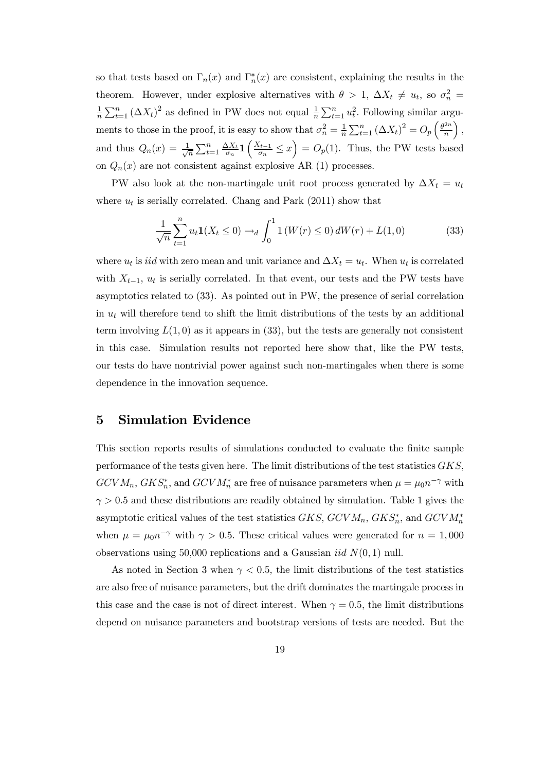so that tests based on $\Gamma_n(x)$ and $\Gamma_n^*(x)$ are consistent, explaining the results in the theorem. However, under explosive alternatives with $\theta > 1$, $\Delta X_t \neq u_t$, so $\sigma_n^2 = \frac{1}{n}\sum_{t=1}^n (\Delta X_t)^2$ as defined in PW does not equal $\frac{1}{n}\sum_{t=1}^n u_t^2$. Following similar arguments to those in the proof, it is easy to show that $\sigma_n^2 = \frac{1}{n}\sum_{t=1}^n (\Delta X_t)^2 = O_p\left(\frac{\theta^{2n}}{n}\right)$, and thus $Q_n(x) = \frac{1}{\sqrt{n}}\sum_{t=1}^n \frac{\Delta X_t}{\sigma_n}\mathbf{1}\left(\frac{X_{t-1}}{\sigma_n} \leq x\right) = O_p(1)$. Thus, the PW tests based on $Q_n(x)$ are not consistent against explosive AR (1) processes.

PW also look at the non-martingale unit root process generated by $\Delta X_t = u_t$ where $u_t$ is serially correlated. Chang and Park (2011) show that

$$\frac{1}{\sqrt{n}}\sum_{t=1}^n u_t \mathbf{1}(X_t \leq 0) \to_d \int_0^1 1\left(W(r) \leq 0\right) dW(r) + L(1,0) \tag{33}$$

where $u_t$ is *iid* with zero mean and unit variance and $\Delta X_t = u_t$. When $u_t$ is correlated with $X_{t-1}$, $u_t$ is serially correlated. In that event, our tests and the PW tests have asymptotics related to (33). As pointed out in PW, the presence of serial correlation in $u_t$ will therefore tend to shift the limit distributions of the tests by an additional term involving $L(1,0)$ as it appears in (33), but the tests are generally not consistent in this case. Simulation results not reported here show that, like the PW tests, our tests do have nontrivial power against such non-martingales when there is some dependence in the innovation sequence.

## 5 Simulation Evidence

This section reports results of simulations conducted to evaluate the finite sample performance of the tests given here. The limit distributions of the test statistics $GKS$, $GCVM_n$, $GKS_n^*$, and $GCVM_n^*$ are free of nuisance parameters when $\mu = \mu_0 n^{-\gamma}$ with $\gamma > 0.5$ and these distributions are readily obtained by simulation. Table 1 gives the asymptotic critical values of the test statistics $GKS$, $GCVM_n$, $GKS_n^*$, and $GCVM_n^*$ when $\mu = \mu_0 n^{-\gamma}$ with $\gamma > 0.5$. These critical values were generated for $n = 1,000$ observations using 50,000 replications and a Gaussian *iid* $N(0,1)$ null.

As noted in Section 3 when $\gamma < 0.5$, the limit distributions of the test statistics are also free of nuisance parameters, but the drift dominates the martingale process in this case and the case is not of direct interest. When $\gamma = 0.5$, the limit distributions depend on nuisance parameters and bootstrap versions of tests are needed. But the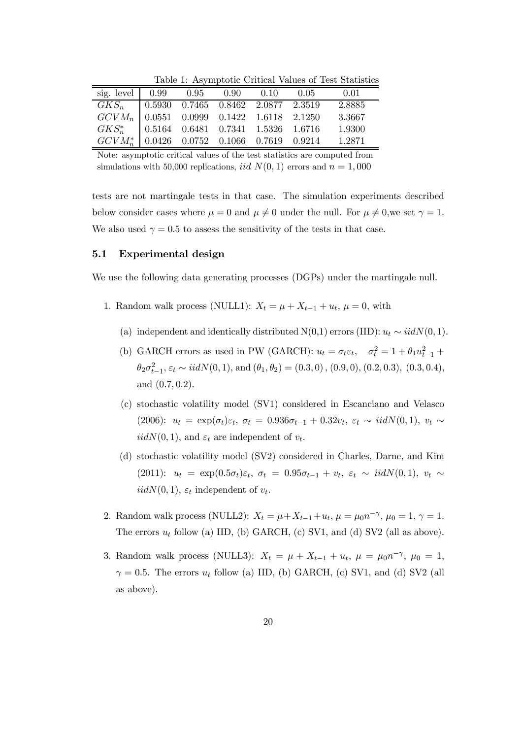Table 1: Asymptotic Critical Values of Test Statistics

| sig. level | 0.99 | 0.95 | 0.90 | 0.10 | 0.05 | 0.01 |
|---|---|---|---|---|---|---|
| $GKS_n$ | 0.5930 | 0.7465 | 0.8462 | 2.0877 | 2.3519 | 2.8885 |
| $GCVM_n$ | 0.0551 | 0.0999 | 0.1422 | 1.6118 | 2.1250 | 3.3667 |
| $GKS_n^*$ | 0.5164 | 0.6481 | 0.7341 | 1.5326 | 1.6716 | 1.9300 |
| $GCVM_n^*$ | 0.0426 | 0.0752 | 0.1066 | 0.7619 | 0.9214 | 1.2871 |

Note: asymptotic critical values of the test statistics are computed from simulations with 50,000 replications, *iid* $N(0,1)$ errors and $n = 1,000$

tests are not martingale tests in that case. The simulation experiments described below consider cases where $\mu = 0$ and $\mu \neq 0$ under the null. For $\mu \neq 0$,we set $\gamma = 1$. We also used $\gamma = 0.5$ to assess the sensitivity of the tests in that case.

### 5.1 Experimental design

We use the following data generating processes (DGPs) under the martingale null.

1. Random walk process (NULL1): $X_t = \mu + X_{t-1} + u_t$, $\mu = 0$, with
   (a) independent and identically distributed N(0,1) errors (IID): $u_t \sim iidN(0,1)$.
   (b) GARCH errors as used in PW (GARCH): $u_t = \sigma_t \varepsilon_t$, $\sigma_t^2 = 1 + \theta_1 u_{t-1}^2 + \theta_2 \sigma_{t-1}^2$, $\varepsilon_t \sim iidN(0,1)$, and $(\theta_1, \theta_2) = (0.3, 0)$, $(0.9, 0)$, $(0.2, 0.3)$, $(0.3, 0.4)$, and $(0.7, 0.2)$.
   (c) stochastic volatility model (SV1) considered in Escanciano and Velasco (2006): $u_t = \exp(\sigma_t)\varepsilon_t$, $\sigma_t = 0.936\sigma_{t-1} + 0.32v_t$, $\varepsilon_t \sim iidN(0,1)$, $v_t \sim iidN(0,1)$, and $\varepsilon_t$ are independent of $v_t$.
   (d) stochastic volatility model (SV2) considered in Charles, Darne, and Kim (2011): $u_t = \exp(0.5\sigma_t)\varepsilon_t$, $\sigma_t = 0.95\sigma_{t-1} + v_t$, $\varepsilon_t \sim iidN(0,1)$, $v_t \sim iidN(0,1)$, $\varepsilon_t$ independent of $v_t$.
2. Random walk process (NULL2): $X_t = \mu + X_{t-1} + u_t$, $\mu = \mu_0 n^{-\gamma}$, $\mu_0 = 1$, $\gamma = 1$. The errors $u_t$ follow (a) IID, (b) GARCH, (c) SV1, and (d) SV2 (all as above).
3. Random walk process (NULL3): $X_t = \mu + X_{t-1} + u_t$, $\mu = \mu_0 n^{-\gamma}$, $\mu_0 = 1$, $\gamma = 0.5$. The errors $u_t$ follow (a) IID, (b) GARCH, (c) SV1, and (d) SV2 (all as above).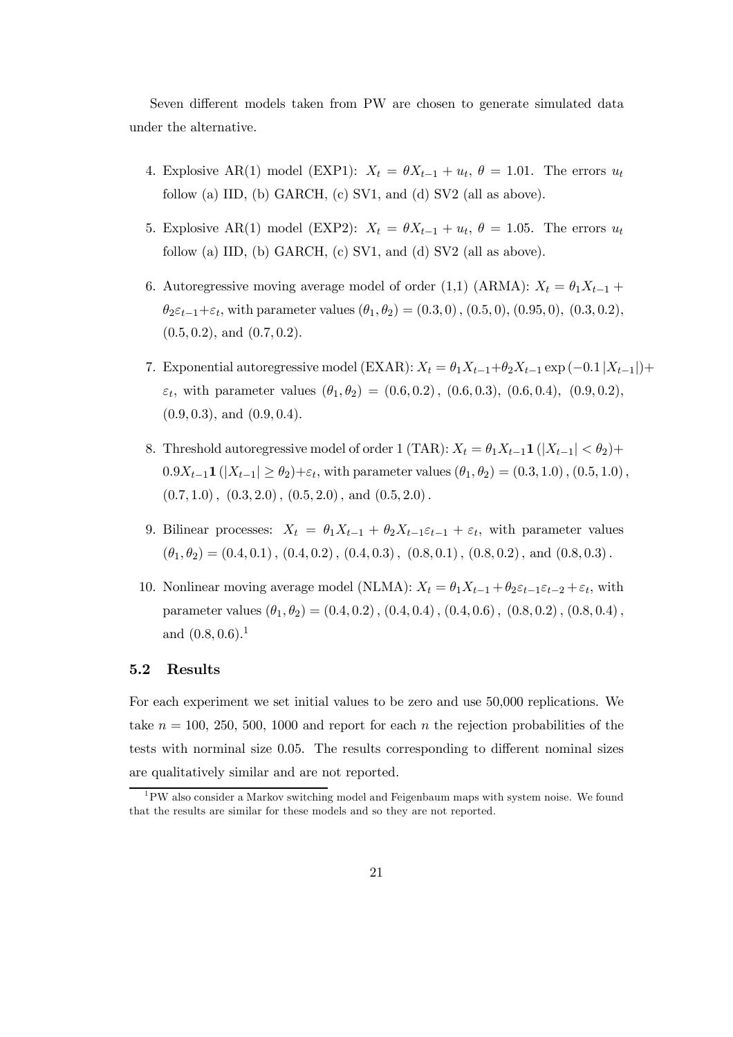Seven different models taken from PW are chosen to generate simulated data under the alternative.

4. Explosive AR(1) model (EXP1): $X_t = \theta X_{t-1} + u_t$, $\theta = 1.01$. The errors $u_t$ follow (a) IID, (b) GARCH, (c) SV1, and (d) SV2 (all as above).

5. Explosive AR(1) model (EXP2): $X_t = \theta X_{t-1} + u_t$, $\theta = 1.05$. The errors $u_t$ follow (a) IID, (b) GARCH, (c) SV1, and (d) SV2 (all as above).

6. Autoregressive moving average model of order (1,1) (ARMA): $X_t = \theta_1 X_{t-1} + \theta_2 \varepsilon_{t-1} + \varepsilon_t$, with parameter values $(\theta_1, \theta_2) = (0.3, 0)$, $(0.5, 0)$, $(0.95, 0)$, $(0.3, 0.2)$, $(0.5, 0.2)$, and $(0.7, 0.2)$.

7. Exponential autoregressive model (EXAR): $X_t = \theta_1 X_{t-1} + \theta_2 X_{t-1} \exp(-0.1 |X_{t-1}|) + \varepsilon_t$, with parameter values $(\theta_1, \theta_2) = (0.6, 0.2)$, $(0.6, 0.3)$, $(0.6, 0.4)$, $(0.9, 0.2)$, $(0.9, 0.3)$, and $(0.9, 0.4)$.

8. Threshold autoregressive model of order 1 (TAR): $X_t = \theta_1 X_{t-1} \mathbf{1}(|X_{t-1}| < \theta_2) + 0.9 X_{t-1} \mathbf{1}(|X_{t-1}| \geq \theta_2) + \varepsilon_t$, with parameter values $(\theta_1, \theta_2) = (0.3, 1.0)$, $(0.5, 1.0)$, $(0.7, 1.0)$, $(0.3, 2.0)$, $(0.5, 2.0)$, and $(0.5, 2.0)$.

9. Bilinear processes: $X_t = \theta_1 X_{t-1} + \theta_2 X_{t-1} \varepsilon_{t-1} + \varepsilon_t$, with parameter values $(\theta_1, \theta_2) = (0.4, 0.1)$, $(0.4, 0.2)$, $(0.4, 0.3)$, $(0.8, 0.1)$, $(0.8, 0.2)$, and $(0.8, 0.3)$.

10. Nonlinear moving average model (NLMA): $X_t = \theta_1 X_{t-1} + \theta_2 \varepsilon_{t-1} \varepsilon_{t-2} + \varepsilon_t$, with parameter values $(\theta_1, \theta_2) = (0.4, 0.2)$, $(0.4, 0.4)$, $(0.4, 0.6)$, $(0.8, 0.2)$, $(0.8, 0.4)$, and $(0.8, 0.6)$.[1]

### 5.2 Results

For each experiment we set initial values to be zero and use 50,000 replications. We take $n = 100$, 250, 500, 1000 and report for each $n$ the rejection probabilities of the tests with norminal size 0.05. The results corresponding to different nominal sizes are qualitatively similar and are not reported.

[1] PW also consider a Markov switching model and Feigenbaum maps with system noise. We found that the results are similar for these models and so they are not reported.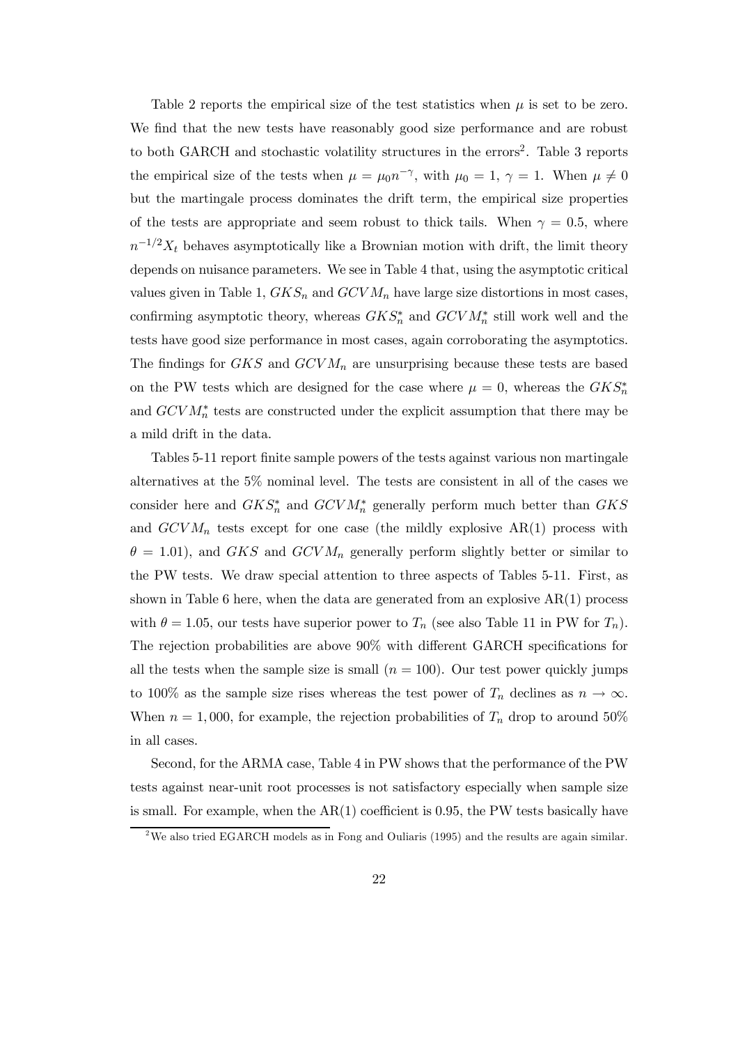Table 2 reports the empirical size of the test statistics when $\mu$ is set to be zero. We find that the new tests have reasonably good size performance and are robust to both GARCH and stochastic volatility structures in the errors[2]. Table 3 reports the empirical size of the tests when $\mu = \mu_0 n^{-\gamma}$, with $\mu_0 = 1$, $\gamma = 1$. When $\mu \neq 0$ but the martingale process dominates the drift term, the empirical size properties of the tests are appropriate and seem robust to thick tails. When $\gamma = 0.5$, where $n^{-1/2}X_t$ behaves asymptotically like a Brownian motion with drift, the limit theory depends on nuisance parameters. We see in Table 4 that, using the asymptotic critical values given in Table 1, $GKS_n$ and $GCVM_n$ have large size distortions in most cases, confirming asymptotic theory, whereas $GKS_n^*$ and $GCVM_n^*$ still work well and the tests have good size performance in most cases, again corroborating the asymptotics. The findings for $GKS$ and $GCVM_n$ are unsurprising because these tests are based on the PW tests which are designed for the case where $\mu = 0$, whereas the $GKS_n^*$ and $GCVM_n^*$ tests are constructed under the explicit assumption that there may be a mild drift in the data.

Tables 5-11 report finite sample powers of the tests against various non martingale alternatives at the 5% nominal level. The tests are consistent in all of the cases we consider here and $GKS_n^*$ and $GCVM_n^*$ generally perform much better than $GKS$ and $GCVM_n$ tests except for one case (the mildly explosive AR(1) process with $\theta = 1.01$), and $GKS$ and $GCVM_n$ generally perform slightly better or similar to the PW tests. We draw special attention to three aspects of Tables 5-11. First, as shown in Table 6 here, when the data are generated from an explosive AR(1) process with $\theta = 1.05$, our tests have superior power to $T_n$ (see also Table 11 in PW for $T_n$). The rejection probabilities are above 90% with different GARCH specifications for all the tests when the sample size is small ($n = 100$). Our test power quickly jumps to 100% as the sample size rises whereas the test power of $T_n$ declines as $n \to \infty$. When $n = 1,000$, for example, the rejection probabilities of $T_n$ drop to around 50% in all cases.

Second, for the ARMA case, Table 4 in PW shows that the performance of the PW tests against near-unit root processes is not satisfactory especially when sample size is small. For example, when the AR(1) coefficient is 0.95, the PW tests basically have

[2] We also tried EGARCH models as in Fong and Ouliaris (1995) and the results are again similar.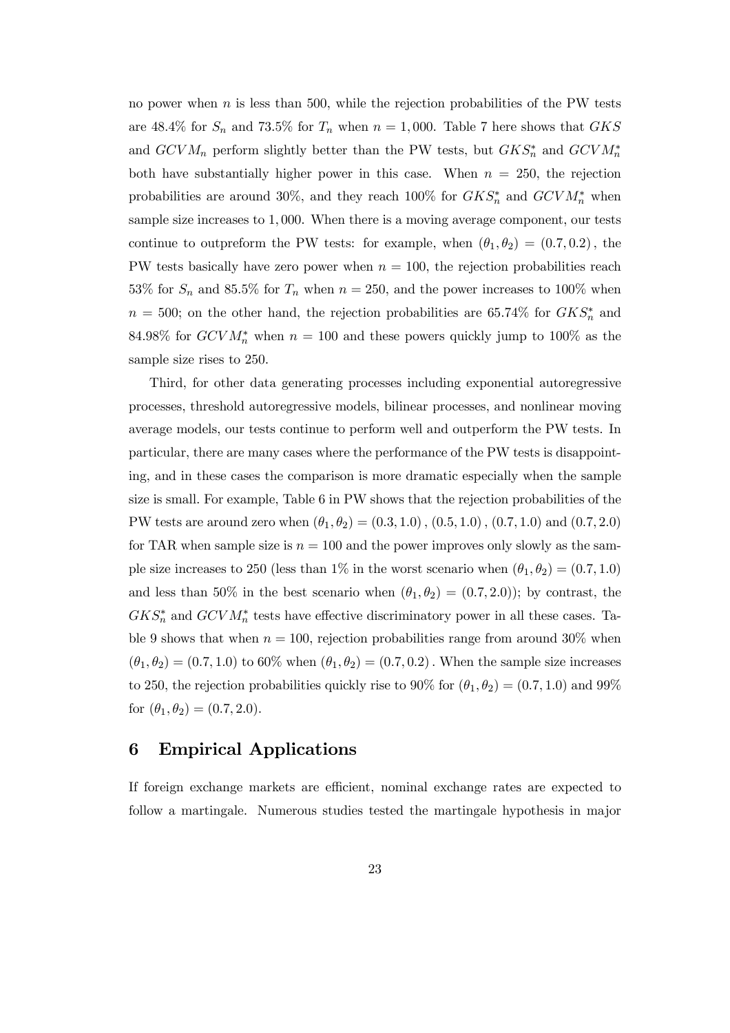no power when $n$ is less than 500, while the rejection probabilities of the PW tests are 48.4% for $S_n$ and 73.5% for $T_n$ when $n = 1,000$. Table 7 here shows that $GKS$ and $GCVM_n$ perform slightly better than the PW tests, but $GKS_n^*$ and $GCVM_n^*$ both have substantially higher power in this case. When $n = 250$, the rejection probabilities are around 30%, and they reach 100% for $GKS_n^*$ and $GCVM_n^*$ when sample size increases to 1,000. When there is a moving average component, our tests continue to outpreform the PW tests: for example, when $(\theta_1, \theta_2) = (0.7, 0.2)$, the PW tests basically have zero power when $n = 100$, the rejection probabilities reach 53% for $S_n$ and 85.5% for $T_n$ when $n = 250$, and the power increases to 100% when $n = 500$; on the other hand, the rejection probabilities are 65.74% for $GKS_n^*$ and 84.98% for $GCVM_n^*$ when $n = 100$ and these powers quickly jump to 100% as the sample size rises to 250.

Third, for other data generating processes including exponential autoregressive processes, threshold autoregressive models, bilinear processes, and nonlinear moving average models, our tests continue to perform well and outperform the PW tests. In particular, there are many cases where the performance of the PW tests is disappointing, and in these cases the comparison is more dramatic especially when the sample size is small. For example, Table 6 in PW shows that the rejection probabilities of the PW tests are around zero when $(\theta_1, \theta_2) = (0.3, 1.0)$, $(0.5, 1.0)$, $(0.7, 1.0)$ and $(0.7, 2.0)$ for TAR when sample size is $n = 100$ and the power improves only slowly as the sample size increases to 250 (less than 1% in the worst scenario when $(\theta_1, \theta_2) = (0.7, 1.0)$ and less than 50% in the best scenario when $(\theta_1, \theta_2) = (0.7, 2.0)$); by contrast, the $GKS_n^*$ and $GCVM_n^*$ tests have effective discriminatory power in all these cases. Table 9 shows that when $n = 100$, rejection probabilities range from around 30% when $(\theta_1, \theta_2) = (0.7, 1.0)$ to 60% when $(\theta_1, \theta_2) = (0.7, 0.2)$. When the sample size increases to 250, the rejection probabilities quickly rise to 90% for $(\theta_1, \theta_2) = (0.7, 1.0)$ and 99% for $(\theta_1, \theta_2) = (0.7, 2.0)$.

## 6 Empirical Applications

If foreign exchange markets are efficient, nominal exchange rates are expected to follow a martingale. Numerous studies tested the martingale hypothesis in major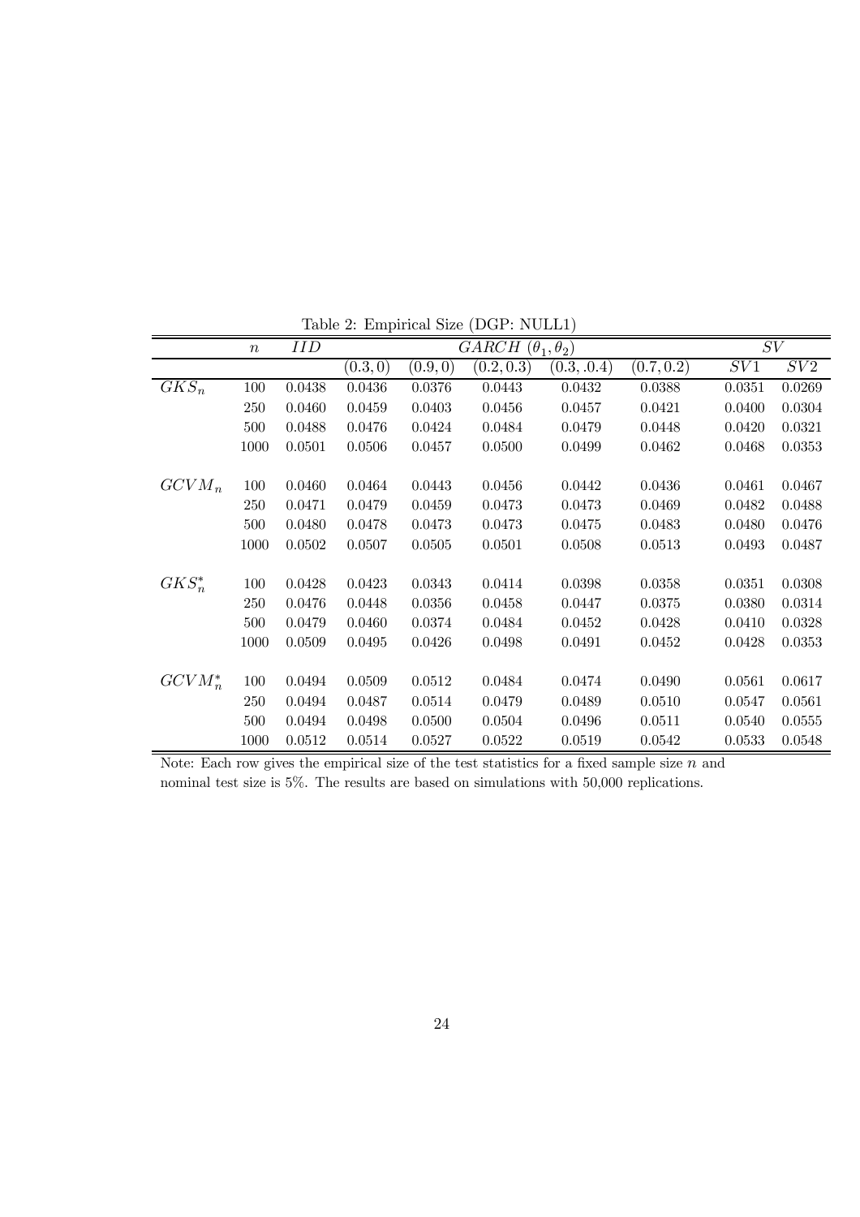Table 2: Empirical Size (DGP: NULL1)

| | $n$ | $IID$ | $GARCH\ (\theta_1, \theta_2)$ | | | | | $SV$ | |
|---|---|---|---|---|---|---|---|---|---|
| | | | $(0.3, 0)$ | $(0.9, 0)$ | $(0.2, 0.3)$ | $(0.3, .0.4)$ | $(0.7, 0.2)$ | $SV1$ | $SV2$ |
| $GKS_n$ | 100 | 0.0438 | 0.0436 | 0.0376 | 0.0443 | 0.0432 | 0.0388 | 0.0351 | 0.0269 |
| | 250 | 0.0460 | 0.0459 | 0.0403 | 0.0456 | 0.0457 | 0.0421 | 0.0400 | 0.0304 |
| | 500 | 0.0488 | 0.0476 | 0.0424 | 0.0484 | 0.0479 | 0.0448 | 0.0420 | 0.0321 |
| | 1000 | 0.0501 | 0.0506 | 0.0457 | 0.0500 | 0.0499 | 0.0462 | 0.0468 | 0.0353 |
| $GCVM_n$ | 100 | 0.0460 | 0.0464 | 0.0443 | 0.0456 | 0.0442 | 0.0436 | 0.0461 | 0.0467 |
| | 250 | 0.0471 | 0.0479 | 0.0459 | 0.0473 | 0.0473 | 0.0469 | 0.0482 | 0.0488 |
| | 500 | 0.0480 | 0.0478 | 0.0473 | 0.0473 | 0.0475 | 0.0483 | 0.0480 | 0.0476 |
| | 1000 | 0.0502 | 0.0507 | 0.0505 | 0.0501 | 0.0508 | 0.0513 | 0.0493 | 0.0487 |
| $GKS_n^*$ | 100 | 0.0428 | 0.0423 | 0.0343 | 0.0414 | 0.0398 | 0.0358 | 0.0351 | 0.0308 |
| | 250 | 0.0476 | 0.0448 | 0.0356 | 0.0458 | 0.0447 | 0.0375 | 0.0380 | 0.0314 |
| | 500 | 0.0479 | 0.0460 | 0.0374 | 0.0484 | 0.0452 | 0.0428 | 0.0410 | 0.0328 |
| | 1000 | 0.0509 | 0.0495 | 0.0426 | 0.0498 | 0.0491 | 0.0452 | 0.0428 | 0.0353 |
| $GCVM_n^*$ | 100 | 0.0494 | 0.0509 | 0.0512 | 0.0484 | 0.0474 | 0.0490 | 0.0561 | 0.0617 |
| | 250 | 0.0494 | 0.0487 | 0.0514 | 0.0479 | 0.0489 | 0.0510 | 0.0547 | 0.0561 |
| | 500 | 0.0494 | 0.0498 | 0.0500 | 0.0504 | 0.0496 | 0.0511 | 0.0540 | 0.0555 |
| | 1000 | 0.0512 | 0.0514 | 0.0527 | 0.0522 | 0.0519 | 0.0542 | 0.0533 | 0.0548 |

Note: Each row gives the empirical size of the test statistics for a fixed sample size $n$ and nominal test size is 5%. The results are based on simulations with 50,000 replications.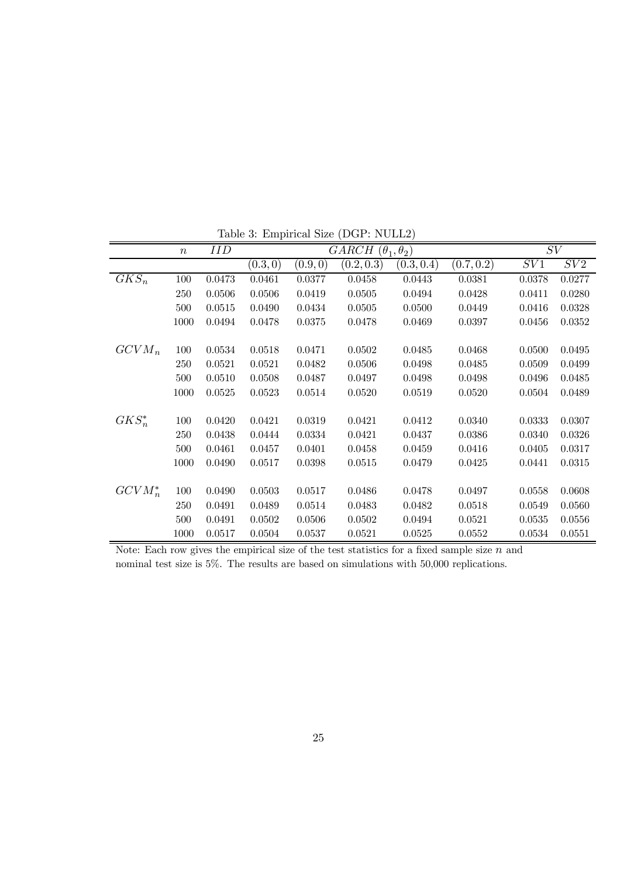Table 3: Empirical Size (DGP: NULL2)

| | $n$ | $IID$ | $GARCH$ $(\theta_1, \theta_2)$ | | | | | $SV$ | |
|---|---|---|---|---|---|---|---|---|---|
| | | | $(0.3, 0)$ | $(0.9, 0)$ | $(0.2, 0.3)$ | $(0.3, 0.4)$ | $(0.7, 0.2)$ | $SV1$ | $SV2$ |
| $GKS_n$ | 100 | 0.0473 | 0.0461 | 0.0377 | 0.0458 | 0.0443 | 0.0381 | 0.0378 | 0.0277 |
| | 250 | 0.0506 | 0.0506 | 0.0419 | 0.0505 | 0.0494 | 0.0428 | 0.0411 | 0.0280 |
| | 500 | 0.0515 | 0.0490 | 0.0434 | 0.0505 | 0.0500 | 0.0449 | 0.0416 | 0.0328 |
| | 1000 | 0.0494 | 0.0478 | 0.0375 | 0.0478 | 0.0469 | 0.0397 | 0.0456 | 0.0352 |
| $GCVM_n$ | 100 | 0.0534 | 0.0518 | 0.0471 | 0.0502 | 0.0485 | 0.0468 | 0.0500 | 0.0495 |
| | 250 | 0.0521 | 0.0521 | 0.0482 | 0.0506 | 0.0498 | 0.0485 | 0.0509 | 0.0499 |
| | 500 | 0.0510 | 0.0508 | 0.0487 | 0.0497 | 0.0498 | 0.0498 | 0.0496 | 0.0485 |
| | 1000 | 0.0525 | 0.0523 | 0.0514 | 0.0520 | 0.0519 | 0.0520 | 0.0504 | 0.0489 |
| $GKS_n^*$ | 100 | 0.0420 | 0.0421 | 0.0319 | 0.0421 | 0.0412 | 0.0340 | 0.0333 | 0.0307 |
| | 250 | 0.0438 | 0.0444 | 0.0334 | 0.0421 | 0.0437 | 0.0386 | 0.0340 | 0.0326 |
| | 500 | 0.0461 | 0.0457 | 0.0401 | 0.0458 | 0.0459 | 0.0416 | 0.0405 | 0.0317 |
| | 1000 | 0.0490 | 0.0517 | 0.0398 | 0.0515 | 0.0479 | 0.0425 | 0.0441 | 0.0315 |
| $GCVM_n^*$ | 100 | 0.0490 | 0.0503 | 0.0517 | 0.0486 | 0.0478 | 0.0497 | 0.0558 | 0.0608 |
| | 250 | 0.0491 | 0.0489 | 0.0514 | 0.0483 | 0.0482 | 0.0518 | 0.0549 | 0.0560 |
| | 500 | 0.0491 | 0.0502 | 0.0506 | 0.0502 | 0.0494 | 0.0521 | 0.0535 | 0.0556 |
| | 1000 | 0.0517 | 0.0504 | 0.0537 | 0.0521 | 0.0525 | 0.0552 | 0.0534 | 0.0551 |

Note: Each row gives the empirical size of the test statistics for a fixed sample size $n$ and nominal test size is 5%. The results are based on simulations with 50,000 replications.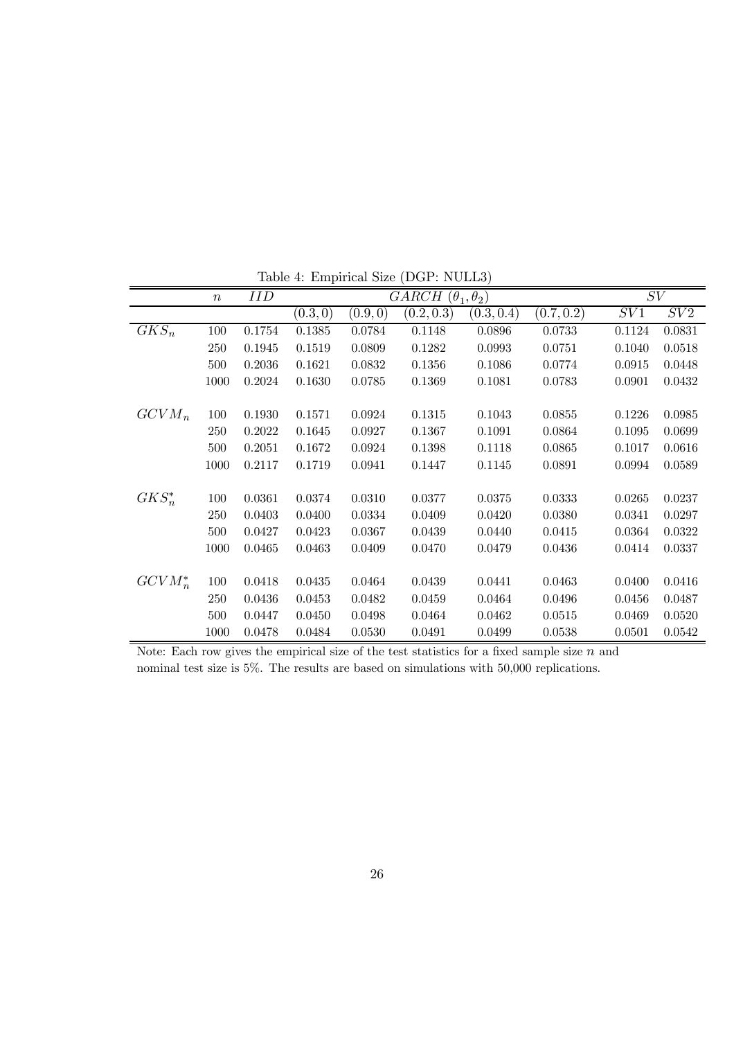Table 4: Empirical Size (DGP: NULL3)

| | $n$ | $IID$ | $GARCH\ (\theta_1, \theta_2)$ | | | | | $SV$ | |
|---|---|---|---|---|---|---|---|---|---|
| | | | $(0.3, 0)$ | $(0.9, 0)$ | $(0.2, 0.3)$ | $(0.3, 0.4)$ | $(0.7, 0.2)$ | $SV1$ | $SV2$ |
| $GKS_n$ | 100 | 0.1754 | 0.1385 | 0.0784 | 0.1148 | 0.0896 | 0.0733 | 0.1124 | 0.0831 |
| | 250 | 0.1945 | 0.1519 | 0.0809 | 0.1282 | 0.0993 | 0.0751 | 0.1040 | 0.0518 |
| | 500 | 0.2036 | 0.1621 | 0.0832 | 0.1356 | 0.1086 | 0.0774 | 0.0915 | 0.0448 |
| | 1000 | 0.2024 | 0.1630 | 0.0785 | 0.1369 | 0.1081 | 0.0783 | 0.0901 | 0.0432 |
| $GCVM_n$ | 100 | 0.1930 | 0.1571 | 0.0924 | 0.1315 | 0.1043 | 0.0855 | 0.1226 | 0.0985 |
| | 250 | 0.2022 | 0.1645 | 0.0927 | 0.1367 | 0.1091 | 0.0864 | 0.1095 | 0.0699 |
| | 500 | 0.2051 | 0.1672 | 0.0924 | 0.1398 | 0.1118 | 0.0865 | 0.1017 | 0.0616 |
| | 1000 | 0.2117 | 0.1719 | 0.0941 | 0.1447 | 0.1145 | 0.0891 | 0.0994 | 0.0589 |
| $GKS_n^*$ | 100 | 0.0361 | 0.0374 | 0.0310 | 0.0377 | 0.0375 | 0.0333 | 0.0265 | 0.0237 |
| | 250 | 0.0403 | 0.0400 | 0.0334 | 0.0409 | 0.0420 | 0.0380 | 0.0341 | 0.0297 |
| | 500 | 0.0427 | 0.0423 | 0.0367 | 0.0439 | 0.0440 | 0.0415 | 0.0364 | 0.0322 |
| | 1000 | 0.0465 | 0.0463 | 0.0409 | 0.0470 | 0.0479 | 0.0436 | 0.0414 | 0.0337 |
| $GCVM_n^*$ | 100 | 0.0418 | 0.0435 | 0.0464 | 0.0439 | 0.0441 | 0.0463 | 0.0400 | 0.0416 |
| | 250 | 0.0436 | 0.0453 | 0.0482 | 0.0459 | 0.0464 | 0.0496 | 0.0456 | 0.0487 |
| | 500 | 0.0447 | 0.0450 | 0.0498 | 0.0464 | 0.0462 | 0.0515 | 0.0469 | 0.0520 |
| | 1000 | 0.0478 | 0.0484 | 0.0530 | 0.0491 | 0.0499 | 0.0538 | 0.0501 | 0.0542 |

Note: Each row gives the empirical size of the test statistics for a fixed sample size $n$ and nominal test size is 5%. The results are based on simulations with 50,000 replications.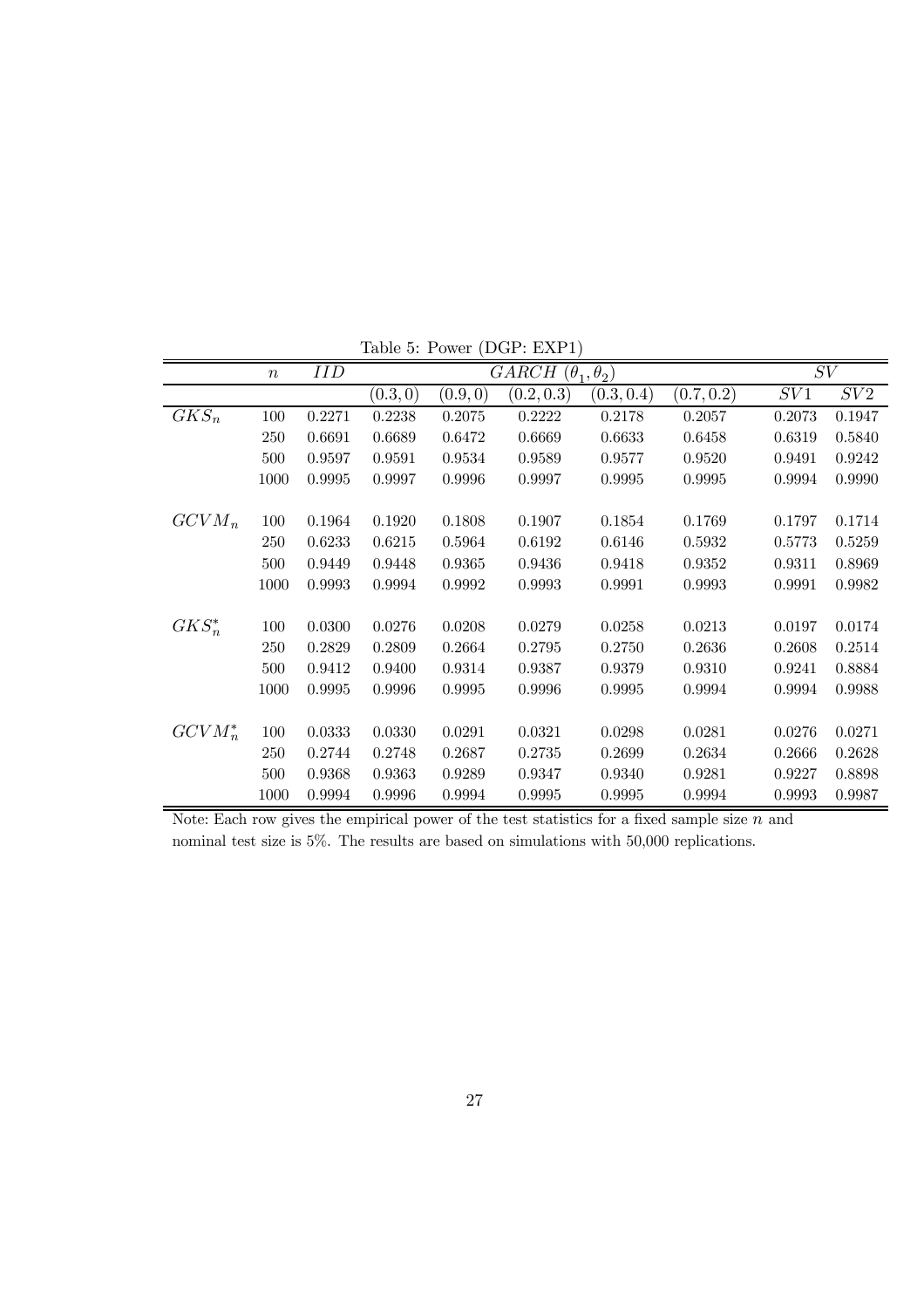Table 5: Power (DGP: EXP1)

| | $n$ | $IID$ | $GARCH\ (\theta_1, \theta_2)$ | | | | | $SV$ | |
|---|---|---|---|---|---|---|---|---|---|
| | | | $(0.3, 0)$ | $(0.9, 0)$ | $(0.2, 0.3)$ | $(0.3, 0.4)$ | $(0.7, 0.2)$ | $SV1$ | $SV2$ |
| $GKS_n$ | 100 | 0.2271 | 0.2238 | 0.2075 | 0.2222 | 0.2178 | 0.2057 | 0.2073 | 0.1947 |
| | 250 | 0.6691 | 0.6689 | 0.6472 | 0.6669 | 0.6633 | 0.6458 | 0.6319 | 0.5840 |
| | 500 | 0.9597 | 0.9591 | 0.9534 | 0.9589 | 0.9577 | 0.9520 | 0.9491 | 0.9242 |
| | 1000 | 0.9995 | 0.9997 | 0.9996 | 0.9997 | 0.9995 | 0.9995 | 0.9994 | 0.9990 |
| $GCVM_n$ | 100 | 0.1964 | 0.1920 | 0.1808 | 0.1907 | 0.1854 | 0.1769 | 0.1797 | 0.1714 |
| | 250 | 0.6233 | 0.6215 | 0.5964 | 0.6192 | 0.6146 | 0.5932 | 0.5773 | 0.5259 |
| | 500 | 0.9449 | 0.9448 | 0.9365 | 0.9436 | 0.9418 | 0.9352 | 0.9311 | 0.8969 |
| | 1000 | 0.9993 | 0.9994 | 0.9992 | 0.9993 | 0.9991 | 0.9993 | 0.9991 | 0.9982 |
| $GKS_n^*$ | 100 | 0.0300 | 0.0276 | 0.0208 | 0.0279 | 0.0258 | 0.0213 | 0.0197 | 0.0174 |
| | 250 | 0.2829 | 0.2809 | 0.2664 | 0.2795 | 0.2750 | 0.2636 | 0.2608 | 0.2514 |
| | 500 | 0.9412 | 0.9400 | 0.9314 | 0.9387 | 0.9379 | 0.9310 | 0.9241 | 0.8884 |
| | 1000 | 0.9995 | 0.9996 | 0.9995 | 0.9996 | 0.9995 | 0.9994 | 0.9994 | 0.9988 |
| $GCVM_n^*$ | 100 | 0.0333 | 0.0330 | 0.0291 | 0.0321 | 0.0298 | 0.0281 | 0.0276 | 0.0271 |
| | 250 | 0.2744 | 0.2748 | 0.2687 | 0.2735 | 0.2699 | 0.2634 | 0.2666 | 0.2628 |
| | 500 | 0.9368 | 0.9363 | 0.9289 | 0.9347 | 0.9340 | 0.9281 | 0.9227 | 0.8898 |
| | 1000 | 0.9994 | 0.9996 | 0.9994 | 0.9995 | 0.9995 | 0.9994 | 0.9993 | 0.9987 |

Note: Each row gives the empirical power of the test statistics for a fixed sample size $n$ and nominal test size is 5%. The results are based on simulations with 50,000 replications.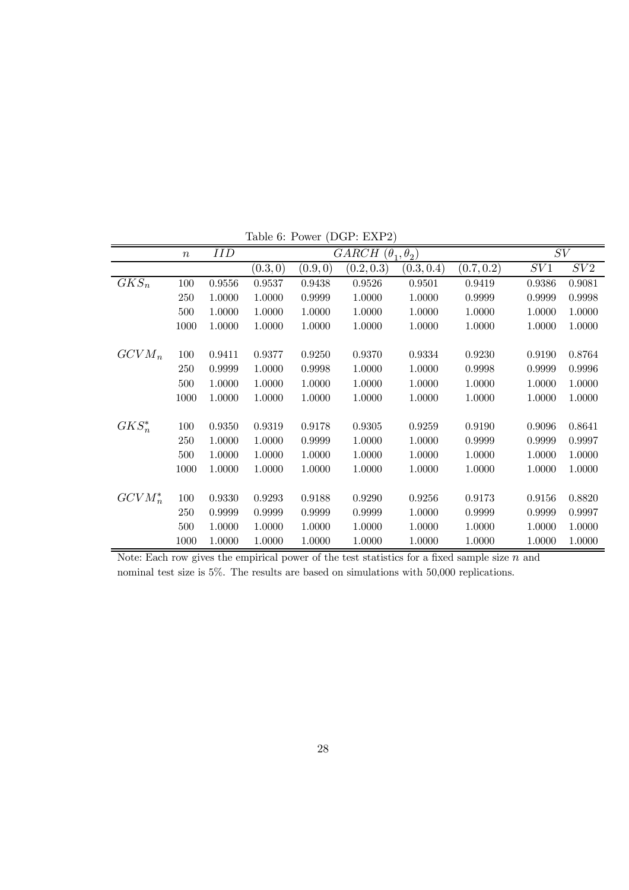Table 6: Power (DGP: EXP2)

| | $n$ | $IID$ | $GARCH$ $(\theta_1, \theta_2)$ | | | | | $SV$ | |
|---|---|---|---|---|---|---|---|---|---|
| | | | $(0.3, 0)$ | $(0.9, 0)$ | $(0.2, 0.3)$ | $(0.3, 0.4)$ | $(0.7, 0.2)$ | $SV1$ | $SV2$ |
| $GKS_n$ | 100 | 0.9556 | 0.9537 | 0.9438 | 0.9526 | 0.9501 | 0.9419 | 0.9386 | 0.9081 |
| | 250 | 1.0000 | 1.0000 | 0.9999 | 1.0000 | 1.0000 | 0.9999 | 0.9999 | 0.9998 |
| | 500 | 1.0000 | 1.0000 | 1.0000 | 1.0000 | 1.0000 | 1.0000 | 1.0000 | 1.0000 |
| | 1000 | 1.0000 | 1.0000 | 1.0000 | 1.0000 | 1.0000 | 1.0000 | 1.0000 | 1.0000 |
| $GCVM_n$ | 100 | 0.9411 | 0.9377 | 0.9250 | 0.9370 | 0.9334 | 0.9230 | 0.9190 | 0.8764 |
| | 250 | 0.9999 | 1.0000 | 0.9998 | 1.0000 | 1.0000 | 0.9998 | 0.9999 | 0.9996 |
| | 500 | 1.0000 | 1.0000 | 1.0000 | 1.0000 | 1.0000 | 1.0000 | 1.0000 | 1.0000 |
| | 1000 | 1.0000 | 1.0000 | 1.0000 | 1.0000 | 1.0000 | 1.0000 | 1.0000 | 1.0000 |
| $GKS_n^*$ | 100 | 0.9350 | 0.9319 | 0.9178 | 0.9305 | 0.9259 | 0.9190 | 0.9096 | 0.8641 |
| | 250 | 1.0000 | 1.0000 | 0.9999 | 1.0000 | 1.0000 | 0.9999 | 0.9999 | 0.9997 |
| | 500 | 1.0000 | 1.0000 | 1.0000 | 1.0000 | 1.0000 | 1.0000 | 1.0000 | 1.0000 |
| | 1000 | 1.0000 | 1.0000 | 1.0000 | 1.0000 | 1.0000 | 1.0000 | 1.0000 | 1.0000 |
| $GCVM_n^*$ | 100 | 0.9330 | 0.9293 | 0.9188 | 0.9290 | 0.9256 | 0.9173 | 0.9156 | 0.8820 |
| | 250 | 0.9999 | 0.9999 | 0.9999 | 0.9999 | 1.0000 | 0.9999 | 0.9999 | 0.9997 |
| | 500 | 1.0000 | 1.0000 | 1.0000 | 1.0000 | 1.0000 | 1.0000 | 1.0000 | 1.0000 |
| | 1000 | 1.0000 | 1.0000 | 1.0000 | 1.0000 | 1.0000 | 1.0000 | 1.0000 | 1.0000 |

Note: Each row gives the empirical power of the test statistics for a fixed sample size $n$ and nominal test size is 5%. The results are based on simulations with 50,000 replications.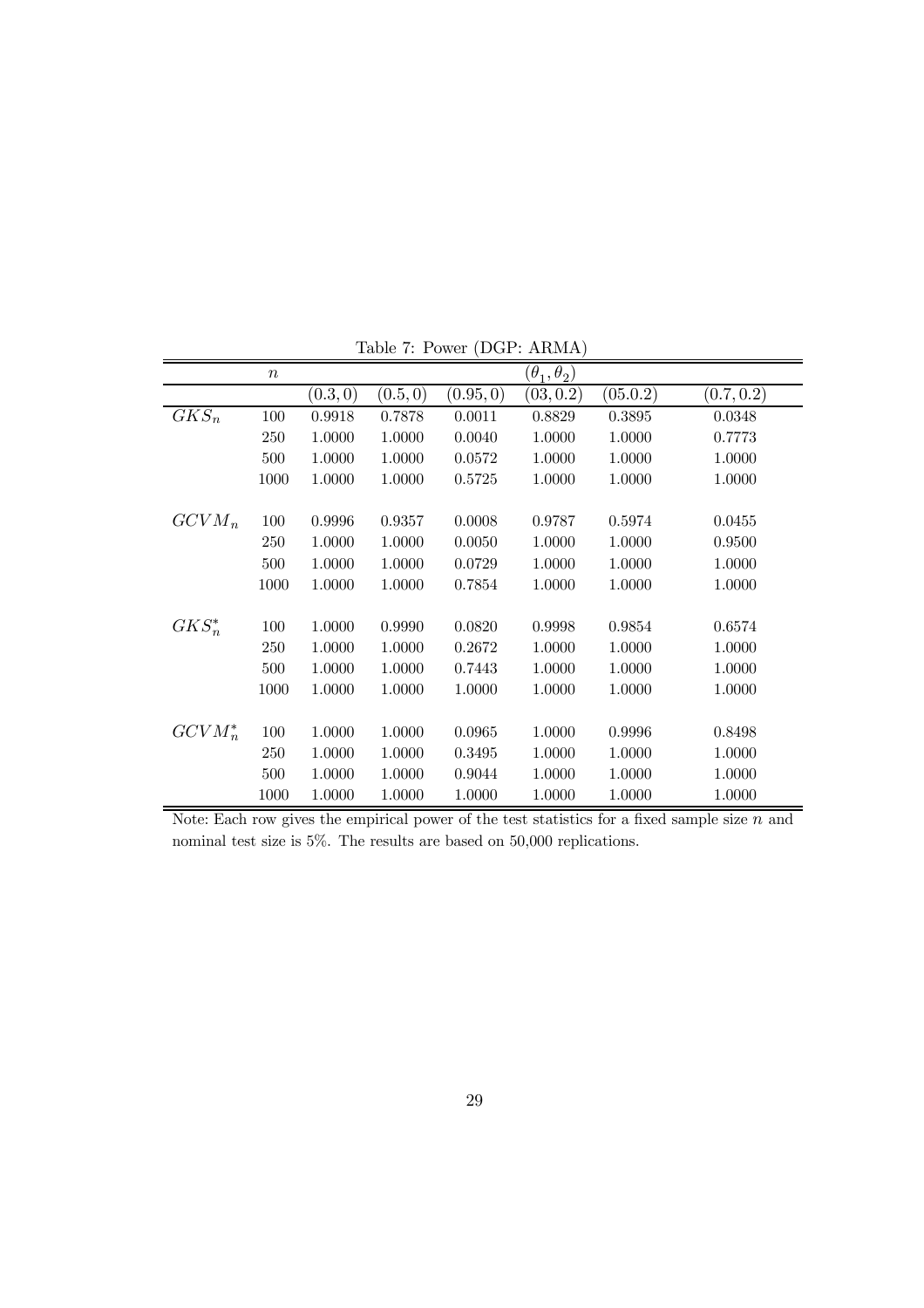Table 7: Power (DGP: ARMA)

| | $n$ | $(\theta_1, \theta_2)$ | | | | | |
|---|---|---|---|---|---|---|---|
| | | $(0.3, 0)$ | $(0.5, 0)$ | $(0.95, 0)$ | $(03, 0.2)$ | $(05.0.2)$ | $(0.7, 0.2)$ |
| $GKS_n$ | 100 | 0.9918 | 0.7878 | 0.0011 | 0.8829 | 0.3895 | 0.0348 |
| | 250 | 1.0000 | 1.0000 | 0.0040 | 1.0000 | 1.0000 | 0.7773 |
| | 500 | 1.0000 | 1.0000 | 0.0572 | 1.0000 | 1.0000 | 1.0000 |
| | 1000 | 1.0000 | 1.0000 | 0.5725 | 1.0000 | 1.0000 | 1.0000 |
| $GCVM_n$ | 100 | 0.9996 | 0.9357 | 0.0008 | 0.9787 | 0.5974 | 0.0455 |
| | 250 | 1.0000 | 1.0000 | 0.0050 | 1.0000 | 1.0000 | 0.9500 |
| | 500 | 1.0000 | 1.0000 | 0.0729 | 1.0000 | 1.0000 | 1.0000 |
| | 1000 | 1.0000 | 1.0000 | 0.7854 | 1.0000 | 1.0000 | 1.0000 |
| $GKS_n^*$ | 100 | 1.0000 | 0.9990 | 0.0820 | 0.9998 | 0.9854 | 0.6574 |
| | 250 | 1.0000 | 1.0000 | 0.2672 | 1.0000 | 1.0000 | 1.0000 |
| | 500 | 1.0000 | 1.0000 | 0.7443 | 1.0000 | 1.0000 | 1.0000 |
| | 1000 | 1.0000 | 1.0000 | 1.0000 | 1.0000 | 1.0000 | 1.0000 |
| $GCVM_n^*$ | 100 | 1.0000 | 1.0000 | 0.0965 | 1.0000 | 0.9996 | 0.8498 |
| | 250 | 1.0000 | 1.0000 | 0.3495 | 1.0000 | 1.0000 | 1.0000 |
| | 500 | 1.0000 | 1.0000 | 0.9044 | 1.0000 | 1.0000 | 1.0000 |
| | 1000 | 1.0000 | 1.0000 | 1.0000 | 1.0000 | 1.0000 | 1.0000 |

Note: Each row gives the empirical power of the test statistics for a fixed sample size $n$ and nominal test size is 5%. The results are based on 50,000 replications.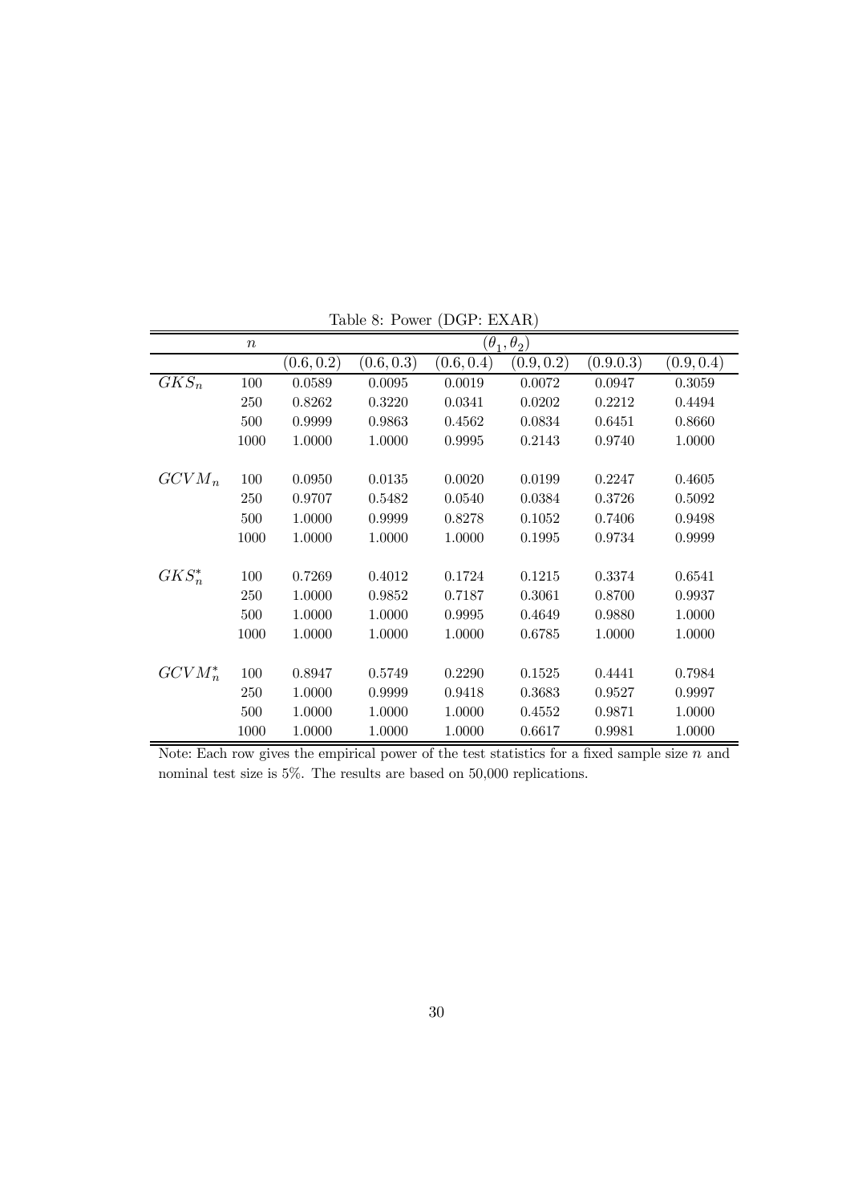Table 8: Power (DGP: EXAR)

| | $n$ | $(\theta_1, \theta_2)$ | | | | | |
|---|---|---|---|---|---|---|---|
| | | $(0.6, 0.2)$ | $(0.6, 0.3)$ | $(0.6, 0.4)$ | $(0.9, 0.2)$ | $(0.9.0.3)$ | $(0.9, 0.4)$ |
| $GKS_n$ | 100 | 0.0589 | 0.0095 | 0.0019 | 0.0072 | 0.0947 | 0.3059 |
| | 250 | 0.8262 | 0.3220 | 0.0341 | 0.0202 | 0.2212 | 0.4494 |
| | 500 | 0.9999 | 0.9863 | 0.4562 | 0.0834 | 0.6451 | 0.8660 |
| | 1000 | 1.0000 | 1.0000 | 0.9995 | 0.2143 | 0.9740 | 1.0000 |
| $GCVM_n$ | 100 | 0.0950 | 0.0135 | 0.0020 | 0.0199 | 0.2247 | 0.4605 |
| | 250 | 0.9707 | 0.5482 | 0.0540 | 0.0384 | 0.3726 | 0.5092 |
| | 500 | 1.0000 | 0.9999 | 0.8278 | 0.1052 | 0.7406 | 0.9498 |
| | 1000 | 1.0000 | 1.0000 | 1.0000 | 0.1995 | 0.9734 | 0.9999 |
| $GKS_n^*$ | 100 | 0.7269 | 0.4012 | 0.1724 | 0.1215 | 0.3374 | 0.6541 |
| | 250 | 1.0000 | 0.9852 | 0.7187 | 0.3061 | 0.8700 | 0.9937 |
| | 500 | 1.0000 | 1.0000 | 0.9995 | 0.4649 | 0.9880 | 1.0000 |
| | 1000 | 1.0000 | 1.0000 | 1.0000 | 0.6785 | 1.0000 | 1.0000 |
| $GCVM_n^*$ | 100 | 0.8947 | 0.5749 | 0.2290 | 0.1525 | 0.4441 | 0.7984 |
| | 250 | 1.0000 | 0.9999 | 0.9418 | 0.3683 | 0.9527 | 0.9997 |
| | 500 | 1.0000 | 1.0000 | 1.0000 | 0.4552 | 0.9871 | 1.0000 |
| | 1000 | 1.0000 | 1.0000 | 1.0000 | 0.6617 | 0.9981 | 1.0000 |

Note: Each row gives the empirical power of the test statistics for a fixed sample size $n$ and nominal test size is 5%. The results are based on 50,000 replications.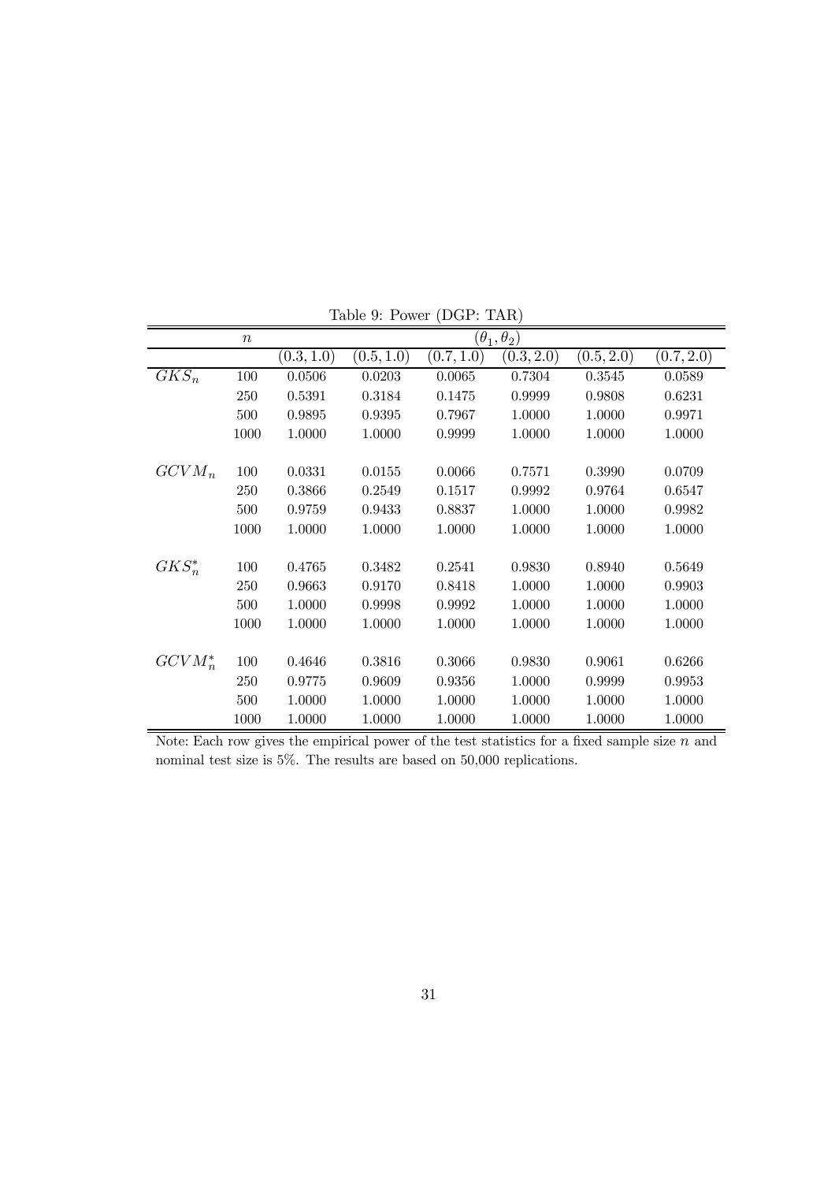Table 9: Power (DGP: TAR)

| | $n$ | $(\theta_1, \theta_2)$ | | | | | |
|---|---|---|---|---|---|---|---|
| | | $(0.3, 1.0)$ | $(0.5, 1.0)$ | $(0.7, 1.0)$ | $(0.3, 2.0)$ | $(0.5, 2.0)$ | $(0.7, 2.0)$ |
| $GKS_n$ | 100 | 0.0506 | 0.0203 | 0.0065 | 0.7304 | 0.3545 | 0.0589 |
| | 250 | 0.5391 | 0.3184 | 0.1475 | 0.9999 | 0.9808 | 0.6231 |
| | 500 | 0.9895 | 0.9395 | 0.7967 | 1.0000 | 1.0000 | 0.9971 |
| | 1000 | 1.0000 | 1.0000 | 0.9999 | 1.0000 | 1.0000 | 1.0000 |
| $GCVM_n$ | 100 | 0.0331 | 0.0155 | 0.0066 | 0.7571 | 0.3990 | 0.0709 |
| | 250 | 0.3866 | 0.2549 | 0.1517 | 0.9992 | 0.9764 | 0.6547 |
| | 500 | 0.9759 | 0.9433 | 0.8837 | 1.0000 | 1.0000 | 0.9982 |
| | 1000 | 1.0000 | 1.0000 | 1.0000 | 1.0000 | 1.0000 | 1.0000 |
| $GKS_n^*$ | 100 | 0.4765 | 0.3482 | 0.2541 | 0.9830 | 0.8940 | 0.5649 |
| | 250 | 0.9663 | 0.9170 | 0.8418 | 1.0000 | 1.0000 | 0.9903 |
| | 500 | 1.0000 | 0.9998 | 0.9992 | 1.0000 | 1.0000 | 1.0000 |
| | 1000 | 1.0000 | 1.0000 | 1.0000 | 1.0000 | 1.0000 | 1.0000 |
| $GCVM_n^*$ | 100 | 0.4646 | 0.3816 | 0.3066 | 0.9830 | 0.9061 | 0.6266 |
| | 250 | 0.9775 | 0.9609 | 0.9356 | 1.0000 | 0.9999 | 0.9953 |
| | 500 | 1.0000 | 1.0000 | 1.0000 | 1.0000 | 1.0000 | 1.0000 |
| | 1000 | 1.0000 | 1.0000 | 1.0000 | 1.0000 | 1.0000 | 1.0000 |

Note: Each row gives the empirical power of the test statistics for a fixed sample size $n$ and nominal test size is 5%. The results are based on 50,000 replications.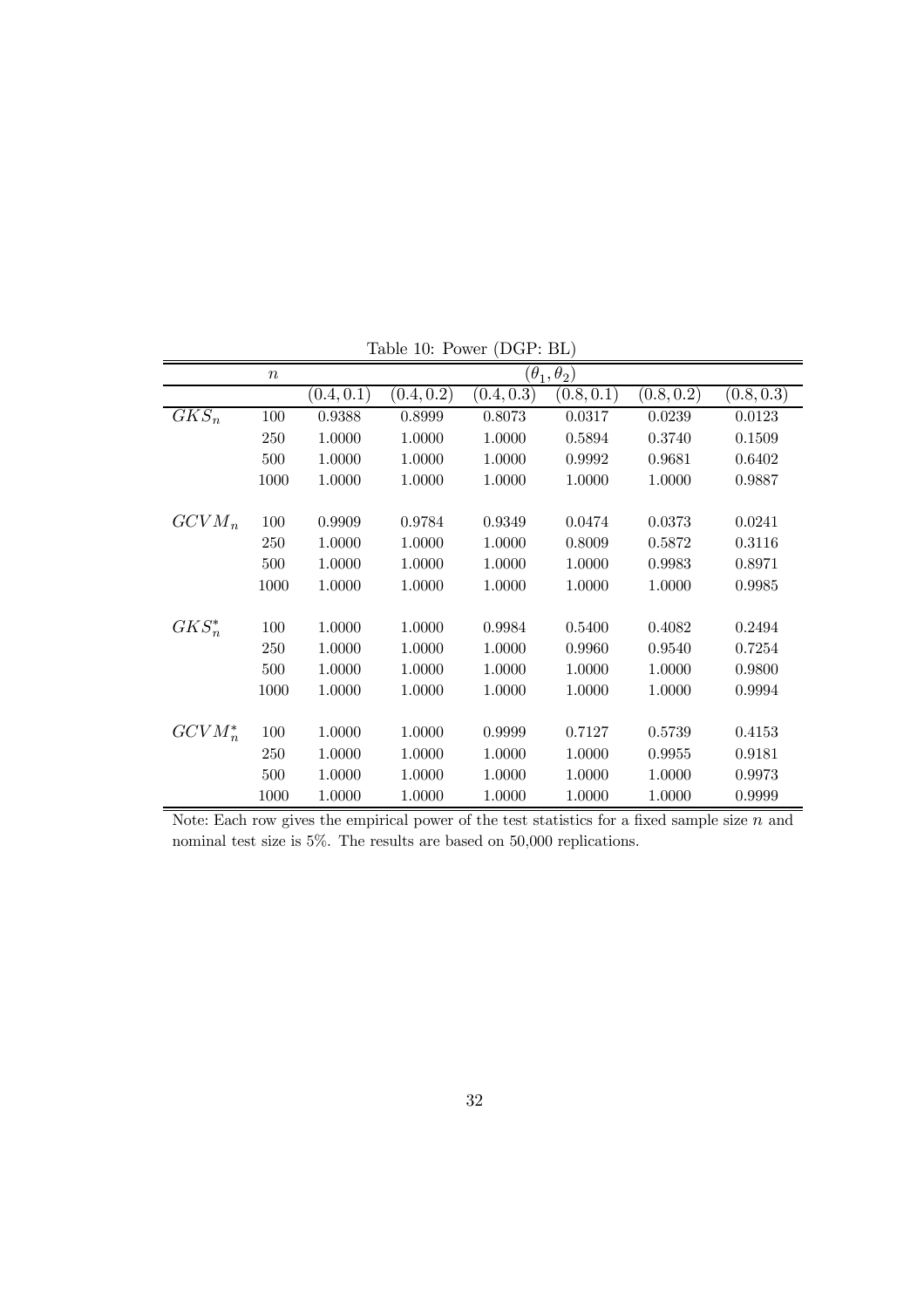Table 10: Power (DGP: BL)

| | $n$ | $(\theta_1, \theta_2)$ | | | | | |
|---|---|---|---|---|---|---|---|
| | | $(0.4, 0.1)$ | $(0.4, 0.2)$ | $(0.4, 0.3)$ | $(0.8, 0.1)$ | $(0.8, 0.2)$ | $(0.8, 0.3)$ |
| $GKS_n$ | 100 | 0.9388 | 0.8999 | 0.8073 | 0.0317 | 0.0239 | 0.0123 |
| | 250 | 1.0000 | 1.0000 | 1.0000 | 0.5894 | 0.3740 | 0.1509 |
| | 500 | 1.0000 | 1.0000 | 1.0000 | 0.9992 | 0.9681 | 0.6402 |
| | 1000 | 1.0000 | 1.0000 | 1.0000 | 1.0000 | 1.0000 | 0.9887 |
| $GCVM_n$ | 100 | 0.9909 | 0.9784 | 0.9349 | 0.0474 | 0.0373 | 0.0241 |
| | 250 | 1.0000 | 1.0000 | 1.0000 | 0.8009 | 0.5872 | 0.3116 |
| | 500 | 1.0000 | 1.0000 | 1.0000 | 1.0000 | 0.9983 | 0.8971 |
| | 1000 | 1.0000 | 1.0000 | 1.0000 | 1.0000 | 1.0000 | 0.9985 |
| $GKS_n^*$ | 100 | 1.0000 | 1.0000 | 0.9984 | 0.5400 | 0.4082 | 0.2494 |
| | 250 | 1.0000 | 1.0000 | 1.0000 | 0.9960 | 0.9540 | 0.7254 |
| | 500 | 1.0000 | 1.0000 | 1.0000 | 1.0000 | 1.0000 | 0.9800 |
| | 1000 | 1.0000 | 1.0000 | 1.0000 | 1.0000 | 1.0000 | 0.9994 |
| $GCVM_n^*$ | 100 | 1.0000 | 1.0000 | 0.9999 | 0.7127 | 0.5739 | 0.4153 |
| | 250 | 1.0000 | 1.0000 | 1.0000 | 1.0000 | 0.9955 | 0.9181 |
| | 500 | 1.0000 | 1.0000 | 1.0000 | 1.0000 | 1.0000 | 0.9973 |
| | 1000 | 1.0000 | 1.0000 | 1.0000 | 1.0000 | 1.0000 | 0.9999 |

Note: Each row gives the empirical power of the test statistics for a fixed sample size $n$ and nominal test size is 5%. The results are based on 50,000 replications.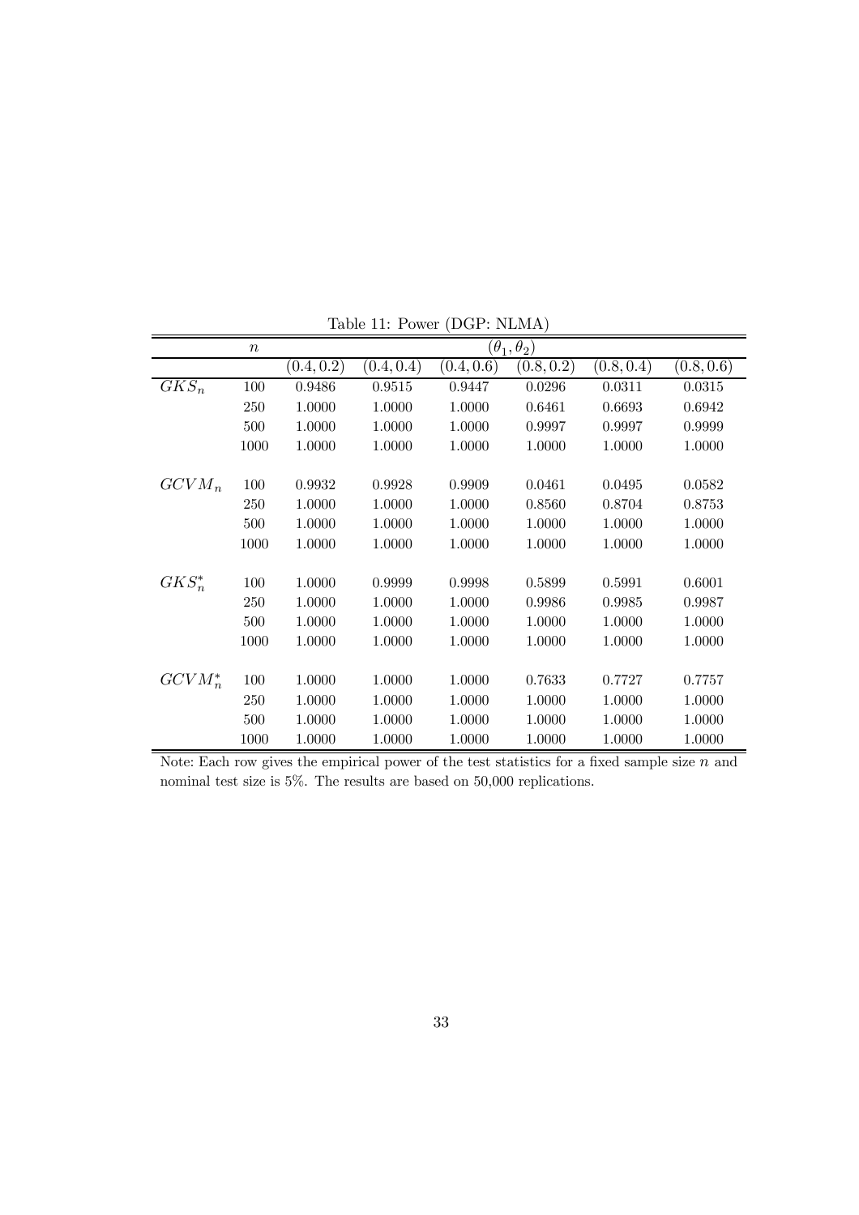Table 11: Power (DGP: NLMA)

| | $n$ | $(\theta_1, \theta_2)$ | | | | | |
|---|---|---|---|---|---|---|---|
| | | $(0.4, 0.2)$ | $(0.4, 0.4)$ | $(0.4, 0.6)$ | $(0.8, 0.2)$ | $(0.8, 0.4)$ | $(0.8, 0.6)$ |
| $GKS_n$ | 100 | 0.9486 | 0.9515 | 0.9447 | 0.0296 | 0.0311 | 0.0315 |
| | 250 | 1.0000 | 1.0000 | 1.0000 | 0.6461 | 0.6693 | 0.6942 |
| | 500 | 1.0000 | 1.0000 | 1.0000 | 0.9997 | 0.9997 | 0.9999 |
| | 1000 | 1.0000 | 1.0000 | 1.0000 | 1.0000 | 1.0000 | 1.0000 |
| $GCVM_n$ | 100 | 0.9932 | 0.9928 | 0.9909 | 0.0461 | 0.0495 | 0.0582 |
| | 250 | 1.0000 | 1.0000 | 1.0000 | 0.8560 | 0.8704 | 0.8753 |
| | 500 | 1.0000 | 1.0000 | 1.0000 | 1.0000 | 1.0000 | 1.0000 |
| | 1000 | 1.0000 | 1.0000 | 1.0000 | 1.0000 | 1.0000 | 1.0000 |
| $GKS_n^*$ | 100 | 1.0000 | 0.9999 | 0.9998 | 0.5899 | 0.5991 | 0.6001 |
| | 250 | 1.0000 | 1.0000 | 1.0000 | 0.9986 | 0.9985 | 0.9987 |
| | 500 | 1.0000 | 1.0000 | 1.0000 | 1.0000 | 1.0000 | 1.0000 |
| | 1000 | 1.0000 | 1.0000 | 1.0000 | 1.0000 | 1.0000 | 1.0000 |
| $GCVM_n^*$ | 100 | 1.0000 | 1.0000 | 1.0000 | 0.7633 | 0.7727 | 0.7757 |
| | 250 | 1.0000 | 1.0000 | 1.0000 | 1.0000 | 1.0000 | 1.0000 |
| | 500 | 1.0000 | 1.0000 | 1.0000 | 1.0000 | 1.0000 | 1.0000 |
| | 1000 | 1.0000 | 1.0000 | 1.0000 | 1.0000 | 1.0000 | 1.0000 |

Note: Each row gives the empirical power of the test statistics for a fixed sample size $n$ and nominal test size is 5%. The results are based on 50,000 replications.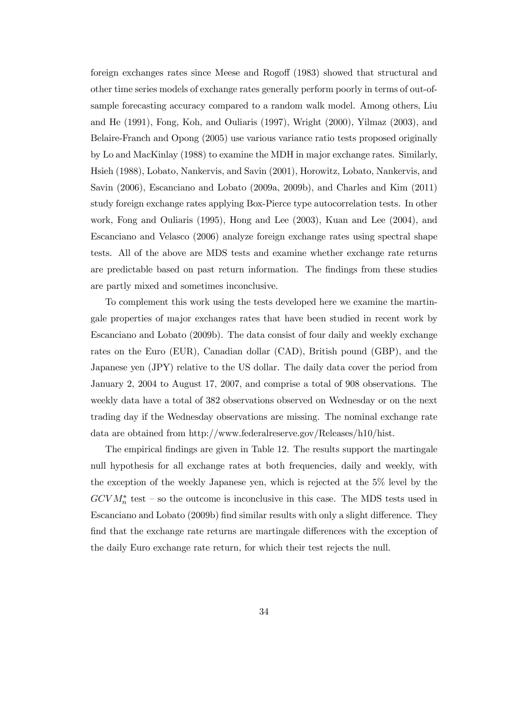foreign exchanges rates since Meese and Rogoff (1983) showed that structural and other time series models of exchange rates generally perform poorly in terms of out-of-sample forecasting accuracy compared to a random walk model. Among others, Liu and He (1991), Fong, Koh, and Ouliaris (1997), Wright (2000), Yilmaz (2003), and Belaire-Franch and Opong (2005) use various variance ratio tests proposed originally by Lo and MacKinlay (1988) to examine the MDH in major exchange rates. Similarly, Hsieh (1988), Lobato, Nankervis, and Savin (2001), Horowitz, Lobato, Nankervis, and Savin (2006), Escanciano and Lobato (2009a, 2009b), and Charles and Kim (2011) study foreign exchange rates applying Box-Pierce type autocorrelation tests. In other work, Fong and Ouliaris (1995), Hong and Lee (2003), Kuan and Lee (2004), and Escanciano and Velasco (2006) analyze foreign exchange rates using spectral shape tests. All of the above are MDS tests and examine whether exchange rate returns are predictable based on past return information. The findings from these studies are partly mixed and sometimes inconclusive.

To complement this work using the tests developed here we examine the martingale properties of major exchanges rates that have been studied in recent work by Escanciano and Lobato (2009b). The data consist of four daily and weekly exchange rates on the Euro (EUR), Canadian dollar (CAD), British pound (GBP), and the Japanese yen (JPY) relative to the US dollar. The daily data cover the period from January 2, 2004 to August 17, 2007, and comprise a total of 908 observations. The weekly data have a total of 382 observations observed on Wednesday or on the next trading day if the Wednesday observations are missing. The nominal exchange rate data are obtained from http://www.federalreserve.gov/Releases/h10/hist.

The empirical findings are given in Table 12. The results support the martingale null hypothesis for all exchange rates at both frequencies, daily and weekly, with the exception of the weekly Japanese yen, which is rejected at the 5% level by the $GCVM_n^*$ test – so the outcome is inconclusive in this case. The MDS tests used in Escanciano and Lobato (2009b) find similar results with only a slight difference. They find that the exchange rate returns are martingale differences with the exception of the daily Euro exchange rate return, for which their test rejects the null.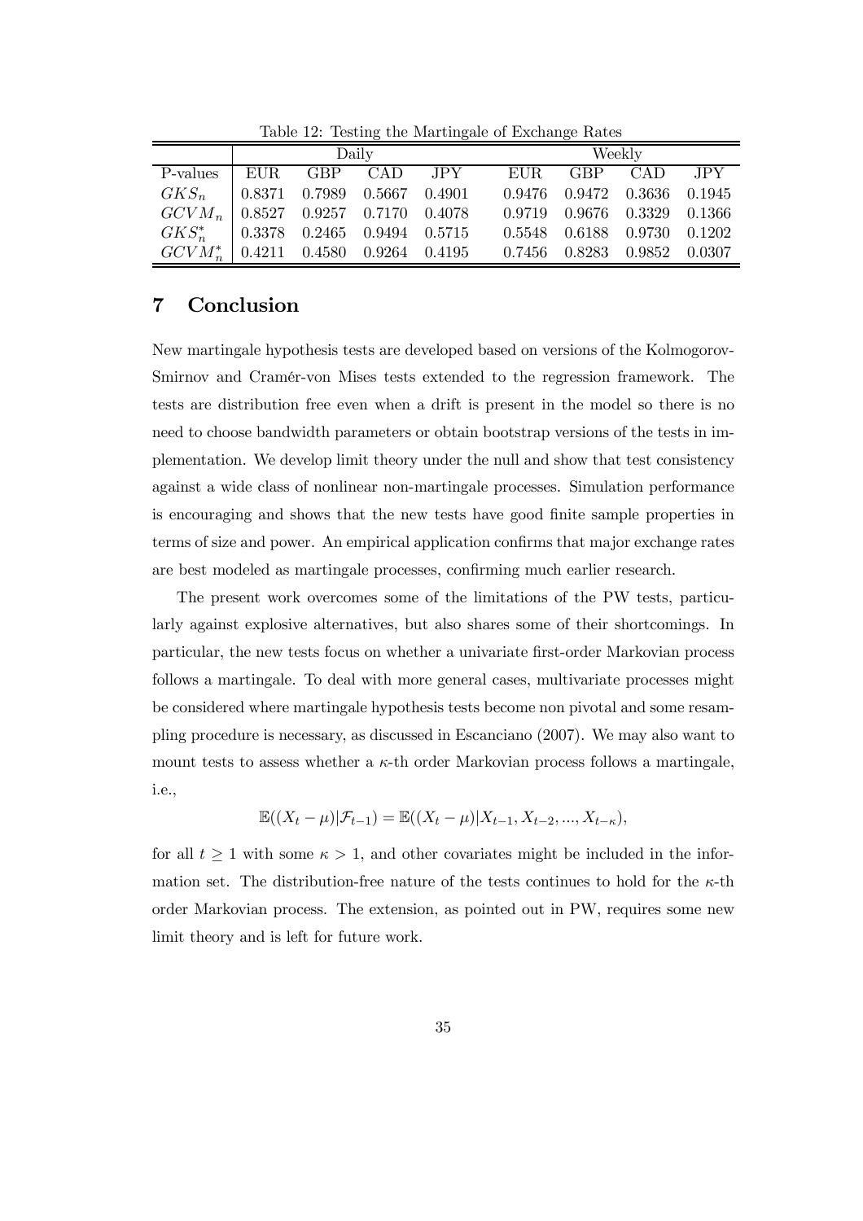Table 12: Testing the Martingale of Exchange Rates

| | Daily | | | | Weekly | | | |
|---|---|---|---|---|---|---|---|---|
| P-values | EUR | GBP | CAD | JPY | EUR | GBP | CAD | JPY |
| $GKS_n$ | 0.8371 | 0.7989 | 0.5667 | 0.4901 | 0.9476 | 0.9472 | 0.3636 | 0.1945 |
| $GCVM_n$ | 0.8527 | 0.9257 | 0.7170 | 0.4078 | 0.9719 | 0.9676 | 0.3329 | 0.1366 |
| $GKS_n^*$ | 0.3378 | 0.2465 | 0.9494 | 0.5715 | 0.5548 | 0.6188 | 0.9730 | 0.1202 |
| $GCVM_n^*$ | 0.4211 | 0.4580 | 0.9264 | 0.4195 | 0.7456 | 0.8283 | 0.9852 | 0.0307 |

# 7 Conclusion

New martingale hypothesis tests are developed based on versions of the Kolmogorov-Smirnov and Cramér-von Mises tests extended to the regression framework. The tests are distribution free even when a drift is present in the model so there is no need to choose bandwidth parameters or obtain bootstrap versions of the tests in implementation. We develop limit theory under the null and show that test consistency against a wide class of nonlinear non-martingale processes. Simulation performance is encouraging and shows that the new tests have good finite sample properties in terms of size and power. An empirical application confirms that major exchange rates are best modeled as martingale processes, confirming much earlier research.

The present work overcomes some of the limitations of the PW tests, particularly against explosive alternatives, but also shares some of their shortcomings. In particular, the new tests focus on whether a univariate first-order Markovian process follows a martingale. To deal with more general cases, multivariate processes might be considered where martingale hypothesis tests become non pivotal and some resampling procedure is necessary, as discussed in Escanciano (2007). We may also want to mount tests to assess whether a $\kappa$-th order Markovian process follows a martingale, i.e.,

$$\mathbb{E}((X_t - \mu)|\mathcal{F}_{t-1}) = \mathbb{E}((X_t - \mu)|X_{t-1}, X_{t-2}, ..., X_{t-\kappa}),$$

for all $t \geq 1$ with some $\kappa > 1$, and other covariates might be included in the information set. The distribution-free nature of the tests continues to hold for the $\kappa$-th order Markovian process. The extension, as pointed out in PW, requires some new limit theory and is left for future work.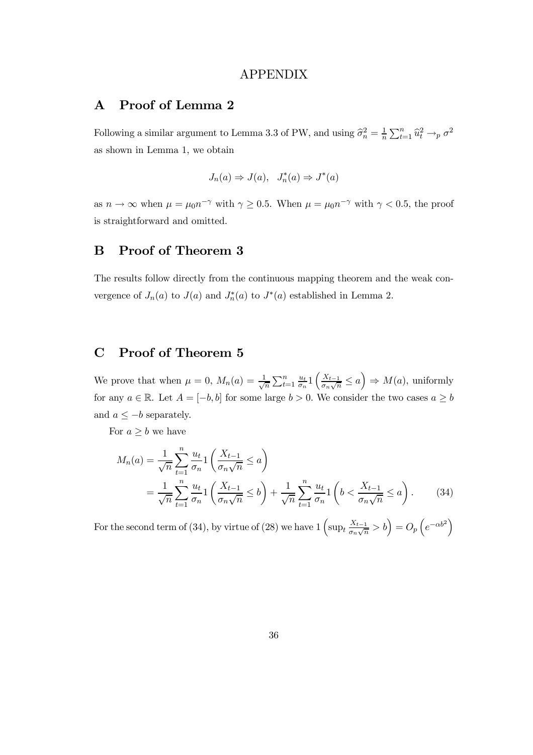# APPENDIX

## A Proof of Lemma 2

Following a similar argument to Lemma 3.3 of PW, and using $\widehat{\sigma}_n^2 = \frac{1}{n}\sum_{t=1}^n \widehat{u}_t^2 \to_p \sigma^2$ as shown in Lemma 1, we obtain

$$J_n(a) \Rightarrow J(a), \quad J_n^*(a) \Rightarrow J^*(a)$$

as $n \to \infty$ when $\mu = \mu_0 n^{-\gamma}$ with $\gamma \geq 0.5$. When $\mu = \mu_0 n^{-\gamma}$ with $\gamma < 0.5$, the proof is straightforward and omitted.

## B Proof of Theorem 3

The results follow directly from the continuous mapping theorem and the weak convergence of $J_n(a)$ to $J(a)$ and $J_n^*(a)$ to $J^*(a)$ established in Lemma 2.

## C Proof of Theorem 5

We prove that when $\mu = 0$, $M_n(a) = \frac{1}{\sqrt{n}}\sum_{t=1}^n \frac{u_t}{\sigma_n} 1\left(\frac{X_{t-1}}{\sigma_n\sqrt{n}} \leq a\right) \Rightarrow M(a)$, uniformly for any $a \in \mathbb{R}$. Let $A = [-b, b]$ for some large $b > 0$. We consider the two cases $a \geq b$ and $a \leq -b$ separately.

For $a \geq b$ we have

$$\begin{aligned} M_n(a) &= \frac{1}{\sqrt{n}}\sum_{t=1}^n \frac{u_t}{\sigma_n} 1\left(\frac{X_{t-1}}{\sigma_n\sqrt{n}} \leq a\right) \\ &= \frac{1}{\sqrt{n}}\sum_{t=1}^n \frac{u_t}{\sigma_n} 1\left(\frac{X_{t-1}}{\sigma_n\sqrt{n}} \leq b\right) + \frac{1}{\sqrt{n}}\sum_{t=1}^n \frac{u_t}{\sigma_n} 1\left(b < \frac{X_{t-1}}{\sigma_n\sqrt{n}} \leq a\right). \end{aligned} \tag{34}$$

For the second term of (34), by virtue of (28) we have $1\left(\sup_t \frac{X_{t-1}}{\sigma_n\sqrt{n}} > b\right) = O_p\left(e^{-\alpha b^2}\right)$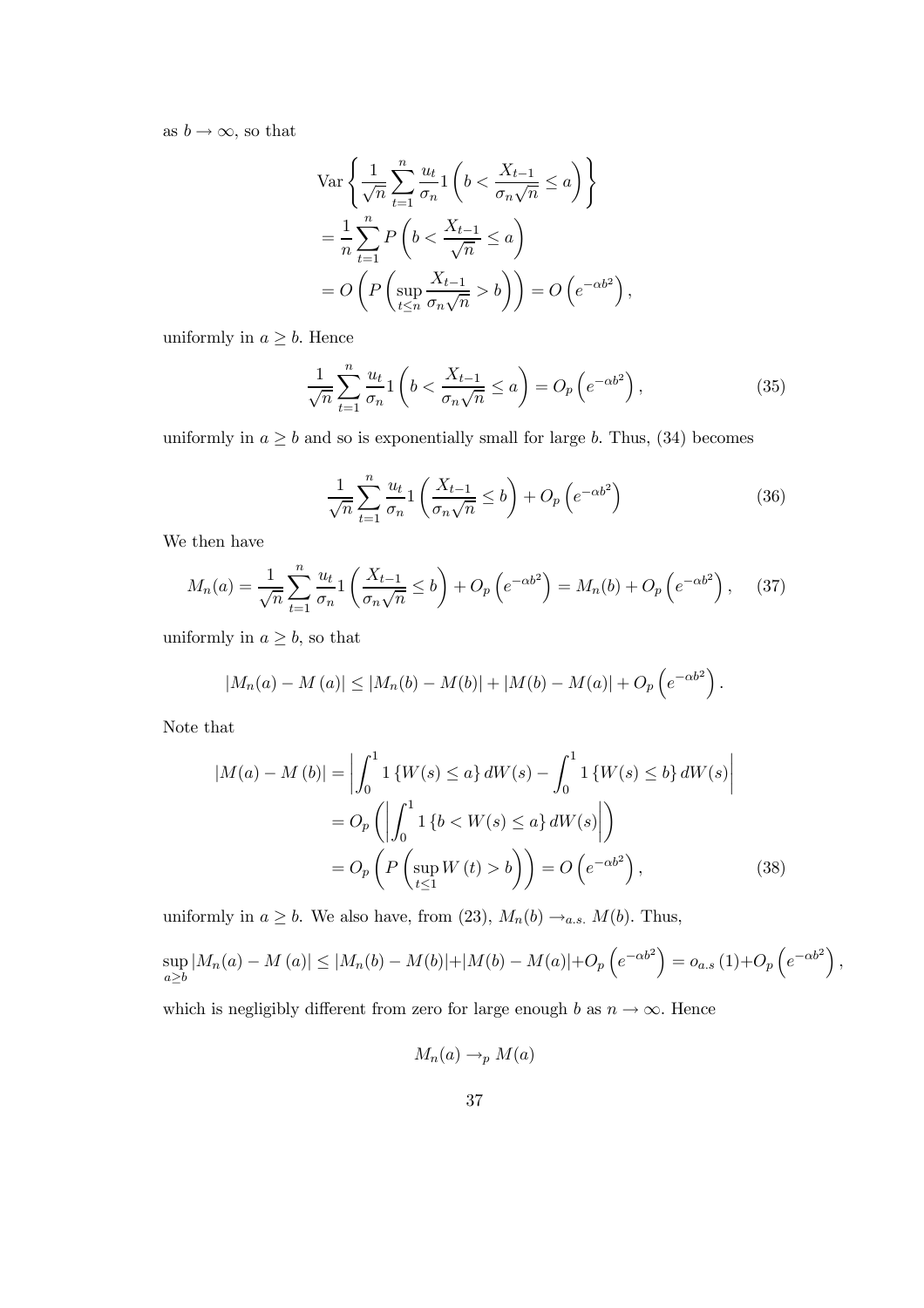as $b \to \infty$, so that

$$
\begin{aligned}
&\text{Var}\left\{ \frac{1}{\sqrt{n}} \sum_{t=1}^{n} \frac{u_t}{\sigma_n} 1\left( b < \frac{X_{t-1}}{\sigma_n \sqrt{n}} \leq a \right) \right\} \\
&= \frac{1}{n} \sum_{t=1}^{n} P\left( b < \frac{X_{t-1}}{\sqrt{n}} \leq a \right) \\
&= O\left( P\left( \sup_{t \leq n} \frac{X_{t-1}}{\sigma_n \sqrt{n}} > b \right) \right) = O\left( e^{-\alpha b^2} \right),
\end{aligned}
$$

uniformly in $a \geq b$. Hence

$$
\frac{1}{\sqrt{n}} \sum_{t=1}^{n} \frac{u_t}{\sigma_n} 1\left( b < \frac{X_{t-1}}{\sigma_n \sqrt{n}} \leq a \right) = O_p\left( e^{-\alpha b^2} \right), \tag{35}
$$

uniformly in $a \geq b$ and so is exponentially small for large $b$. Thus, (34) becomes

$$
\frac{1}{\sqrt{n}} \sum_{t=1}^{n} \frac{u_t}{\sigma_n} 1\left( \frac{X_{t-1}}{\sigma_n \sqrt{n}} \leq b \right) + O_p\left( e^{-\alpha b^2} \right) \tag{36}
$$

We then have

$$
M_n(a) = \frac{1}{\sqrt{n}} \sum_{t=1}^{n} \frac{u_t}{\sigma_n} 1\left( \frac{X_{t-1}}{\sigma_n \sqrt{n}} \leq b \right) + O_p\left( e^{-\alpha b^2} \right) = M_n(b) + O_p\left( e^{-\alpha b^2} \right), \tag{37}
$$

uniformly in $a \geq b$, so that

$$
|M_n(a) - M(a)| \leq |M_n(b) - M(b)| + |M(b) - M(a)| + O_p\left( e^{-\alpha b^2} \right).
$$

Note that

$$
\begin{aligned}
|M(a) - M(b)| &= \left| \int_0^1 1\{W(s) \leq a\} dW(s) - \int_0^1 1\{W(s) \leq b\} dW(s) \right| \\
&= O_p\left( \left| \int_0^1 1\{b < W(s) \leq a\} dW(s) \right| \right) \\
&= O_p\left( P\left( \sup_{t \leq 1} W(t) > b \right) \right) = O\left( e^{-\alpha b^2} \right),
\end{aligned} \tag{38}
$$

uniformly in $a \geq b$. We also have, from (23), $M_n(b) \to_{a.s.} M(b)$. Thus,

$$
\sup_{a \geq b} |M_n(a) - M(a)| \leq |M_n(b) - M(b)| + |M(b) - M(a)| + O_p\left( e^{-\alpha b^2} \right) = o_{a.s}(1) + O_p\left( e^{-\alpha b^2} \right),
$$

which is negligibly different from zero for large enough $b$ as $n \to \infty$. Hence

$$
M_n(a) \to_p M(a)
$$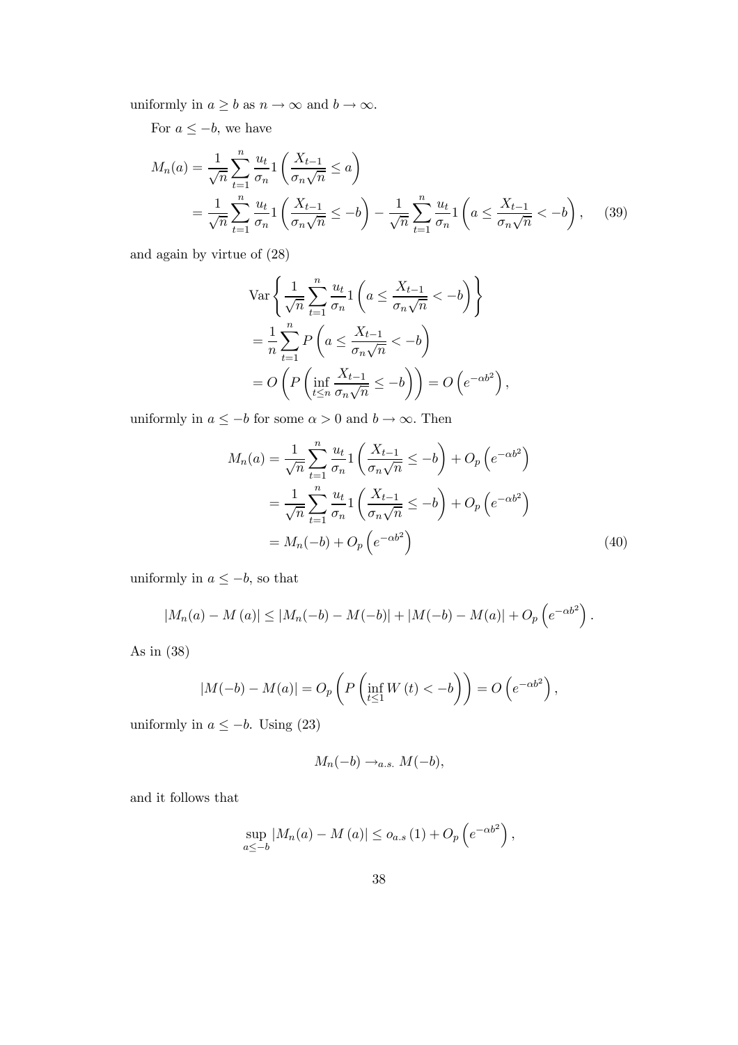uniformly in $a \geq b$ as $n \to \infty$ and $b \to \infty$.

For $a \leq -b$, we have

$$
\begin{aligned}
M_n(a) &= \frac{1}{\sqrt{n}} \sum_{t=1}^{n} \frac{u_t}{\sigma_n} 1\left(\frac{X_{t-1}}{\sigma_n \sqrt{n}} \leq a\right) \\
&= \frac{1}{\sqrt{n}} \sum_{t=1}^{n} \frac{u_t}{\sigma_n} 1\left(\frac{X_{t-1}}{\sigma_n \sqrt{n}} \leq -b\right) - \frac{1}{\sqrt{n}} \sum_{t=1}^{n} \frac{u_t}{\sigma_n} 1\left(a \leq \frac{X_{t-1}}{\sigma_n \sqrt{n}} < -b\right), \qquad (39)
\end{aligned}
$$

and again by virtue of (28)

$$
\begin{aligned}
&\operatorname{Var}\left\{ \frac{1}{\sqrt{n}} \sum_{t=1}^{n} \frac{u_t}{\sigma_n} 1\left(a \leq \frac{X_{t-1}}{\sigma_n \sqrt{n}} < -b\right) \right\} \\
&= \frac{1}{n} \sum_{t=1}^{n} P\left(a \leq \frac{X_{t-1}}{\sigma_n \sqrt{n}} < -b\right) \\
&= O\left(P\left(\inf_{t \leq n} \frac{X_{t-1}}{\sigma_n \sqrt{n}} \leq -b\right)\right) = O\left(e^{-\alpha b^2}\right),
\end{aligned}
$$

uniformly in $a \leq -b$ for some $\alpha > 0$ and $b \to \infty$. Then

$$
\begin{aligned}
M_n(a) &= \frac{1}{\sqrt{n}} \sum_{t=1}^{n} \frac{u_t}{\sigma_n} 1\left(\frac{X_{t-1}}{\sigma_n \sqrt{n}} \leq -b\right) + O_p\left(e^{-\alpha b^2}\right) \\
&= \frac{1}{\sqrt{n}} \sum_{t=1}^{n} \frac{u_t}{\sigma_n} 1\left(\frac{X_{t-1}}{\sigma_n \sqrt{n}} \leq -b\right) + O_p\left(e^{-\alpha b^2}\right) \\
&= M_n(-b) + O_p\left(e^{-\alpha b^2}\right) \qquad (40)
\end{aligned}
$$

uniformly in $a \leq -b$, so that

$$
|M_n(a) - M(a)| \leq |M_n(-b) - M(-b)| + |M(-b) - M(a)| + O_p\left(e^{-\alpha b^2}\right).
$$

As in (38)

$$
|M(-b) - M(a)| = O_p\left(P\left(\inf_{t \leq 1} W(t) < -b\right)\right) = O\left(e^{-\alpha b^2}\right),
$$

uniformly in $a \leq -b$. Using (23)

$$
M_n(-b) \to_{a.s.} M(-b),
$$

and it follows that

$$
\sup_{a \leq -b} |M_n(a) - M(a)| \leq o_{a.s}(1) + O_p\left(e^{-\alpha b^2}\right),
$$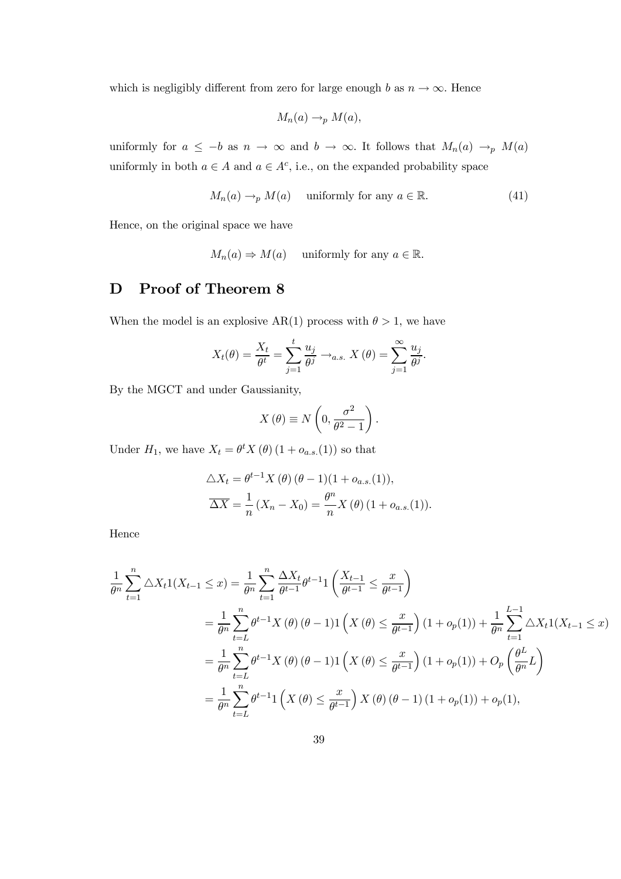which is negligibly different from zero for large enough $b$ as $n \to \infty$. Hence

$$M_n(a) \to_p M(a),$$

uniformly for $a \leq -b$ as $n \to \infty$ and $b \to \infty$. It follows that $M_n(a) \to_p M(a)$ uniformly in both $a \in A$ and $a \in A^c$, i.e., on the expanded probability space

$$M_n(a) \to_p M(a) \quad \text{uniformly for any } a \in \mathbb{R}. \tag{41}$$

Hence, on the original space we have

$$M_n(a) \Rightarrow M(a) \quad \text{uniformly for any } a \in \mathbb{R}.$$

# D Proof of Theorem 8

When the model is an explosive AR(1) process with $\theta > 1$, we have

$$X_t(\theta) = \frac{X_t}{\theta^t} = \sum_{j=1}^{t} \frac{u_j}{\theta^j} \to_{a.s.} X(\theta) = \sum_{j=1}^{\infty} \frac{u_j}{\theta^j}.$$

By the MGCT and under Gaussianity,

$$X(\theta) \equiv N\left(0, \frac{\sigma^2}{\theta^2 - 1}\right).$$

Under $H_1$, we have $X_t = \theta^t X(\theta)(1 + o_{a.s.}(1))$ so that

$$\begin{aligned}
\triangle X_t &= \theta^{t-1} X(\theta)(\theta - 1)(1 + o_{a.s.}(1)), \\
\overline{\Delta X} &= \frac{1}{n}(X_n - X_0) = \frac{\theta^n}{n} X(\theta)(1 + o_{a.s.}(1)).
\end{aligned}$$

Hence

$$\begin{aligned}
\frac{1}{\theta^n} \sum_{t=1}^{n} \triangle X_t 1(X_{t-1} \leq x) &= \frac{1}{\theta^n} \sum_{t=1}^{n} \frac{\Delta X_t}{\theta^{t-1}} \theta^{t-1} 1\left(\frac{X_{t-1}}{\theta^{t-1}} \leq \frac{x}{\theta^{t-1}}\right) \\
&= \frac{1}{\theta^n} \sum_{t=L}^{n} \theta^{t-1} X(\theta)(\theta - 1) 1\left(X(\theta) \leq \frac{x}{\theta^{t-1}}\right)(1 + o_p(1)) + \frac{1}{\theta^n} \sum_{t=1}^{L-1} \triangle X_t 1(X_{t-1} \leq x) \\
&= \frac{1}{\theta^n} \sum_{t=L}^{n} \theta^{t-1} X(\theta)(\theta - 1) 1\left(X(\theta) \leq \frac{x}{\theta^{t-1}}\right)(1 + o_p(1)) + O_p\left(\frac{\theta^L}{\theta^n} L\right) \\
&= \frac{1}{\theta^n} \sum_{t=L}^{n} \theta^{t-1} 1\left(X(\theta) \leq \frac{x}{\theta^{t-1}}\right) X(\theta)(\theta - 1)(1 + o_p(1)) + o_p(1),
\end{aligned}$$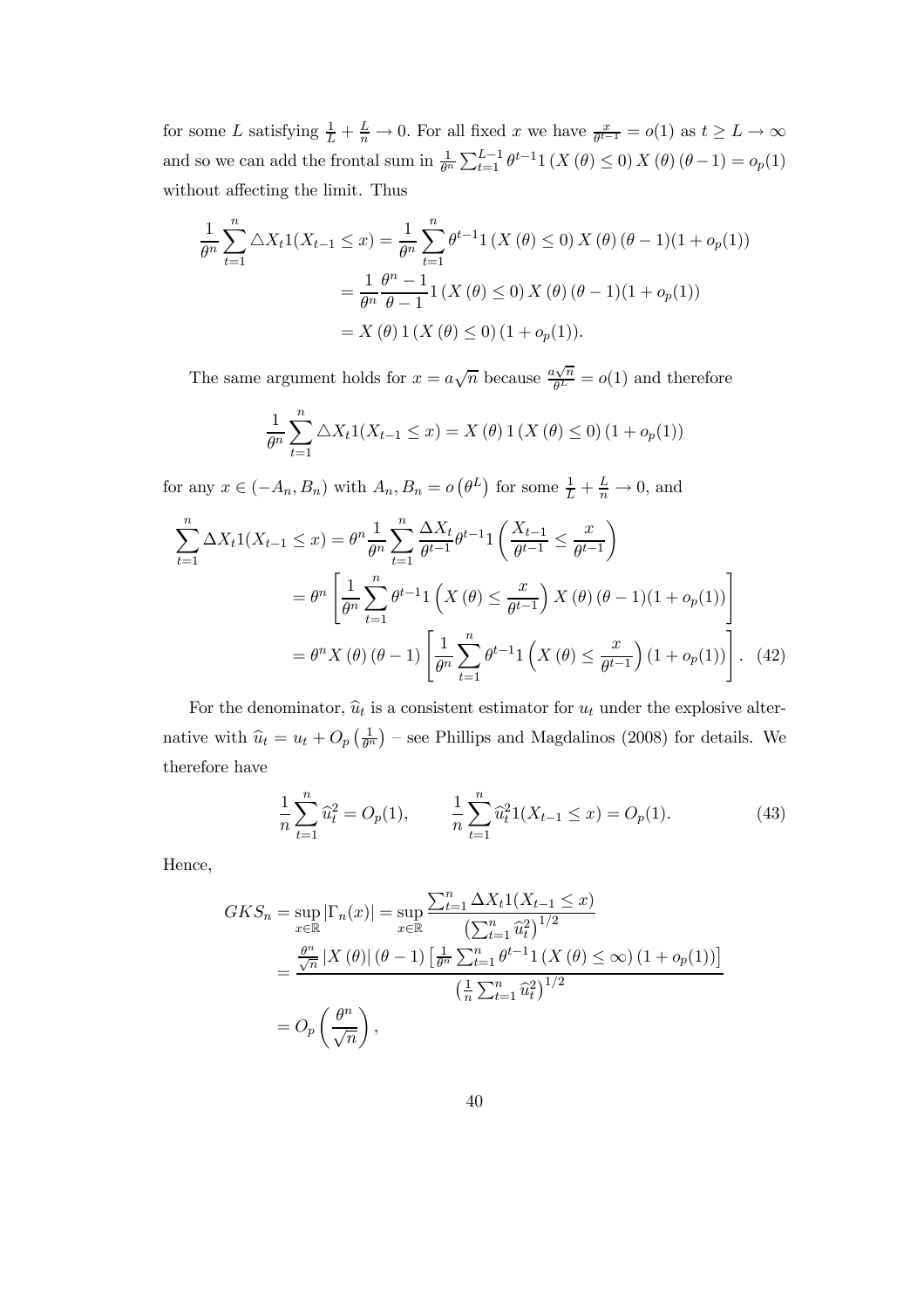for some $L$ satisfying $\frac{1}{L} + \frac{L}{n} \to 0$. For all fixed $x$ we have $\frac{x}{\theta^{t-1}} = o(1)$ as $t \geq L \to \infty$ and so we can add the frontal sum in $\frac{1}{\theta^n} \sum_{t=1}^{L-1} \theta^{t-1} 1\left(X\left(\theta\right) \leq 0\right) X\left(\theta\right)(\theta - 1) = o_p(1)$ without affecting the limit. Thus

$$
\begin{aligned}
\frac{1}{\theta^n} \sum_{t=1}^{n} \triangle X_t 1(X_{t-1} \leq x) &= \frac{1}{\theta^n} \sum_{t=1}^{n} \theta^{t-1} 1\left(X\left(\theta\right) \leq 0\right) X\left(\theta\right)(\theta - 1)(1 + o_p(1)) \\
&= \frac{1}{\theta^n} \frac{\theta^n - 1}{\theta - 1} 1\left(X\left(\theta\right) \leq 0\right) X\left(\theta\right)(\theta - 1)(1 + o_p(1)) \\
&= X\left(\theta\right) 1\left(X\left(\theta\right) \leq 0\right)(1 + o_p(1)).
\end{aligned}
$$

The same argument holds for $x = a\sqrt{n}$ because $\frac{a\sqrt{n}}{\theta^L} = o(1)$ and therefore

$$
\frac{1}{\theta^n} \sum_{t=1}^{n} \triangle X_t 1(X_{t-1} \leq x) = X\left(\theta\right) 1\left(X\left(\theta\right) \leq 0\right)(1 + o_p(1))
$$

for any $x \in (-A_n, B_n)$ with $A_n, B_n = o\left(\theta^L\right)$ for some $\frac{1}{L} + \frac{L}{n} \to 0$, and

$$
\begin{aligned}
\sum_{t=1}^{n} \Delta X_t 1(X_{t-1} \leq x) &= \theta^n \frac{1}{\theta^n} \sum_{t=1}^{n} \frac{\Delta X_t}{\theta^{t-1}} \theta^{t-1} 1\left(\frac{X_{t-1}}{\theta^{t-1}} \leq \frac{x}{\theta^{t-1}}\right) \\
&= \theta^n \left[\frac{1}{\theta^n} \sum_{t=1}^{n} \theta^{t-1} 1\left(X\left(\theta\right) \leq \frac{x}{\theta^{t-1}}\right) X\left(\theta\right)(\theta - 1)(1 + o_p(1))\right] \\
&= \theta^n X\left(\theta\right)(\theta - 1) \left[\frac{1}{\theta^n} \sum_{t=1}^{n} \theta^{t-1} 1\left(X\left(\theta\right) \leq \frac{x}{\theta^{t-1}}\right)(1 + o_p(1))\right]. \quad (42)
\end{aligned}
$$

For the denominator, $\widehat{u}_t$ is a consistent estimator for $u_t$ under the explosive alternative with $\widehat{u}_t = u_t + O_p\left(\frac{1}{\theta^n}\right)$ – see Phillips and Magdalinos (2008) for details. We therefore have

$$
\frac{1}{n} \sum_{t=1}^{n} \widehat{u}_t^2 = O_p(1), \qquad \frac{1}{n} \sum_{t=1}^{n} \widehat{u}_t^2 1(X_{t-1} \leq x) = O_p(1). \quad (43)
$$

Hence,

$$
\begin{aligned}
GKS_n = \sup_{x \in \mathbb{R}} |\Gamma_n(x)| &= \sup_{x \in \mathbb{R}} \frac{\sum_{t=1}^{n} \Delta X_t 1(X_{t-1} \leq x)}{\left(\sum_{t=1}^{n} \widehat{u}_t^2\right)^{1/2}} \\
&= \frac{\frac{\theta^n}{\sqrt{n}} \left|X\left(\theta\right)\right|(\theta - 1)\left[\frac{1}{\theta^n} \sum_{t=1}^{n} \theta^{t-1} 1\left(X\left(\theta\right) \leq \infty\right)(1 + o_p(1))\right]}{\left(\frac{1}{n} \sum_{t=1}^{n} \widehat{u}_t^2\right)^{1/2}} \\
&= O_p\left(\frac{\theta^n}{\sqrt{n}}\right),
\end{aligned}
$$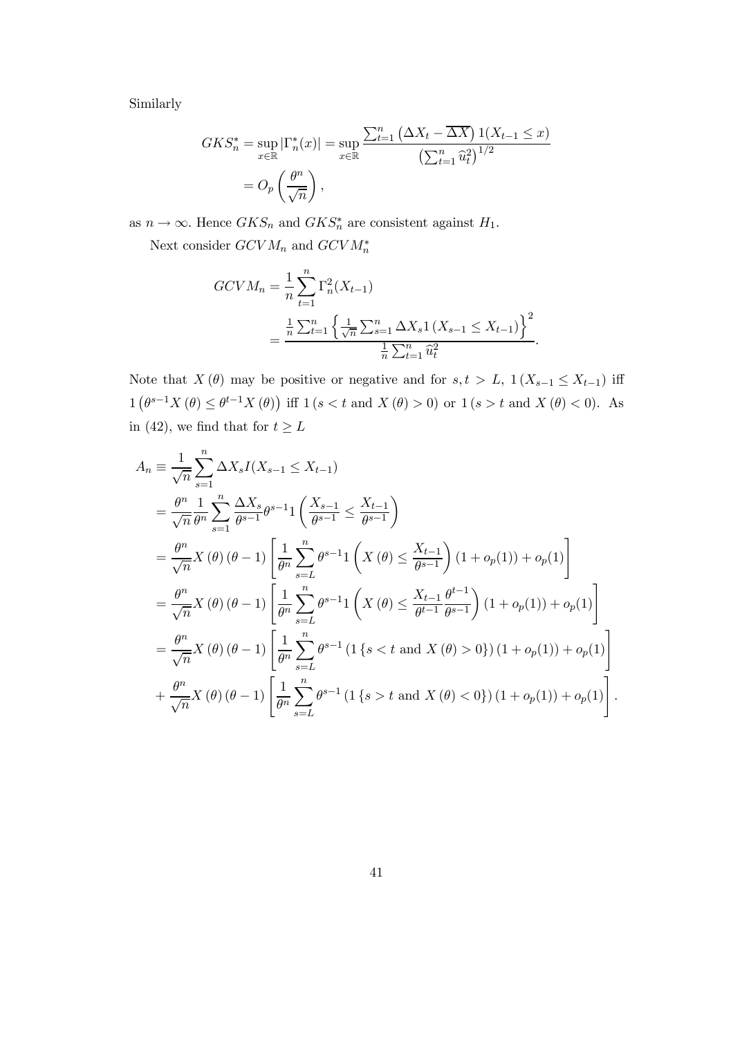Similarly

$$
\begin{aligned}
GKS_n^* &= \sup_{x\in\mathbb{R}} |\Gamma_n^*(x)| = \sup_{x\in\mathbb{R}} \frac{\sum_{t=1}^n \left(\Delta X_t - \overline{\Delta X}\right) 1(X_{t-1} \leq x)}{\left(\sum_{t=1}^n \widehat{u}_t^2\right)^{1/2}} \\
&= O_p\left(\frac{\theta^n}{\sqrt{n}}\right),
\end{aligned}
$$

as $n \to \infty$. Hence $GKS_n$ and $GKS_n^*$ are consistent against $H_1$.

Next consider $GCVM_n$ and $GCVM_n^*$

$$
\begin{aligned}
GCVM_n &= \frac{1}{n}\sum_{t=1}^n \Gamma_n^2(X_{t-1}) \\
&= \frac{\frac{1}{n}\sum_{t=1}^n \left\{\frac{1}{\sqrt{n}}\sum_{s=1}^n \Delta X_s 1\left(X_{s-1} \leq X_{t-1}\right)\right\}^2}{\frac{1}{n}\sum_{t=1}^n \widehat{u}_t^2}.
\end{aligned}
$$

Note that $X(\theta)$ may be positive or negative and for $s, t > L$, $1\left(X_{s-1} \leq X_{t-1}\right)$ iff $1\left(\theta^{s-1}X(\theta) \leq \theta^{t-1}X(\theta)\right)$ iff $1\left(s < t \text{ and } X(\theta) > 0\right)$ or $1\left(s > t \text{ and } X(\theta) < 0\right)$. As in (42), we find that for $t \geq L$

$$
\begin{aligned}
A_n &\equiv \frac{1}{\sqrt{n}}\sum_{s=1}^n \Delta X_s I(X_{s-1} \leq X_{t-1}) \\
&= \frac{\theta^n}{\sqrt{n}}\frac{1}{\theta^n}\sum_{s=1}^n \frac{\Delta X_s}{\theta^{s-1}}\theta^{s-1} 1\left(\frac{X_{s-1}}{\theta^{s-1}} \leq \frac{X_{t-1}}{\theta^{s-1}}\right) \\
&= \frac{\theta^n}{\sqrt{n}} X(\theta)(\theta - 1)\left[\frac{1}{\theta^n}\sum_{s=L}^n \theta^{s-1} 1\left(X(\theta) \leq \frac{X_{t-1}}{\theta^{s-1}}\right)(1 + o_p(1)) + o_p(1)\right] \\
&= \frac{\theta^n}{\sqrt{n}} X(\theta)(\theta - 1)\left[\frac{1}{\theta^n}\sum_{s=L}^n \theta^{s-1} 1\left(X(\theta) \leq \frac{X_{t-1}}{\theta^{t-1}}\frac{\theta^{t-1}}{\theta^{s-1}}\right)(1 + o_p(1)) + o_p(1)\right] \\
&= \frac{\theta^n}{\sqrt{n}} X(\theta)(\theta - 1)\left[\frac{1}{\theta^n}\sum_{s=L}^n \theta^{s-1}\left(1\left\{s < t \text{ and } X(\theta) > 0\right\}\right)(1 + o_p(1)) + o_p(1)\right] \\
&+ \frac{\theta^n}{\sqrt{n}} X(\theta)(\theta - 1)\left[\frac{1}{\theta^n}\sum_{s=L}^n \theta^{s-1}\left(1\left\{s > t \text{ and } X(\theta) < 0\right\}\right)(1 + o_p(1)) + o_p(1)\right].
\end{aligned}
$$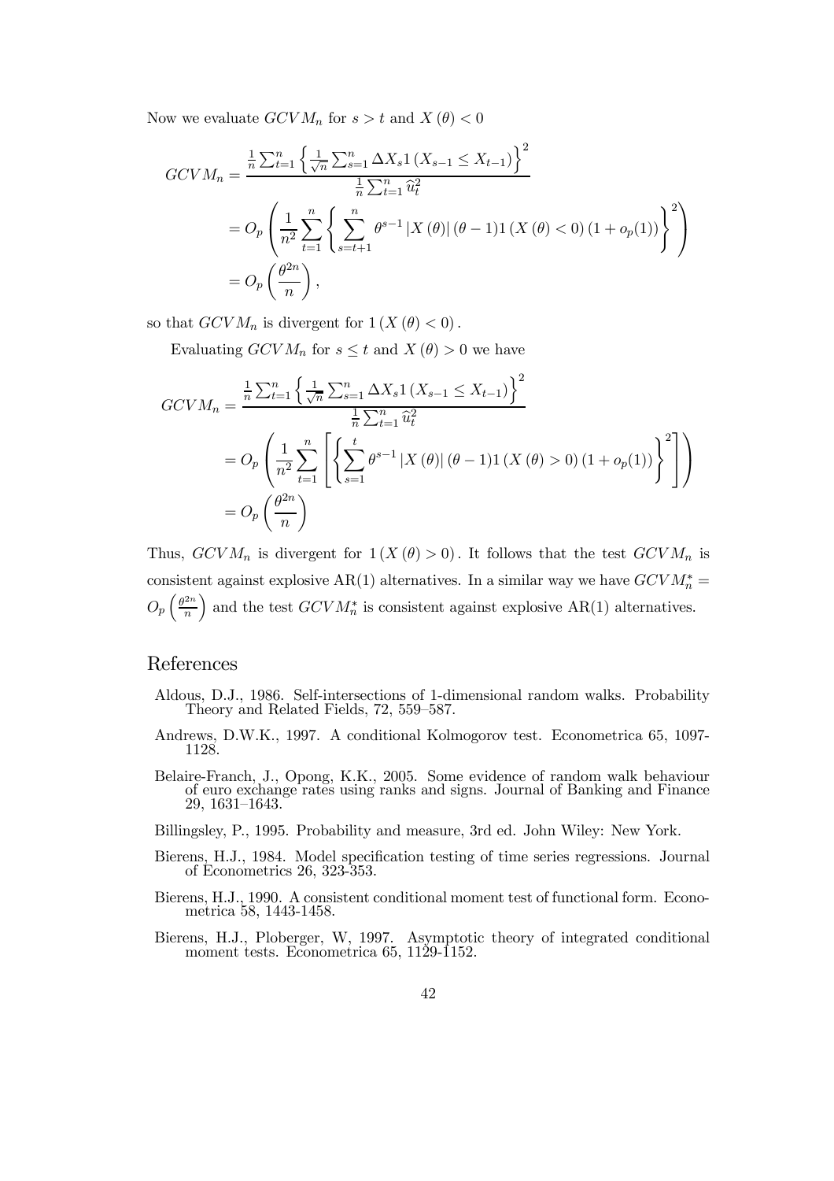Now we evaluate $GCVM_n$ for $s > t$ and $X(\theta) < 0$

$$
\begin{aligned}
GCVM_n &= \frac{\frac{1}{n}\sum_{t=1}^{n}\left\{\frac{1}{\sqrt{n}}\sum_{s=1}^{n}\Delta X_s 1\left(X_{s-1} \leq X_{t-1}\right)\right\}^2}{\frac{1}{n}\sum_{t=1}^{n}\widehat{u}_t^2} \\
&= O_p\left(\frac{1}{n^2}\sum_{t=1}^{n}\left\{\sum_{s=t+1}^{n}\theta^{s-1}\left|X(\theta)\right|(\theta-1)1\left(X(\theta)<0\right)(1+o_p(1))\right\}^2\right) \\
&= O_p\left(\frac{\theta^{2n}}{n}\right),
\end{aligned}
$$

so that $GCVM_n$ is divergent for $1\left(X(\theta) < 0\right)$.

Evaluating $GCVM_n$ for $s \leq t$ and $X(\theta) > 0$ we have

$$
\begin{aligned}
GCVM_n &= \frac{\frac{1}{n}\sum_{t=1}^{n}\left\{\frac{1}{\sqrt{n}}\sum_{s=1}^{n}\Delta X_s 1\left(X_{s-1} \leq X_{t-1}\right)\right\}^2}{\frac{1}{n}\sum_{t=1}^{n}\widehat{u}_t^2} \\
&= O_p\left(\frac{1}{n^2}\sum_{t=1}^{n}\left[\left\{\sum_{s=1}^{t}\theta^{s-1}\left|X(\theta)\right|(\theta-1)1\left(X(\theta)>0\right)(1+o_p(1))\right\}^2\right]\right) \\
&= O_p\left(\frac{\theta^{2n}}{n}\right)
\end{aligned}
$$

Thus, $GCVM_n$ is divergent for $1\left(X(\theta) > 0\right)$. It follows that the test $GCVM_n$ is consistent against explosive AR(1) alternatives. In a similar way we have $GCVM_n^* = O_p\left(\frac{\theta^{2n}}{n}\right)$ and the test $GCVM_n^*$ is consistent against explosive AR(1) alternatives.

# References

Aldous, D.J., 1986. Self-intersections of 1-dimensional random walks. Probability Theory and Related Fields, 72, 559–587.

Andrews, D.W.K., 1997. A conditional Kolmogorov test. Econometrica 65, 1097-1128.

Belaire-Franch, J., Opong, K.K., 2005. Some evidence of random walk behaviour of euro exchange rates using ranks and signs. Journal of Banking and Finance 29, 1631–1643.

Billingsley, P., 1995. Probability and measure, 3rd ed. John Wiley: New York.

Bierens, H.J., 1984. Model specification testing of time series regressions. Journal of Econometrics 26, 323-353.

Bierens, H.J., 1990. A consistent conditional moment test of functional form. Econometrica 58, 1443-1458.

Bierens, H.J., Ploberger, W, 1997. Asymptotic theory of integrated conditional moment tests. Econometrica 65, 1129-1152.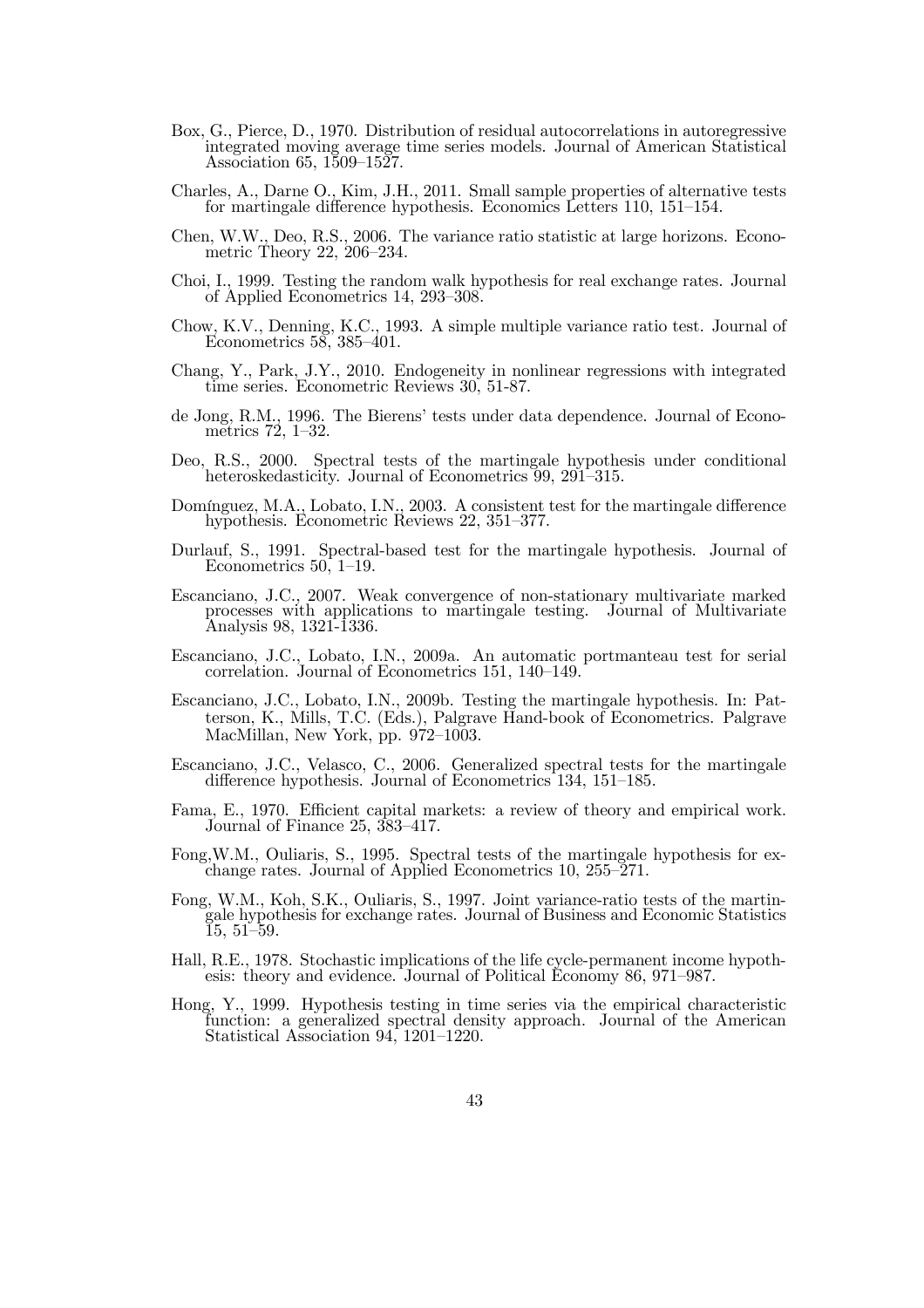Box, G., Pierce, D., 1970. Distribution of residual autocorrelations in autoregressive integrated moving average time series models. Journal of American Statistical Association 65, 1509–1527.

Charles, A., Darne O., Kim, J.H., 2011. Small sample properties of alternative tests for martingale difference hypothesis. Economics Letters 110, 151–154.

Chen, W.W., Deo, R.S., 2006. The variance ratio statistic at large horizons. Econometric Theory 22, 206–234.

Choi, I., 1999. Testing the random walk hypothesis for real exchange rates. Journal of Applied Econometrics 14, 293–308.

Chow, K.V., Denning, K.C., 1993. A simple multiple variance ratio test. Journal of Econometrics 58, 385–401.

Chang, Y., Park, J.Y., 2010. Endogeneity in nonlinear regressions with integrated time series. Econometric Reviews 30, 51-87.

de Jong, R.M., 1996. The Bierens' tests under data dependence. Journal of Econometrics 72, 1–32.

Deo, R.S., 2000. Spectral tests of the martingale hypothesis under conditional heteroskedasticity. Journal of Econometrics 99, 291–315.

Domínguez, M.A., Lobato, I.N., 2003. A consistent test for the martingale difference hypothesis. Econometric Reviews 22, 351–377.

Durlauf, S., 1991. Spectral-based test for the martingale hypothesis. Journal of Econometrics 50, 1–19.

Escanciano, J.C., 2007. Weak convergence of non-stationary multivariate marked processes with applications to martingale testing. Journal of Multivariate Analysis 98, 1321-1336.

Escanciano, J.C., Lobato, I.N., 2009a. An automatic portmanteau test for serial correlation. Journal of Econometrics 151, 140–149.

Escanciano, J.C., Lobato, I.N., 2009b. Testing the martingale hypothesis. In: Patterson, K., Mills, T.C. (Eds.), Palgrave Hand-book of Econometrics. Palgrave MacMillan, New York, pp. 972–1003.

Escanciano, J.C., Velasco, C., 2006. Generalized spectral tests for the martingale difference hypothesis. Journal of Econometrics 134, 151–185.

Fama, E., 1970. Efficient capital markets: a review of theory and empirical work. Journal of Finance 25, 383–417.

Fong,W.M., Ouliaris, S., 1995. Spectral tests of the martingale hypothesis for exchange rates. Journal of Applied Econometrics 10, 255–271.

Fong, W.M., Koh, S.K., Ouliaris, S., 1997. Joint variance-ratio tests of the martingale hypothesis for exchange rates. Journal of Business and Economic Statistics 15, 51–59.

Hall, R.E., 1978. Stochastic implications of the life cycle-permanent income hypothesis: theory and evidence. Journal of Political Economy 86, 971–987.

Hong, Y., 1999. Hypothesis testing in time series via the empirical characteristic function: a generalized spectral density approach. Journal of the American Statistical Association 94, 1201–1220.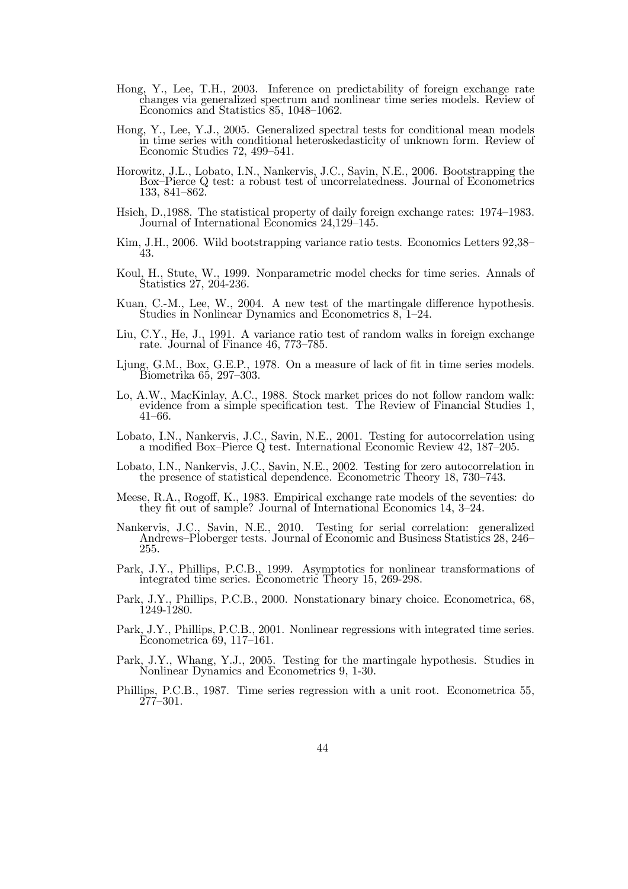Hong, Y., Lee, T.H., 2003. Inference on predictability of foreign exchange rate changes via generalized spectrum and nonlinear time series models. Review of Economics and Statistics 85, 1048–1062.

Hong, Y., Lee, Y.J., 2005. Generalized spectral tests for conditional mean models in time series with conditional heteroskedasticity of unknown form. Review of Economic Studies 72, 499–541.

Horowitz, J.L., Lobato, I.N., Nankervis, J.C., Savin, N.E., 2006. Bootstrapping the Box–Pierce Q test: a robust test of uncorrelatedness. Journal of Econometrics 133, 841–862.

Hsieh, D.,1988. The statistical property of daily foreign exchange rates: 1974–1983. Journal of International Economics 24,129–145.

Kim, J.H., 2006. Wild bootstrapping variance ratio tests. Economics Letters 92,38–43.

Koul, H., Stute, W., 1999. Nonparametric model checks for time series. Annals of Statistics 27, 204-236.

Kuan, C.-M., Lee, W., 2004. A new test of the martingale difference hypothesis. Studies in Nonlinear Dynamics and Econometrics 8, 1–24.

Liu, C.Y., He, J., 1991. A variance ratio test of random walks in foreign exchange rate. Journal of Finance 46, 773–785.

Ljung, G.M., Box, G.E.P., 1978. On a measure of lack of fit in time series models. Biometrika 65, 297–303.

Lo, A.W., MacKinlay, A.C., 1988. Stock market prices do not follow random walk: evidence from a simple specification test. The Review of Financial Studies 1, 41–66.

Lobato, I.N., Nankervis, J.C., Savin, N.E., 2001. Testing for autocorrelation using a modified Box–Pierce Q test. International Economic Review 42, 187–205.

Lobato, I.N., Nankervis, J.C., Savin, N.E., 2002. Testing for zero autocorrelation in the presence of statistical dependence. Econometric Theory 18, 730–743.

Meese, R.A., Rogoff, K., 1983. Empirical exchange rate models of the seventies: do they fit out of sample? Journal of International Economics 14, 3–24.

Nankervis, J.C., Savin, N.E., 2010. Testing for serial correlation: generalized Andrews–Ploberger tests. Journal of Economic and Business Statistics 28, 246–255.

Park, J.Y., Phillips, P.C.B., 1999. Asymptotics for nonlinear transformations of integrated time series. Econometric Theory 15, 269-298.

Park, J.Y., Phillips, P.C.B., 2000. Nonstationary binary choice. Econometrica, 68, 1249-1280.

Park, J.Y., Phillips, P.C.B., 2001. Nonlinear regressions with integrated time series. Econometrica 69, 117–161.

Park, J.Y., Whang, Y.J., 2005. Testing for the martingale hypothesis. Studies in Nonlinear Dynamics and Econometrics 9, 1-30.

Phillips, P.C.B., 1987. Time series regression with a unit root. Econometrica 55, 277–301.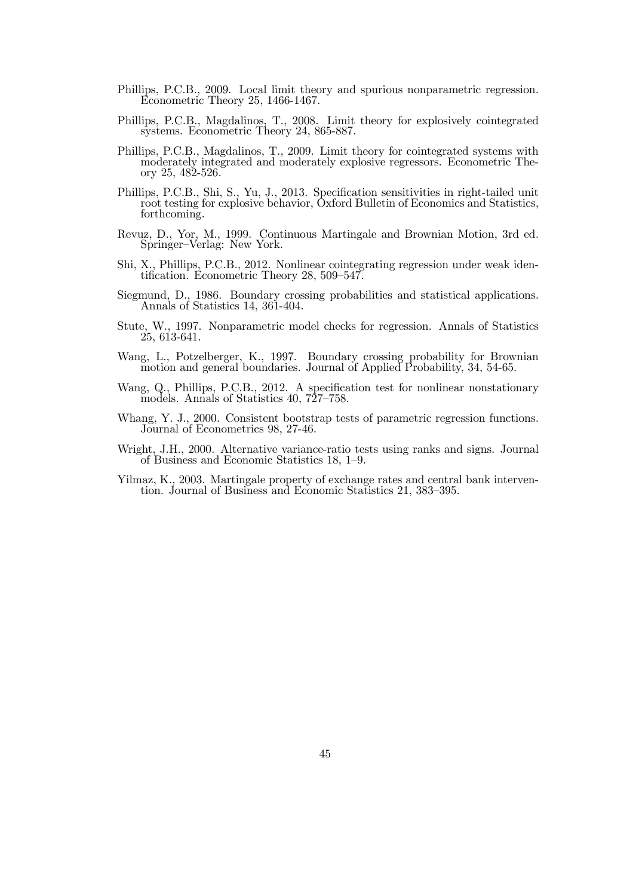Phillips, P.C.B., 2009. Local limit theory and spurious nonparametric regression. Econometric Theory 25, 1466-1467.

Phillips, P.C.B., Magdalinos, T., 2008. Limit theory for explosively cointegrated systems. Econometric Theory 24, 865-887.

Phillips, P.C.B., Magdalinos, T., 2009. Limit theory for cointegrated systems with moderately integrated and moderately explosive regressors. Econometric Theory 25, 482-526.

Phillips, P.C.B., Shi, S., Yu, J., 2013. Specification sensitivities in right-tailed unit root testing for explosive behavior, Oxford Bulletin of Economics and Statistics, forthcoming.

Revuz, D., Yor, M., 1999. Continuous Martingale and Brownian Motion, 3rd ed. Springer–Verlag: New York.

Shi, X., Phillips, P.C.B., 2012. Nonlinear cointegrating regression under weak identification. Econometric Theory 28, 509–547.

Siegmund, D., 1986. Boundary crossing probabilities and statistical applications. Annals of Statistics 14, 361-404.

Stute, W., 1997. Nonparametric model checks for regression. Annals of Statistics 25, 613-641.

Wang, L., Potzelberger, K., 1997. Boundary crossing probability for Brownian motion and general boundaries. Journal of Applied Probability, 34, 54-65.

Wang, Q., Phillips, P.C.B., 2012. A specification test for nonlinear nonstationary models. Annals of Statistics 40, 727–758.

Whang, Y. J., 2000. Consistent bootstrap tests of parametric regression functions. Journal of Econometrics 98, 27-46.

Wright, J.H., 2000. Alternative variance-ratio tests using ranks and signs. Journal of Business and Economic Statistics 18, 1–9.

Yilmaz, K., 2003. Martingale property of exchange rates and central bank intervention. Journal of Business and Economic Statistics 21, 383–395.